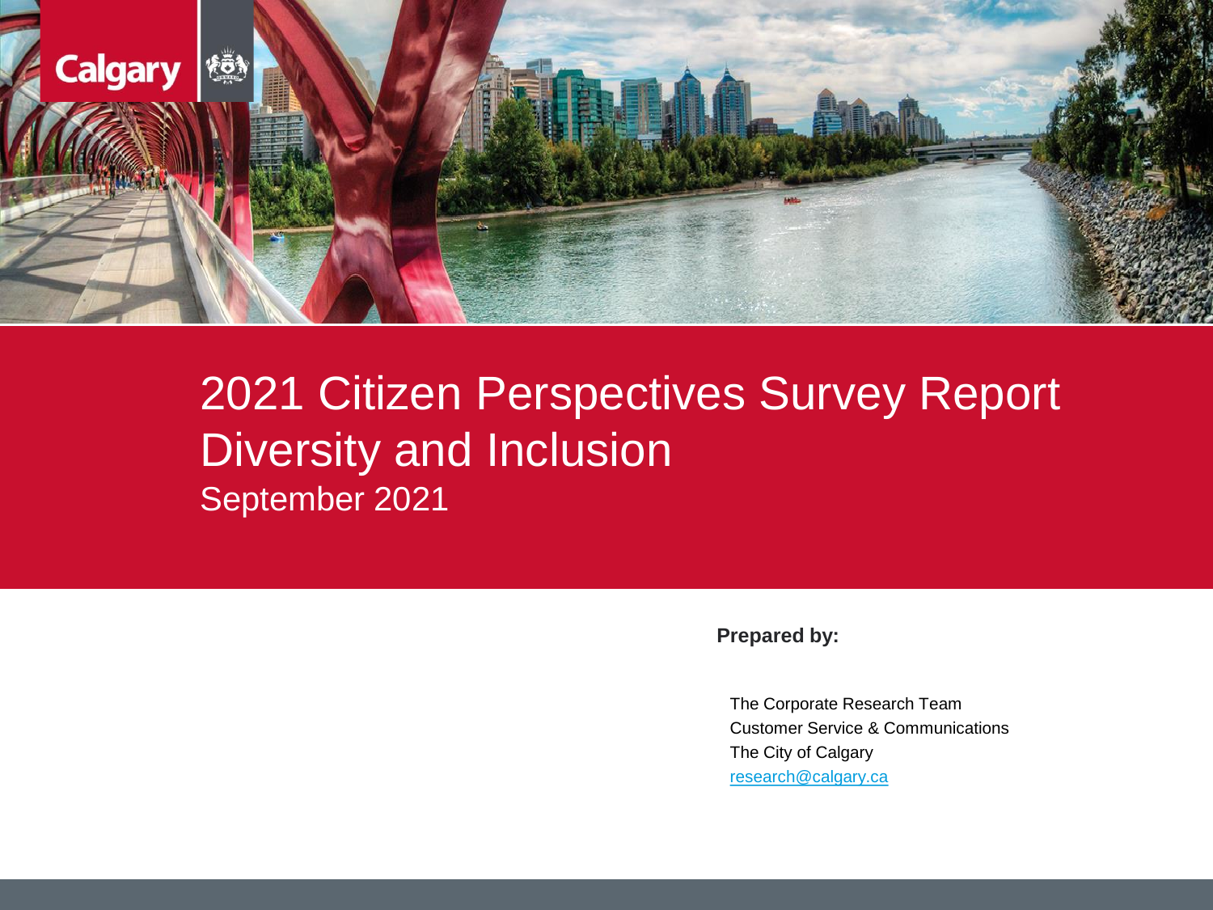# 2021 Citizen Perspectives Survey Report Diversity and Inclusion

September 2021

**Prepared by:**

The Corporate Research Team
Customer Service & Communications
The City of Calgary
research@calgary.ca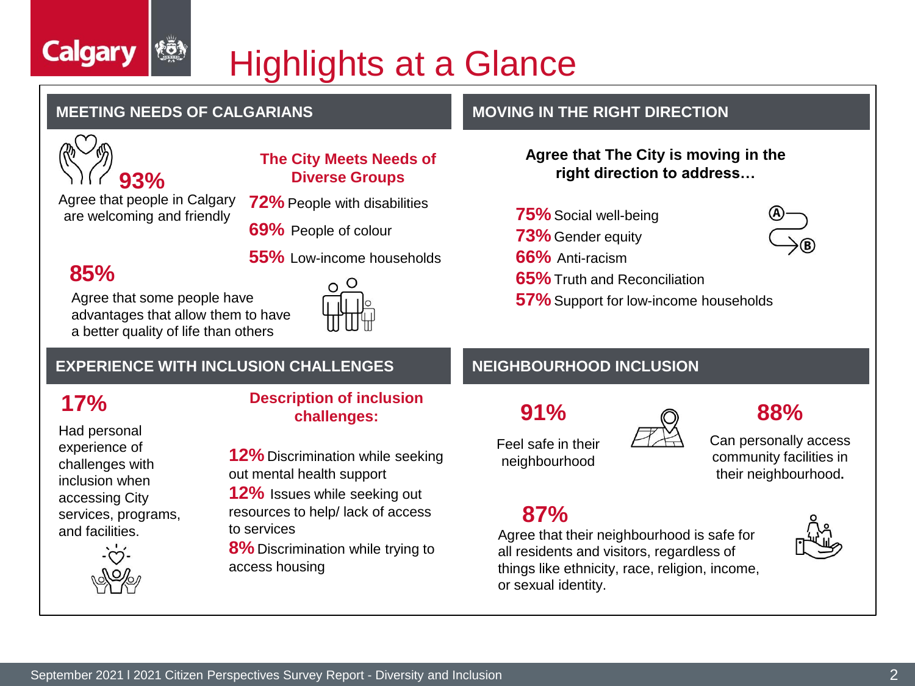# Highlights at a Glance

## MEETING NEEDS OF CALGARIANS

**93%**
Agree that people in Calgary are welcoming and friendly

**The City Meets Needs of Diverse Groups**

**72%** People with disabilities

**69%** People of colour

**55%** Low-income households

**85%**
Agree that some people have advantages that allow them to have a better quality of life than others

## MOVING IN THE RIGHT DIRECTION

**Agree that The City is moving in the right direction to address…**

**75%** Social well-being
**73%** Gender equity
**66%** Anti-racism
**65%** Truth and Reconciliation
**57%** Support for low-income households

## EXPERIENCE WITH INCLUSION CHALLENGES

**17%**
Had personal experience of challenges with inclusion when accessing City services, programs, and facilities.

**Description of inclusion challenges:**

**12%** Discrimination while seeking out mental health support
**12%** Issues while seeking out resources to help/ lack of access to services
**8%** Discrimination while trying to access housing

## NEIGHBOURHOOD INCLUSION

**91%**
Feel safe in their neighbourhood

**88%**
Can personally access community facilities in their neighbourhood.

**87%**
Agree that their neighbourhood is safe for all residents and visitors, regardless of things like ethnicity, race, religion, income, or sexual identity.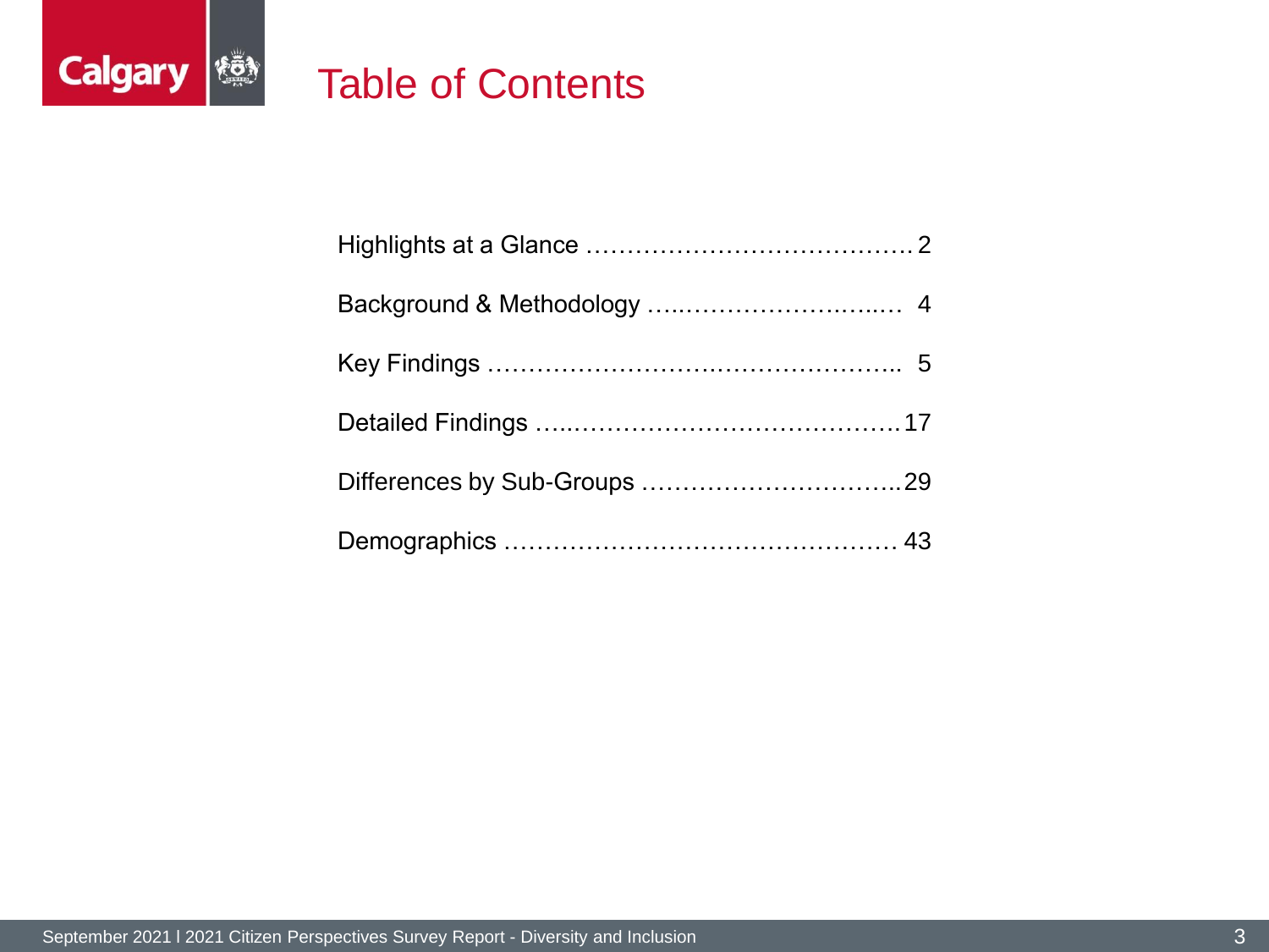# Table of Contents

Highlights at a Glance …………………………………. 2

Background & Methodology …..……………….……. 4

Key Findings ………………………….……………….. 5

Detailed Findings …..……………………………….…17

Differences by Sub-Groups …………………………..29

Demographics ………………………………………… 43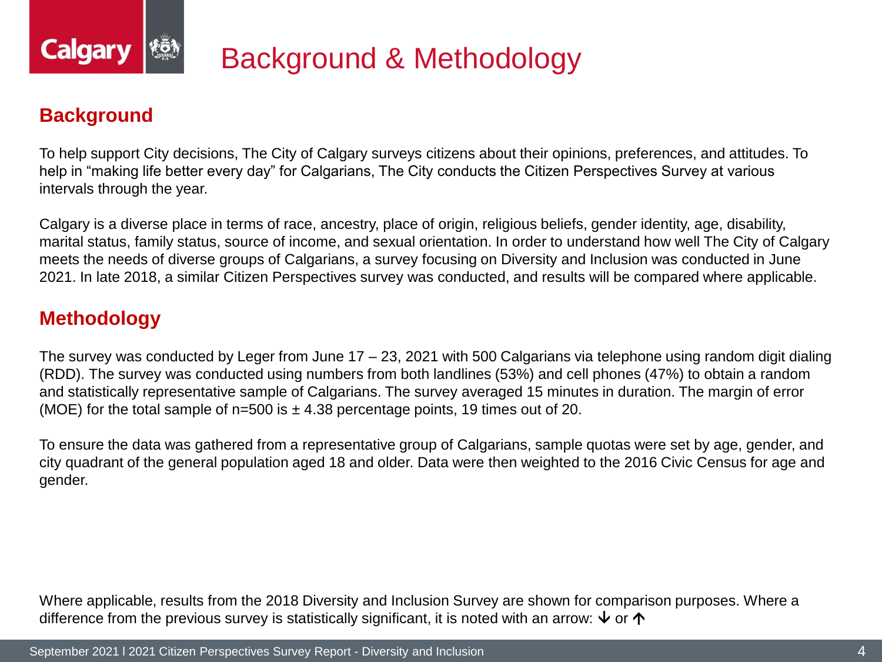# Background & Methodology

## Background

To help support City decisions, The City of Calgary surveys citizens about their opinions, preferences, and attitudes. To help in "making life better every day" for Calgarians, The City conducts the Citizen Perspectives Survey at various intervals through the year.

Calgary is a diverse place in terms of race, ancestry, place of origin, religious beliefs, gender identity, age, disability, marital status, family status, source of income, and sexual orientation. In order to understand how well The City of Calgary meets the needs of diverse groups of Calgarians, a survey focusing on Diversity and Inclusion was conducted in June 2021. In late 2018, a similar Citizen Perspectives survey was conducted, and results will be compared where applicable.

## Methodology

The survey was conducted by Leger from June 17 – 23, 2021 with 500 Calgarians via telephone using random digit dialing (RDD). The survey was conducted using numbers from both landlines (53%) and cell phones (47%) to obtain a random and statistically representative sample of Calgarians. The survey averaged 15 minutes in duration. The margin of error (MOE) for the total sample of n=500 is ± 4.38 percentage points, 19 times out of 20.

To ensure the data was gathered from a representative group of Calgarians, sample quotas were set by age, gender, and city quadrant of the general population aged 18 and older. Data were then weighted to the 2016 Civic Census for age and gender.

Where applicable, results from the 2018 Diversity and Inclusion Survey are shown for comparison purposes. Where a difference from the previous survey is statistically significant, it is noted with an arrow: ↓ or ↑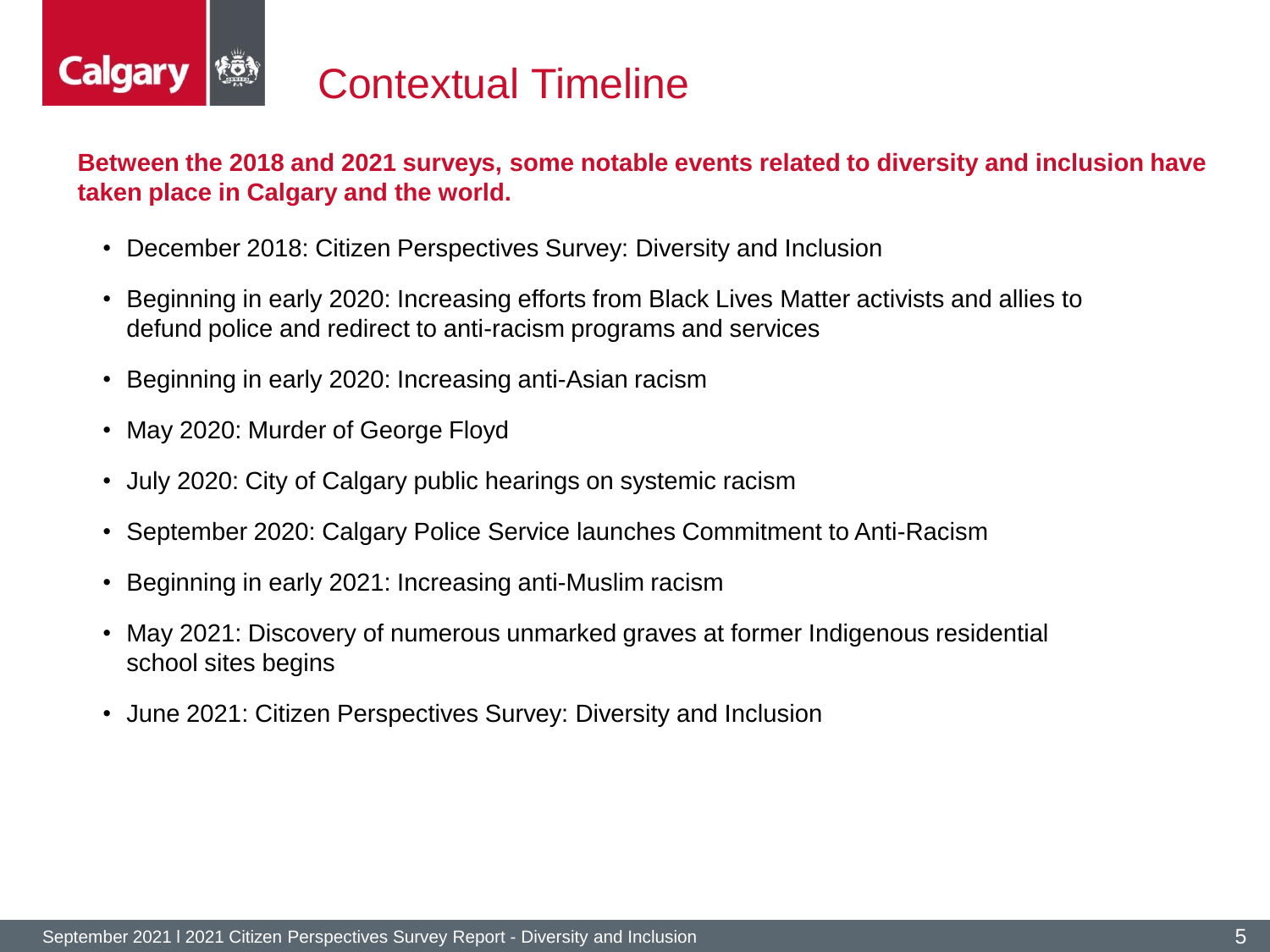# Contextual Timeline

**Between the 2018 and 2021 surveys, some notable events related to diversity and inclusion have taken place in Calgary and the world.**

- December 2018: Citizen Perspectives Survey: Diversity and Inclusion
- Beginning in early 2020: Increasing efforts from Black Lives Matter activists and allies to defund police and redirect to anti-racism programs and services
- Beginning in early 2020: Increasing anti-Asian racism
- May 2020: Murder of George Floyd
- July 2020: City of Calgary public hearings on systemic racism
- September 2020: Calgary Police Service launches Commitment to Anti-Racism
- Beginning in early 2021: Increasing anti-Muslim racism
- May 2021: Discovery of numerous unmarked graves at former Indigenous residential school sites begins
- June 2021: Citizen Perspectives Survey: Diversity and Inclusion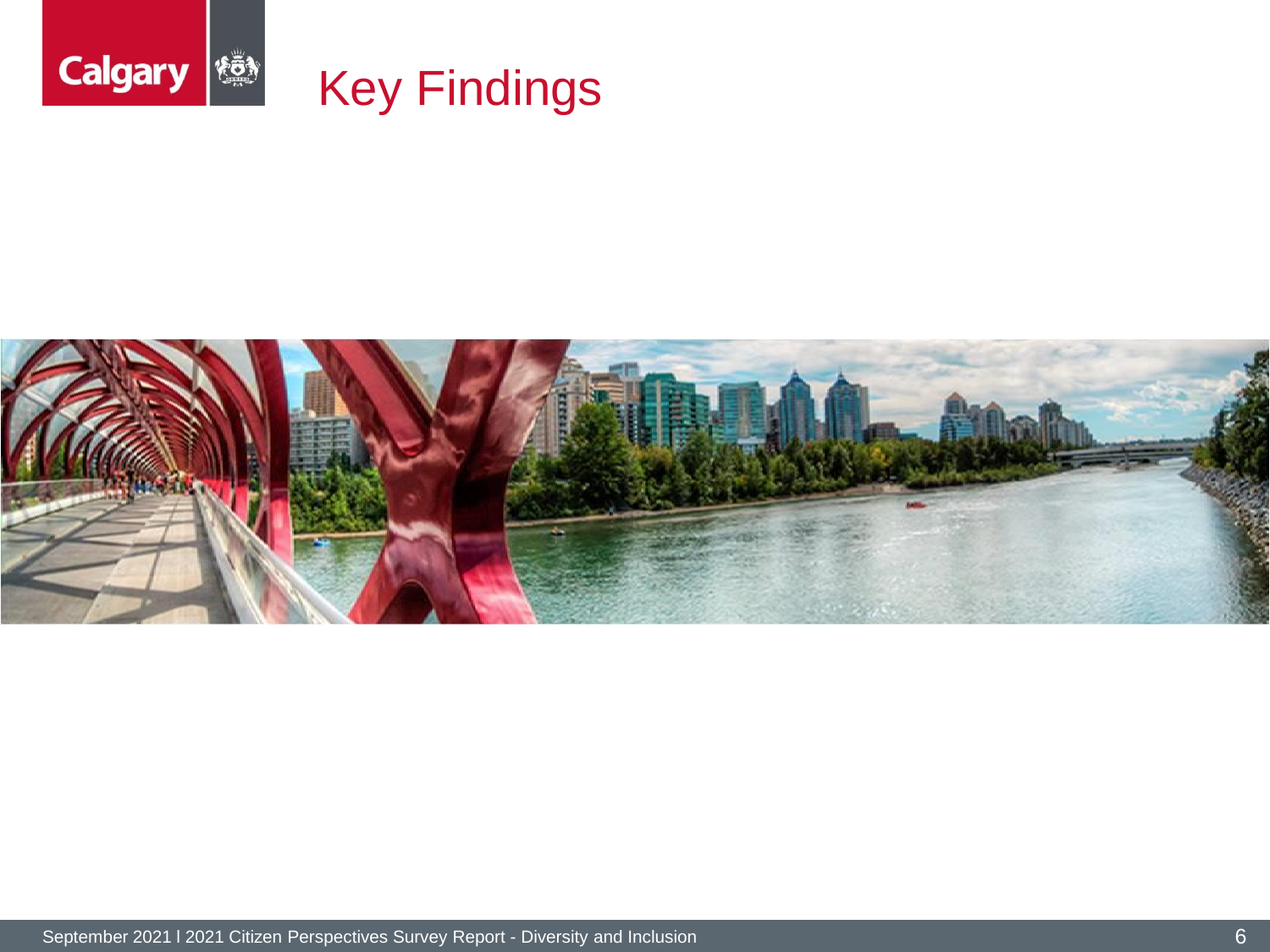# Key Findings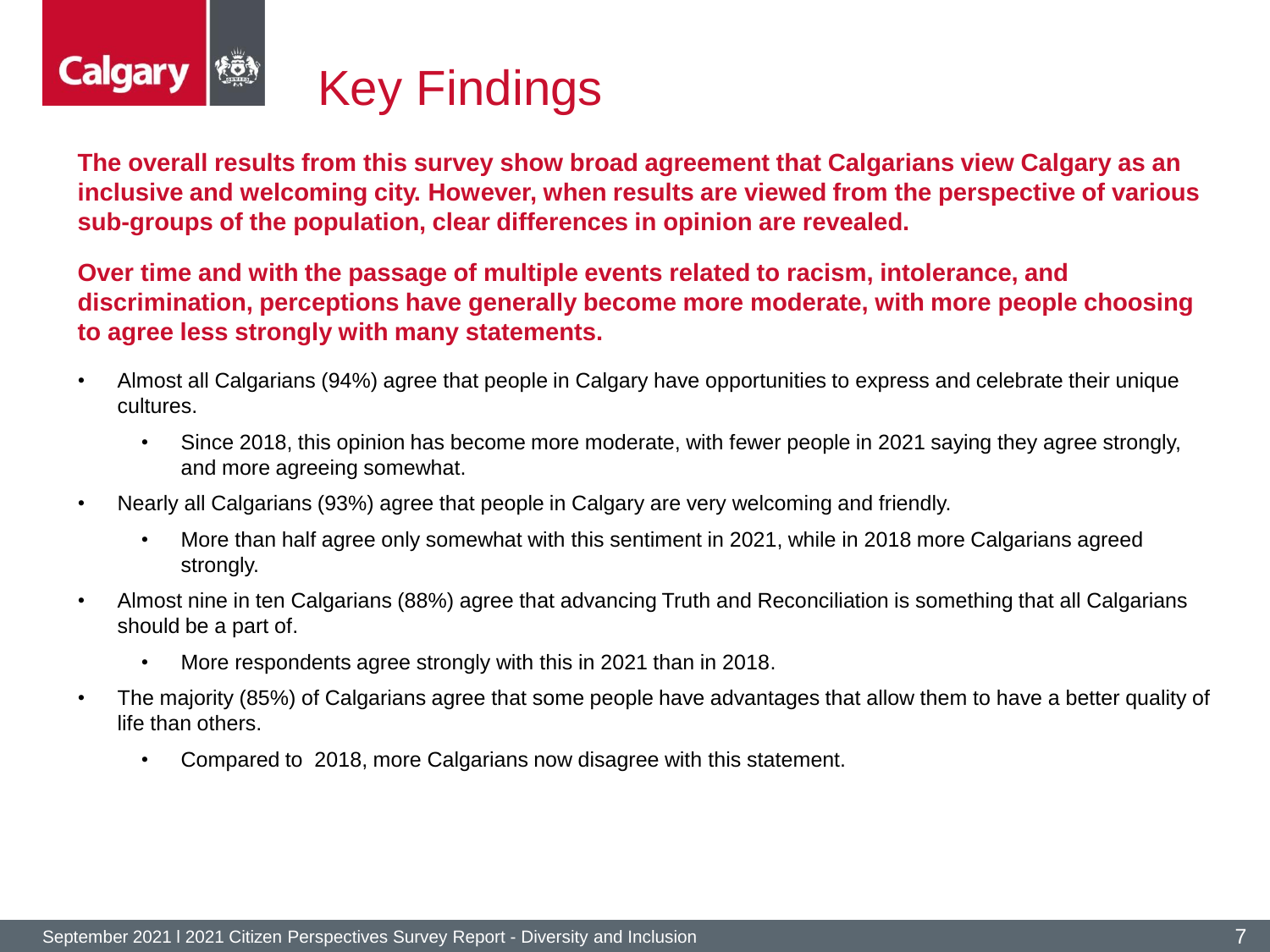# Key Findings

**The overall results from this survey show broad agreement that Calgarians view Calgary as an inclusive and welcoming city. However, when results are viewed from the perspective of various sub-groups of the population, clear differences in opinion are revealed.**

**Over time and with the passage of multiple events related to racism, intolerance, and discrimination, perceptions have generally become more moderate, with more people choosing to agree less strongly with many statements.**

- Almost all Calgarians (94%) agree that people in Calgary have opportunities to express and celebrate their unique cultures.
  - Since 2018, this opinion has become more moderate, with fewer people in 2021 saying they agree strongly, and more agreeing somewhat.
- Nearly all Calgarians (93%) agree that people in Calgary are very welcoming and friendly.
  - More than half agree only somewhat with this sentiment in 2021, while in 2018 more Calgarians agreed strongly.
- Almost nine in ten Calgarians (88%) agree that advancing Truth and Reconciliation is something that all Calgarians should be a part of.
  - More respondents agree strongly with this in 2021 than in 2018.
- The majority (85%) of Calgarians agree that some people have advantages that allow them to have a better quality of life than others.
  - Compared to 2018, more Calgarians now disagree with this statement.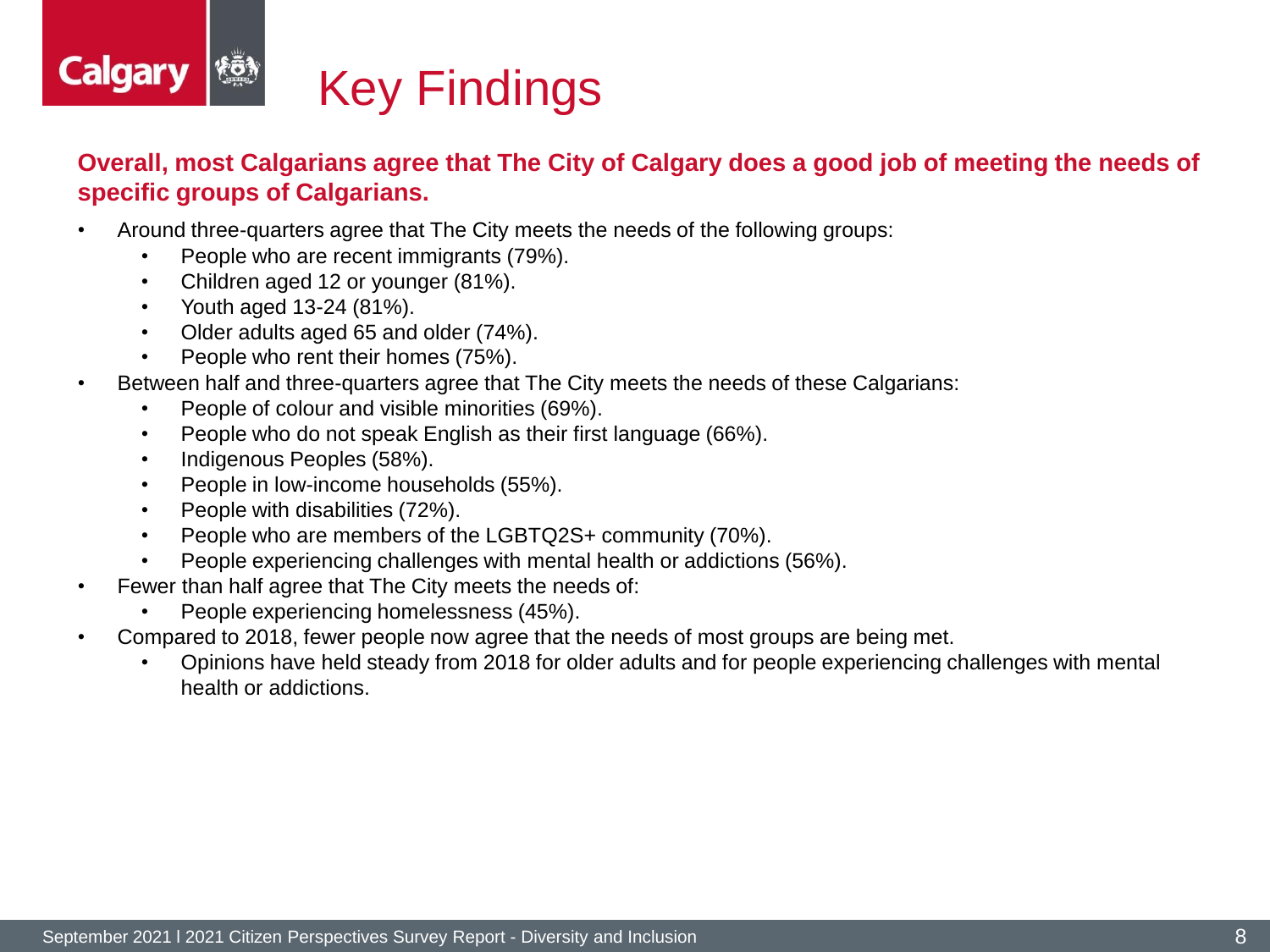# Key Findings

**Overall, most Calgarians agree that The City of Calgary does a good job of meeting the needs of specific groups of Calgarians.**

- Around three-quarters agree that The City meets the needs of the following groups:
  - People who are recent immigrants (79%).
  - Children aged 12 or younger (81%).
  - Youth aged 13-24 (81%).
  - Older adults aged 65 and older (74%).
  - People who rent their homes (75%).
- Between half and three-quarters agree that The City meets the needs of these Calgarians:
  - People of colour and visible minorities (69%).
  - People who do not speak English as their first language (66%).
  - Indigenous Peoples (58%).
  - People in low-income households (55%).
  - People with disabilities (72%).
  - People who are members of the LGBTQ2S+ community (70%).
  - People experiencing challenges with mental health or addictions (56%).
- Fewer than half agree that The City meets the needs of:
  - People experiencing homelessness (45%).
- Compared to 2018, fewer people now agree that the needs of most groups are being met.
  - Opinions have held steady from 2018 for older adults and for people experiencing challenges with mental health or addictions.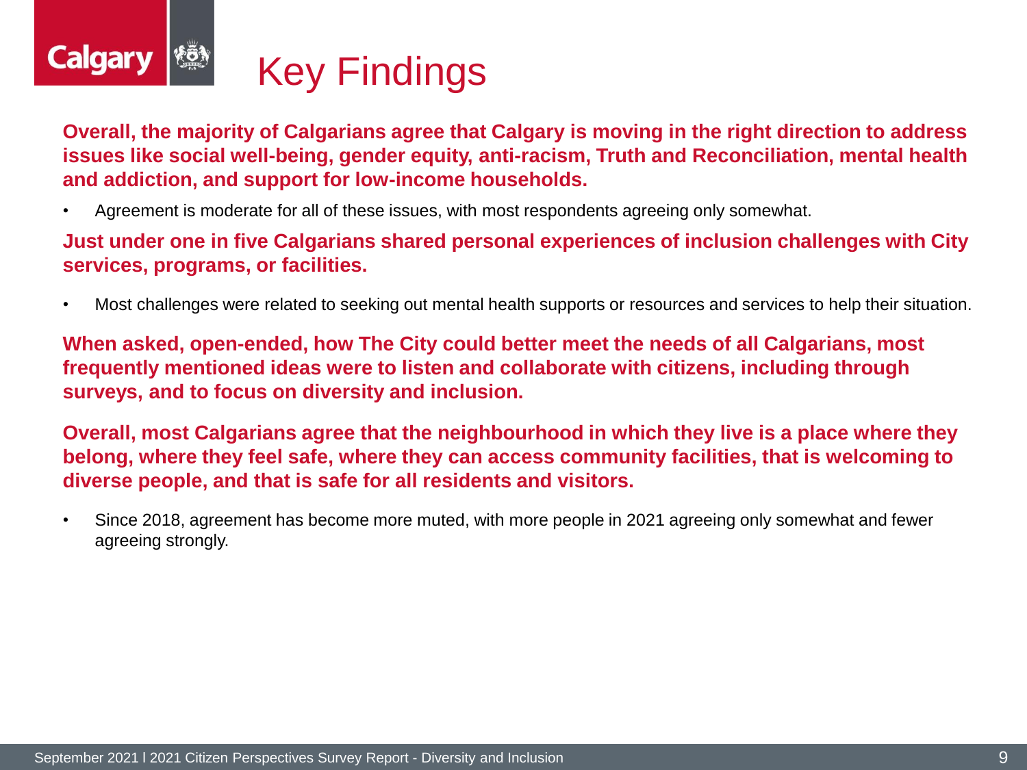# Key Findings

**Overall, the majority of Calgarians agree that Calgary is moving in the right direction to address issues like social well-being, gender equity, anti-racism, Truth and Reconciliation, mental health and addiction, and support for low-income households.**

- Agreement is moderate for all of these issues, with most respondents agreeing only somewhat.

**Just under one in five Calgarians shared personal experiences of inclusion challenges with City services, programs, or facilities.**

- Most challenges were related to seeking out mental health supports or resources and services to help their situation.

**When asked, open-ended, how The City could better meet the needs of all Calgarians, most frequently mentioned ideas were to listen and collaborate with citizens, including through surveys, and to focus on diversity and inclusion.**

**Overall, most Calgarians agree that the neighbourhood in which they live is a place where they belong, where they feel safe, where they can access community facilities, that is welcoming to diverse people, and that is safe for all residents and visitors.**

- Since 2018, agreement has become more muted, with more people in 2021 agreeing only somewhat and fewer agreeing strongly.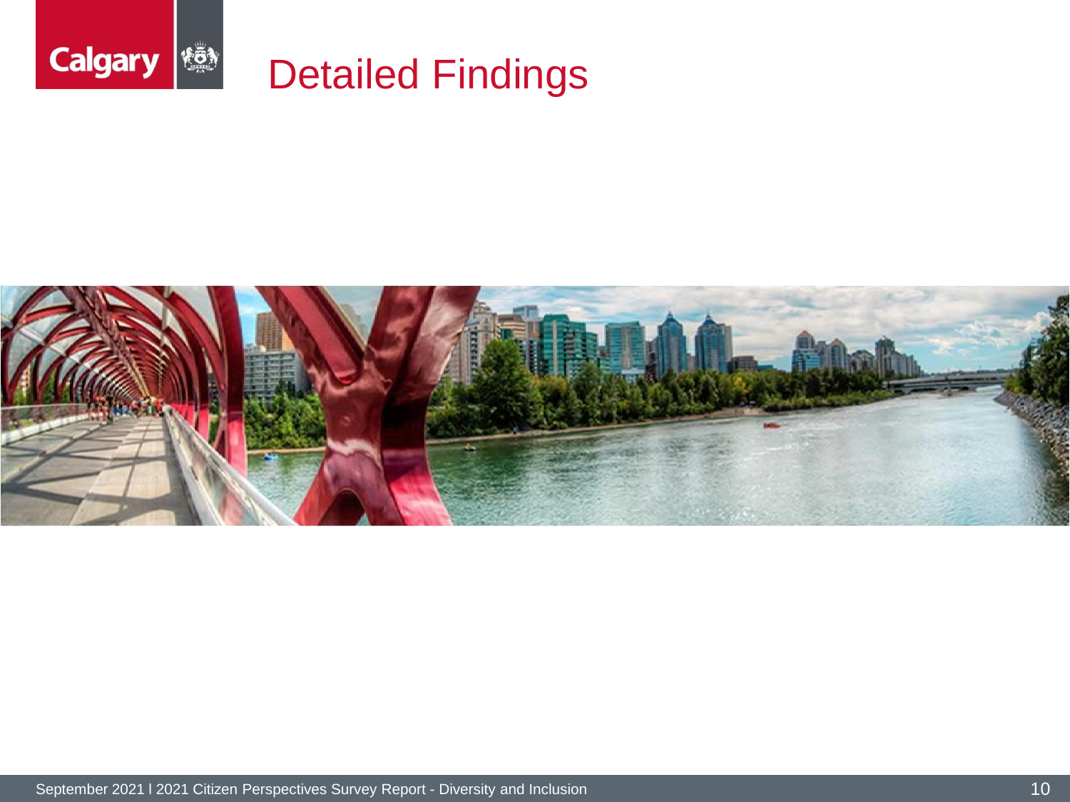# Detailed Findings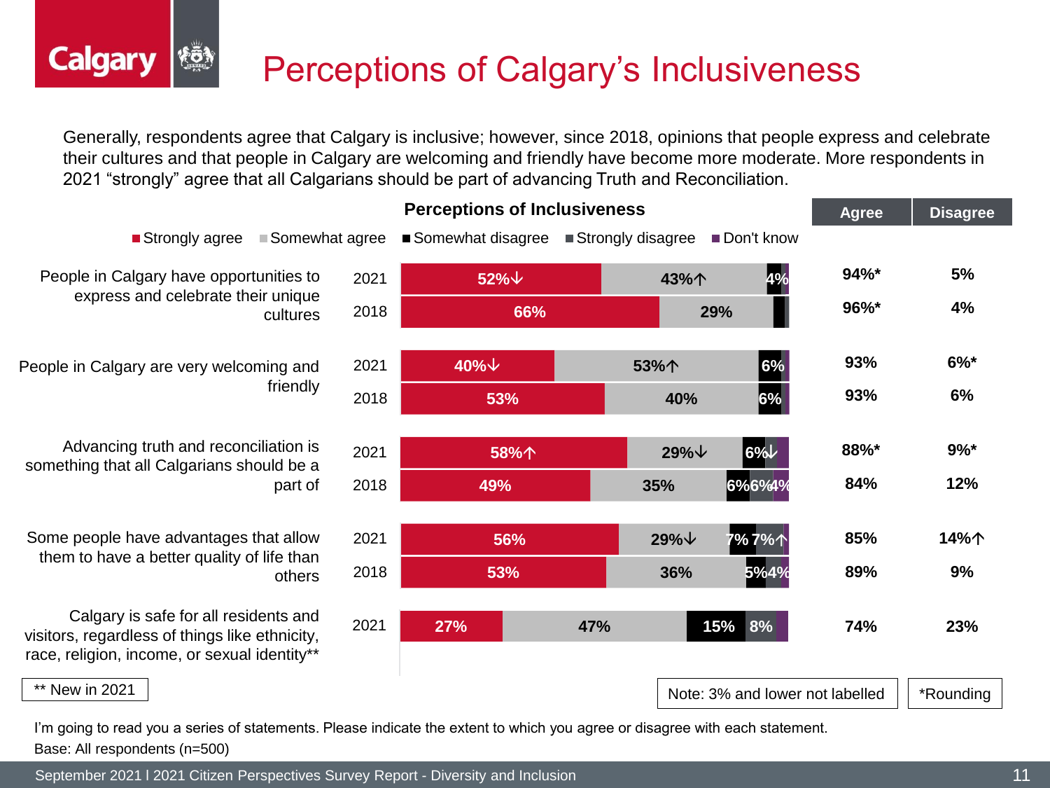# Perceptions of Calgary's Inclusiveness

Generally, respondents agree that Calgary is inclusive; however, since 2018, opinions that people express and celebrate their cultures and that people in Calgary are welcoming and friendly have become more moderate. More respondents in 2021 "strongly" agree that all Calgarians should be part of advancing Truth and Reconciliation.

## Perceptions of Inclusiveness

| Statement | Year | Strongly agree | Somewhat agree | Somewhat disagree | Strongly disagree | Don't know | Agree | Disagree |
|---|---|---|---|---|---|---|---|---|
| People in Calgary have opportunities to express and celebrate their unique cultures | 2021 | 52%↓ | 43%↑ | 4% | | | 94%* | 5% |
| | 2018 | 66% | 29% | | | | 96%* | 4% |
| People in Calgary are very welcoming and friendly | 2021 | 40%↓ | 53%↑ | 6% | | | 93% | 6%* |
| | 2018 | 53% | 40% | 6% | | | 93% | 6% |
| Advancing truth and reconciliation is something that all Calgarians should be a part of | 2021 | 58%↑ | 29%↓ | 6% | ↓ | | 88%* | 9%* |
| | 2018 | 49% | 35% | 6% | 6% | 4% | 84% | 12% |
| Some people have advantages that allow them to have a better quality of life than others | 2021 | 56% | 29%↓ | 7% | 7%↑ | | 85% | 14%↑ |
| | 2018 | 53% | 36% | 5% | 4% | | 89% | 9% |
| Calgary is safe for all residents and visitors, regardless of things like ethnicity, race, religion, income, or sexual identity** | 2021 | 27% | 47% | 15% | 8% | | 74% | 23% |

** New in 2021

Note: 3% and lower not labelled

*Rounding

I'm going to read you a series of statements. Please indicate the extent to which you agree or disagree with each statement.

Base: All respondents (n=500)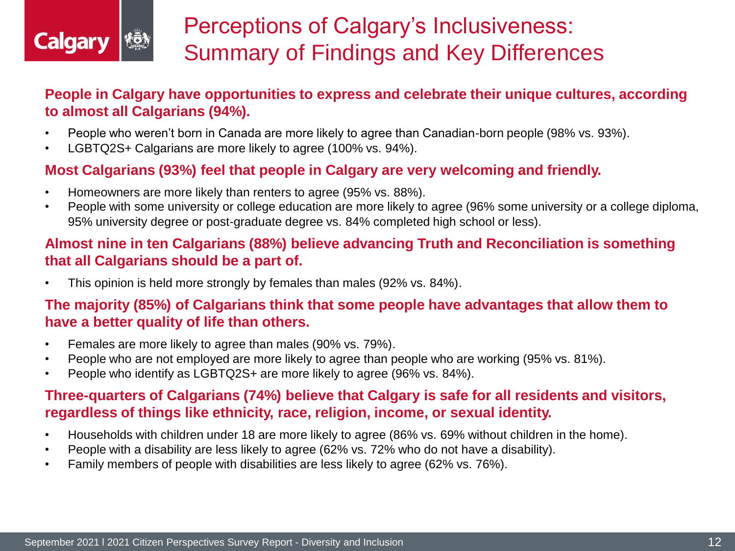# Perceptions of Calgary's Inclusiveness: Summary of Findings and Key Differences

**People in Calgary have opportunities to express and celebrate their unique cultures, according to almost all Calgarians (94%).**

- People who weren't born in Canada are more likely to agree than Canadian-born people (98% vs. 93%).
- LGBTQ2S+ Calgarians are more likely to agree (100% vs. 94%).

**Most Calgarians (93%) feel that people in Calgary are very welcoming and friendly.**

- Homeowners are more likely than renters to agree (95% vs. 88%).
- People with some university or college education are more likely to agree (96% some university or a college diploma, 95% university degree or post-graduate degree vs. 84% completed high school or less).

**Almost nine in ten Calgarians (88%) believe advancing Truth and Reconciliation is something that all Calgarians should be a part of.**

- This opinion is held more strongly by females than males (92% vs. 84%).

**The majority (85%) of Calgarians think that some people have advantages that allow them to have a better quality of life than others.**

- Females are more likely to agree than males (90% vs. 79%).
- People who are not employed are more likely to agree than people who are working (95% vs. 81%).
- People who identify as LGBTQ2S+ are more likely to agree (96% vs. 84%).

**Three-quarters of Calgarians (74%) believe that Calgary is safe for all residents and visitors, regardless of things like ethnicity, race, religion, income, or sexual identity.**

- Households with children under 18 are more likely to agree (86% vs. 69% without children in the home).
- People with a disability are less likely to agree (62% vs. 72% who do not have a disability).
- Family members of people with disabilities are less likely to agree (62% vs. 76%).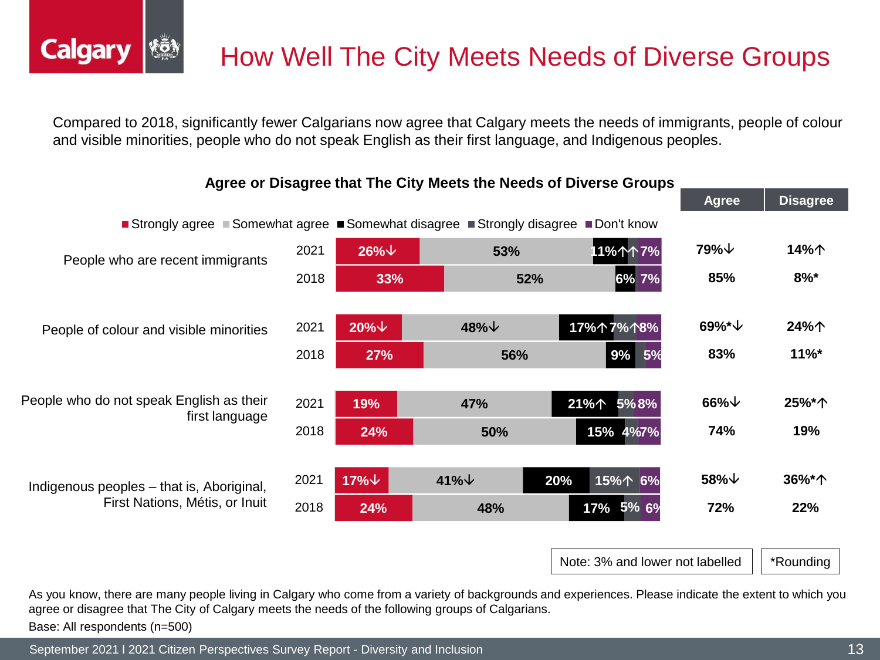# How Well The City Meets Needs of Diverse Groups

Compared to 2018, significantly fewer Calgarians now agree that Calgary meets the needs of immigrants, people of colour and visible minorities, people who do not speak English as their first language, and Indigenous peoples.

**Agree or Disagree that The City Meets the Needs of Diverse Groups**

| Group | Year | Strongly agree | Somewhat agree | Somewhat disagree | Strongly disagree | Don't know | Agree | Disagree |
|---|---|---|---|---|---|---|---|---|
| People who are recent immigrants | 2021 | 26%↓ | 53% | 11%↑ | ↑ | 7% | 79%↓ | 14%↑ |
| | 2018 | 33% | 52% | 6% | | 7% | 85% | 8%* |
| People of colour and visible minorities | 2021 | 20%↓ | 48%↓ | 17%↑ | 7%↑ | 8% | 69%*↓ | 24%↑ |
| | 2018 | 27% | 56% | 9% | | 5% | 83% | 11%* |
| People who do not speak English as their first language | 2021 | 19% | 47% | 21%↑ | 5% | 8% | 66%↓ | 25%*↑ |
| | 2018 | 24% | 50% | 15% | 4% | 7% | 74% | 19% |
| Indigenous peoples – that is, Aboriginal, First Nations, Métis, or Inuit | 2021 | 17%↓ | 41%↓ | 20% | 15%↑ | 6% | 58%↓ | 36%*↑ |
| | 2018 | 24% | 48% | 17% | 5% | 6% | 72% | 22% |

Note: 3% and lower not labelled

*Rounding

As you know, there are many people living in Calgary who come from a variety of backgrounds and experiences. Please indicate the extent to which you agree or disagree that The City of Calgary meets the needs of the following groups of Calgarians.

Base: All respondents (n=500)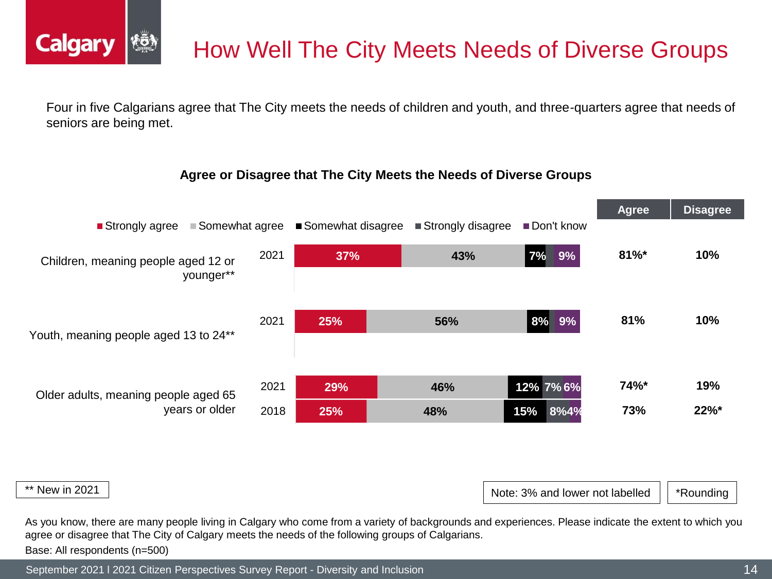# How Well The City Meets Needs of Diverse Groups

Four in five Calgarians agree that The City meets the needs of children and youth, and three-quarters agree that needs of seniors are being met.

**Agree or Disagree that The City Meets the Needs of Diverse Groups**

| Group | Year | Strongly agree | Somewhat agree | Somewhat disagree | Strongly disagree | Don't know | Agree | Disagree |
|---|---|---|---|---|---|---|---|---|
| Children, meaning people aged 12 or younger** | 2021 | 37% | 43% | 7% | | 9% | 81%* | 10% |
| Youth, meaning people aged 13 to 24** | 2021 | 25% | 56% | 8% | | 9% | 81% | 10% |
| Older adults, meaning people aged 65 years or older | 2021 | 29% | 46% | 12% | 7% | 6% | 74%* | 19% |
| | 2018 | 25% | 48% | 15% | 8% | 4% | 73% | 22%* |

** New in 2021

Note: 3% and lower not labelled

*Rounding

As you know, there are many people living in Calgary who come from a variety of backgrounds and experiences. Please indicate the extent to which you agree or disagree that The City of Calgary meets the needs of the following groups of Calgarians.

Base: All respondents (n=500)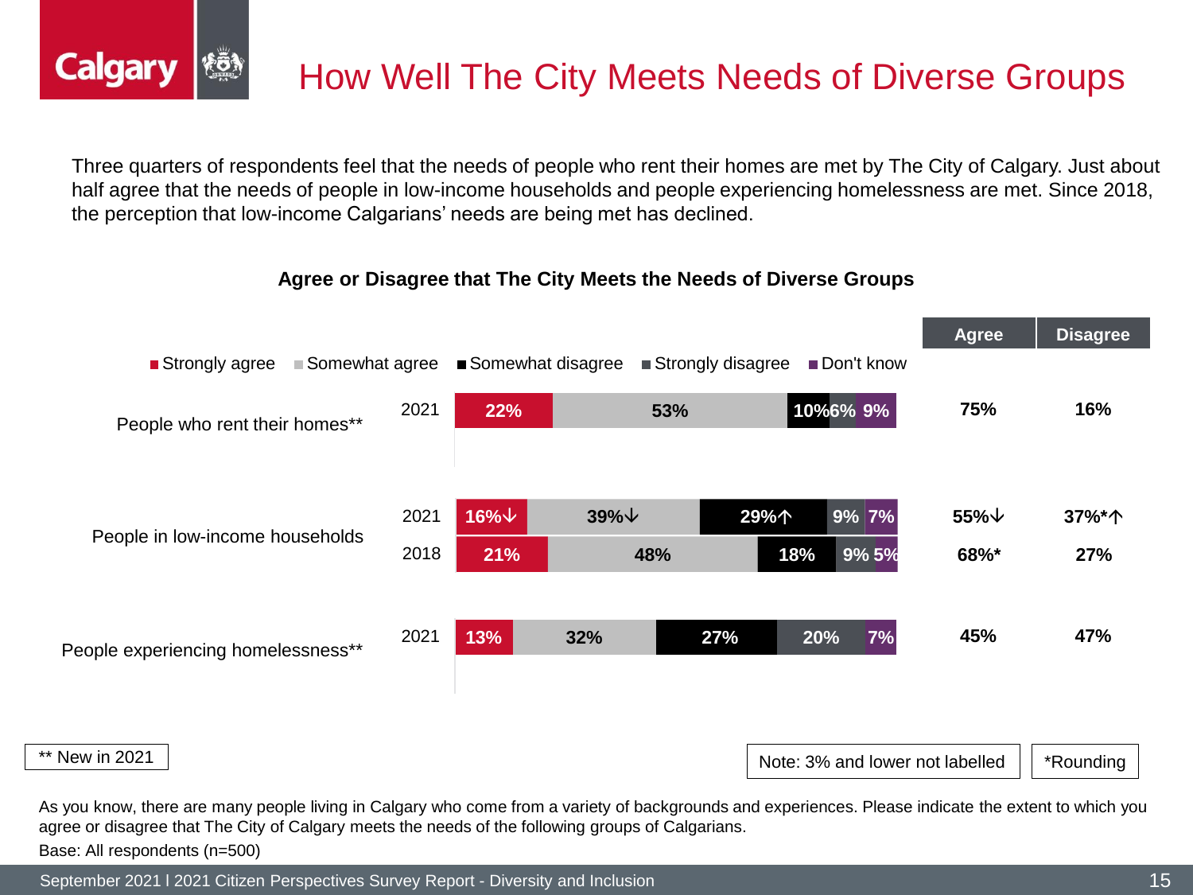# How Well The City Meets Needs of Diverse Groups

Three quarters of respondents feel that the needs of people who rent their homes are met by The City of Calgary. Just about half agree that the needs of people in low-income households and people experiencing homelessness are met. Since 2018, the perception that low-income Calgarians' needs are being met has declined.

**Agree or Disagree that The City Meets the Needs of Diverse Groups**

| Group | Year | Strongly agree | Somewhat agree | Somewhat disagree | Strongly disagree | Don't know | Agree | Disagree |
|---|---|---|---|---|---|---|---|---|
| People who rent their homes** | 2021 | 22% | 53% | 10% | 6% | 9% | 75% | 16% |
| People in low-income households | 2021 | 16%↓ | 39%↓ | 29%↑ | 9% | 7% | 55%↓ | 37%*↑ |
| | 2018 | 21% | 48% | 18% | 9% | 5% | 68%* | 27% |
| People experiencing homelessness** | 2021 | 13% | 32% | 27% | 20% | 7% | 45% | 47% |

** New in 2021

Note: 3% and lower not labelled

*Rounding

As you know, there are many people living in Calgary who come from a variety of backgrounds and experiences. Please indicate the extent to which you agree or disagree that The City of Calgary meets the needs of the following groups of Calgarians.

Base: All respondents (n=500)

September 2021 I 2021 Citizen Perspectives Survey Report - Diversity and Inclusion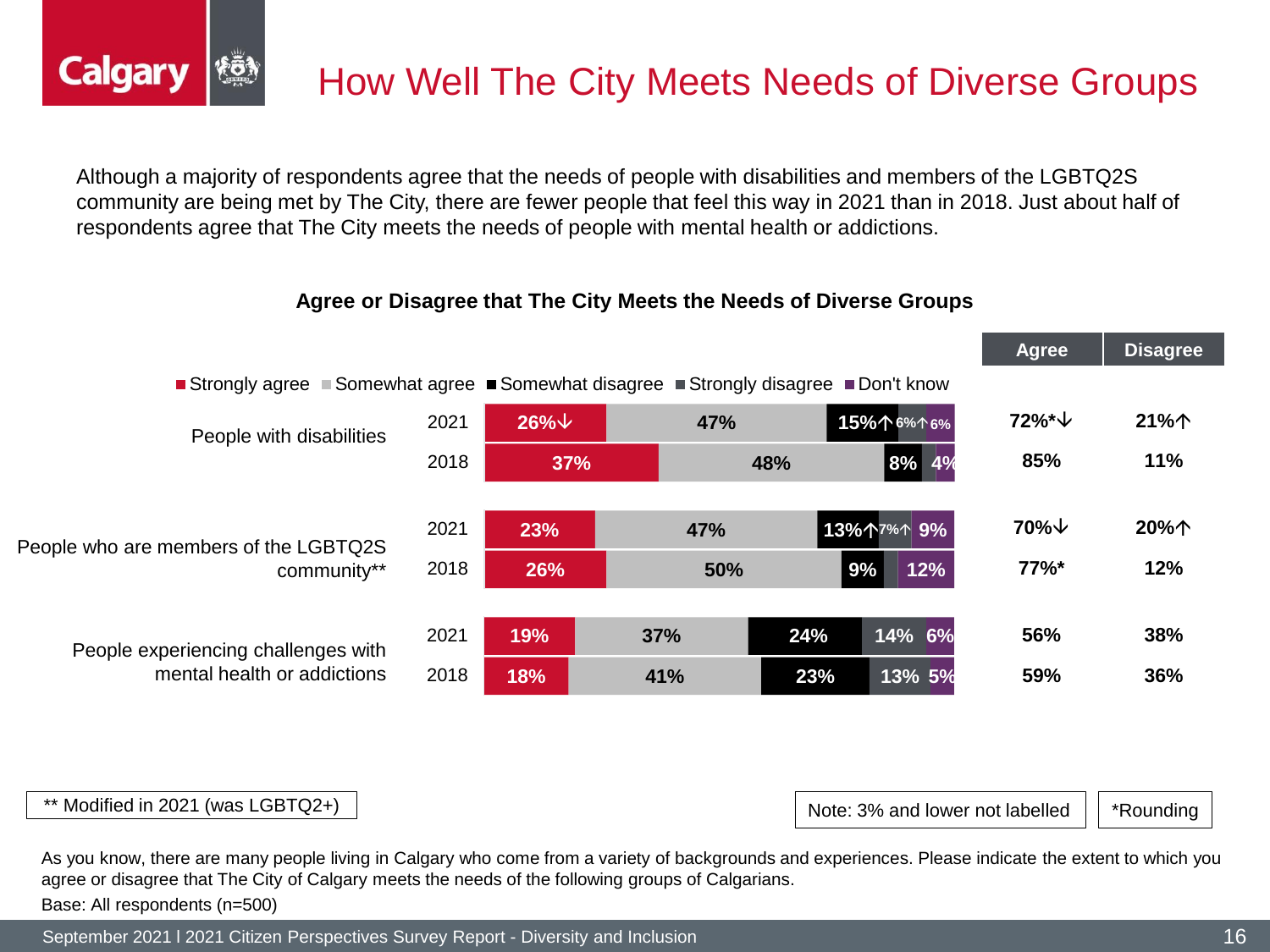# How Well The City Meets Needs of Diverse Groups

Although a majority of respondents agree that the needs of people with disabilities and members of the LGBTQ2S community are being met by The City, there are fewer people that feel this way in 2021 than in 2018. Just about half of respondents agree that The City meets the needs of people with mental health or addictions.

**Agree or Disagree that The City Meets the Needs of Diverse Groups**

| Group | Year | Strongly agree | Somewhat agree | Somewhat disagree | Strongly disagree | Don't know | Agree | Disagree |
|---|---|---|---|---|---|---|---|---|
| People with disabilities | 2021 | 26%↓ | 47% | 15%↑ | 6%↑ | 6% | 72%*↓ | 21%↑ |
| | 2018 | 37% | 48% | 8% | | 4% | 85% | 11% |
| People who are members of the LGBTQ2S community** | 2021 | 23% | 47% | 13%↑ | 7%↑ | 9% | 70%↓ | 20%↑ |
| | 2018 | 26% | 50% | 9% | | 12% | 77%* | 12% |
| People experiencing challenges with mental health or addictions | 2021 | 19% | 37% | 24% | 14% | 6% | 56% | 38% |
| | 2018 | 18% | 41% | 23% | 13% | 5% | 59% | 36% |

** Modified in 2021 (was LGBTQ2+)

Note: 3% and lower not labelled

*Rounding

As you know, there are many people living in Calgary who come from a variety of backgrounds and experiences. Please indicate the extent to which you agree or disagree that The City of Calgary meets the needs of the following groups of Calgarians.

Base: All respondents (n=500)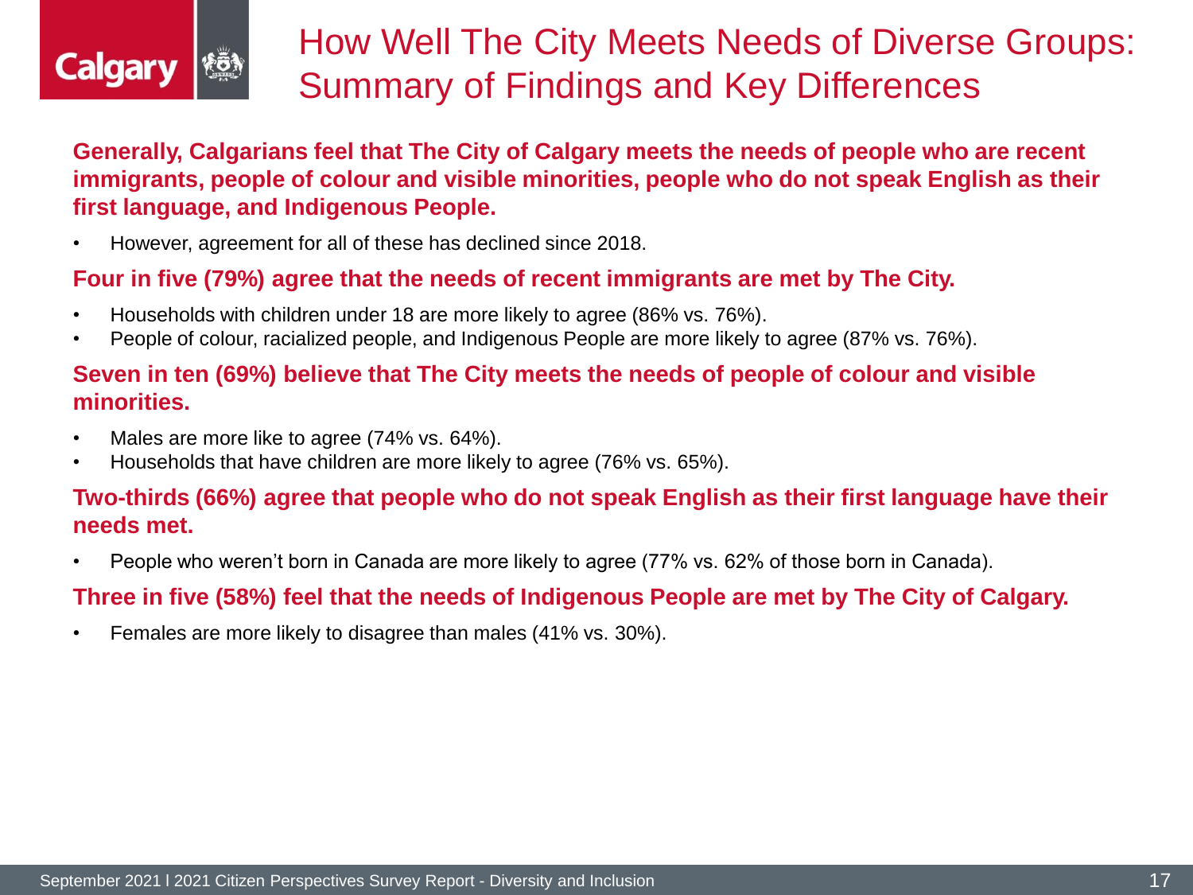# How Well The City Meets Needs of Diverse Groups: Summary of Findings and Key Differences

**Generally, Calgarians feel that The City of Calgary meets the needs of people who are recent immigrants, people of colour and visible minorities, people who do not speak English as their first language, and Indigenous People.**

- However, agreement for all of these has declined since 2018.

**Four in five (79%) agree that the needs of recent immigrants are met by The City.**

- Households with children under 18 are more likely to agree (86% vs. 76%).
- People of colour, racialized people, and Indigenous People are more likely to agree (87% vs. 76%).

**Seven in ten (69%) believe that The City meets the needs of people of colour and visible minorities.**

- Males are more like to agree (74% vs. 64%).
- Households that have children are more likely to agree (76% vs. 65%).

**Two-thirds (66%) agree that people who do not speak English as their first language have their needs met.**

- People who weren't born in Canada are more likely to agree (77% vs. 62% of those born in Canada).

**Three in five (58%) feel that the needs of Indigenous People are met by The City of Calgary.**

- Females are more likely to disagree than males (41% vs. 30%).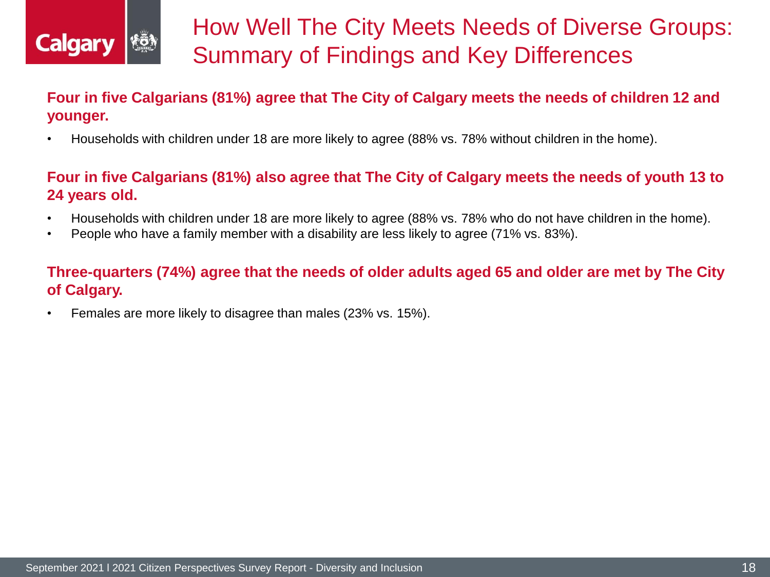# How Well The City Meets Needs of Diverse Groups: Summary of Findings and Key Differences

**Four in five Calgarians (81%) agree that The City of Calgary meets the needs of children 12 and younger.**

- Households with children under 18 are more likely to agree (88% vs. 78% without children in the home).

**Four in five Calgarians (81%) also agree that The City of Calgary meets the needs of youth 13 to 24 years old.**

- Households with children under 18 are more likely to agree (88% vs. 78% who do not have children in the home).
- People who have a family member with a disability are less likely to agree (71% vs. 83%).

**Three-quarters (74%) agree that the needs of older adults aged 65 and older are met by The City of Calgary.**

- Females are more likely to disagree than males (23% vs. 15%).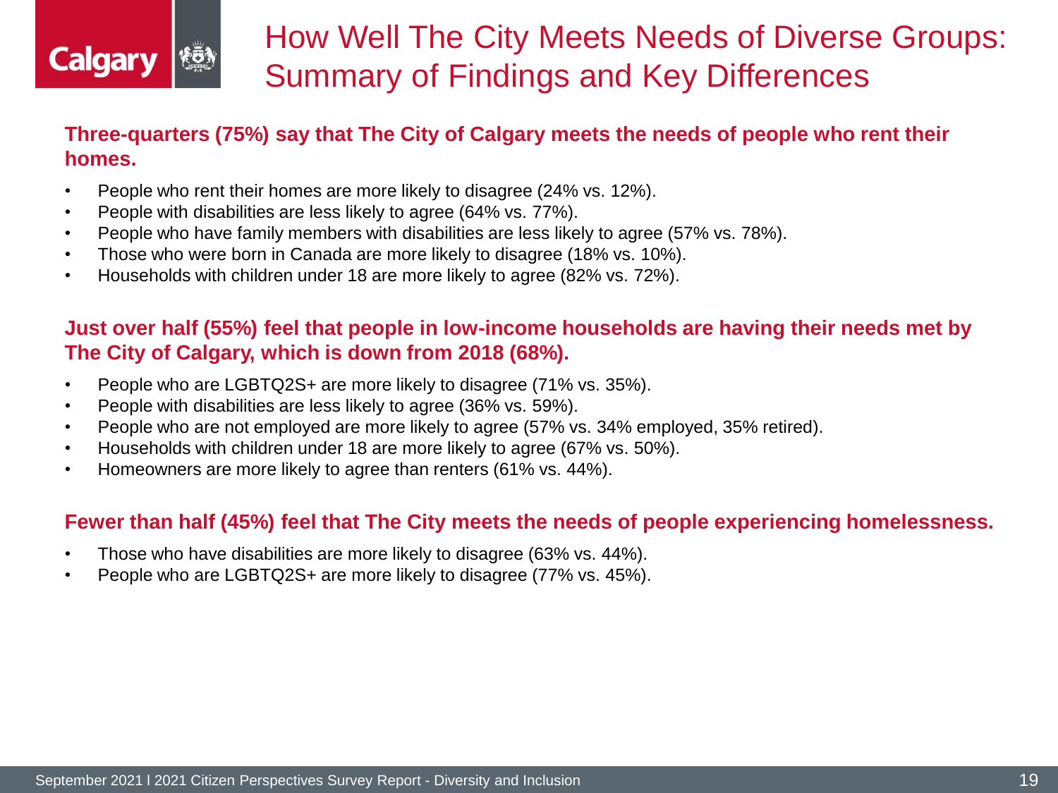# How Well The City Meets Needs of Diverse Groups: Summary of Findings and Key Differences

**Three-quarters (75%) say that The City of Calgary meets the needs of people who rent their homes.**

- People who rent their homes are more likely to disagree (24% vs. 12%).
- People with disabilities are less likely to agree (64% vs. 77%).
- People who have family members with disabilities are less likely to agree (57% vs. 78%).
- Those who were born in Canada are more likely to disagree (18% vs. 10%).
- Households with children under 18 are more likely to agree (82% vs. 72%).

**Just over half (55%) feel that people in low-income households are having their needs met by The City of Calgary, which is down from 2018 (68%).**

- People who are LGBTQ2S+ are more likely to disagree (71% vs. 35%).
- People with disabilities are less likely to agree (36% vs. 59%).
- People who are not employed are more likely to agree (57% vs. 34% employed, 35% retired).
- Households with children under 18 are more likely to agree (67% vs. 50%).
- Homeowners are more likely to agree than renters (61% vs. 44%).

**Fewer than half (45%) feel that The City meets the needs of people experiencing homelessness.**

- Those who have disabilities are more likely to disagree (63% vs. 44%).
- People who are LGBTQ2S+ are more likely to disagree (77% vs. 45%).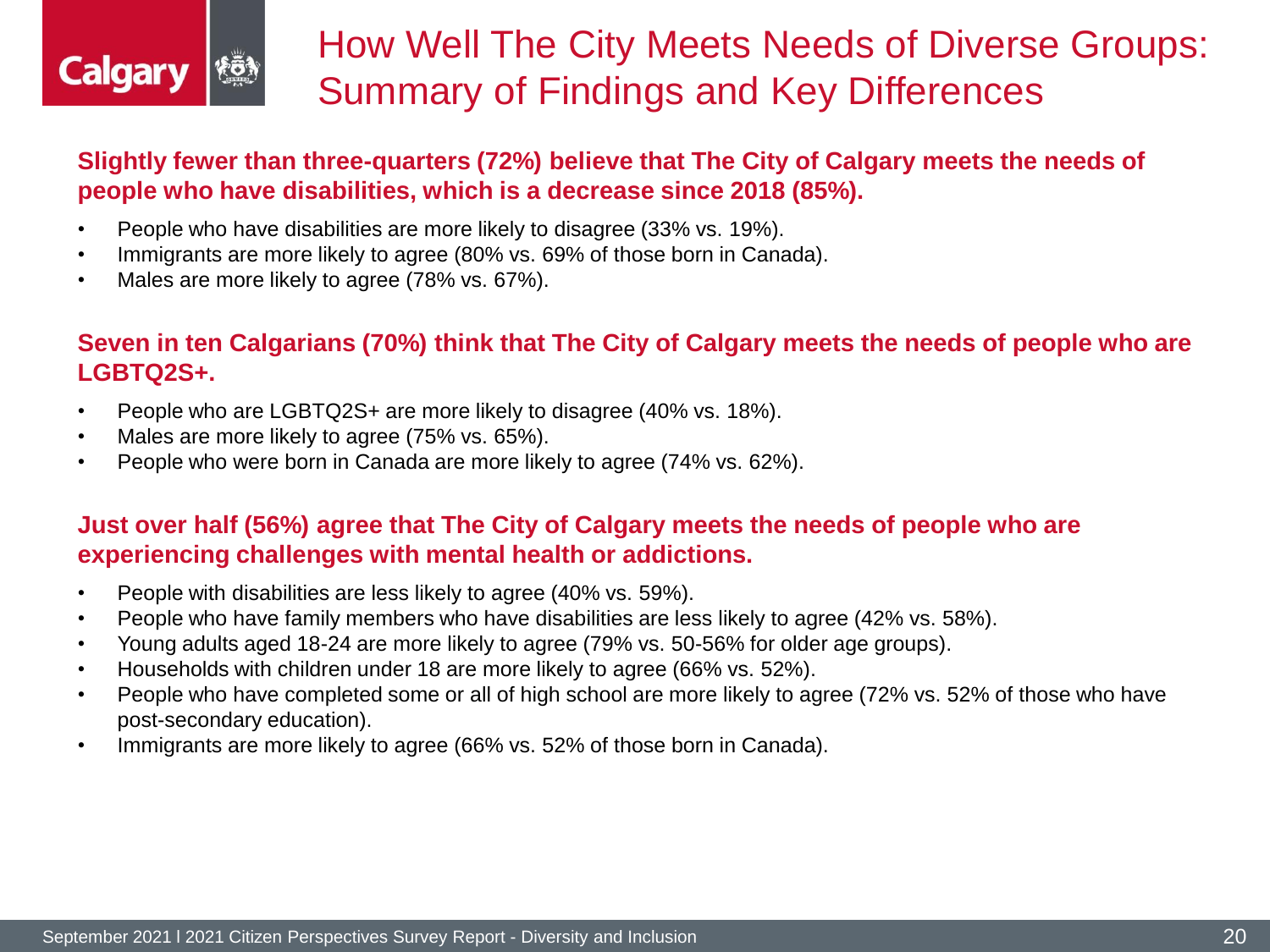# How Well The City Meets Needs of Diverse Groups: Summary of Findings and Key Differences

**Slightly fewer than three-quarters (72%) believe that The City of Calgary meets the needs of people who have disabilities, which is a decrease since 2018 (85%).**

- People who have disabilities are more likely to disagree (33% vs. 19%).
- Immigrants are more likely to agree (80% vs. 69% of those born in Canada).
- Males are more likely to agree (78% vs. 67%).

**Seven in ten Calgarians (70%) think that The City of Calgary meets the needs of people who are LGBTQ2S+.**

- People who are LGBTQ2S+ are more likely to disagree (40% vs. 18%).
- Males are more likely to agree (75% vs. 65%).
- People who were born in Canada are more likely to agree (74% vs. 62%).

**Just over half (56%) agree that The City of Calgary meets the needs of people who are experiencing challenges with mental health or addictions.**

- People with disabilities are less likely to agree (40% vs. 59%).
- People who have family members who have disabilities are less likely to agree (42% vs. 58%).
- Young adults aged 18-24 are more likely to agree (79% vs. 50-56% for older age groups).
- Households with children under 18 are more likely to agree (66% vs. 52%).
- People who have completed some or all of high school are more likely to agree (72% vs. 52% of those who have post-secondary education).
- Immigrants are more likely to agree (66% vs. 52% of those born in Canada).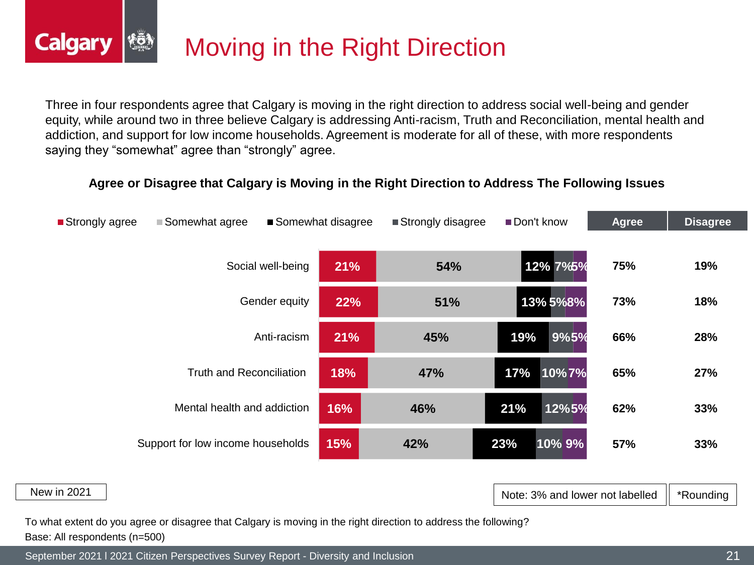# Moving in the Right Direction

Three in four respondents agree that Calgary is moving in the right direction to address social well-being and gender equity, while around two in three believe Calgary is addressing Anti-racism, Truth and Reconciliation, mental health and addiction, and support for low income households. Agreement is moderate for all of these, with more respondents saying they "somewhat" agree than "strongly" agree.

**Agree or Disagree that Calgary is Moving in the Right Direction to Address The Following Issues**

| | Strongly agree | Somewhat agree | Somewhat disagree | Strongly disagree | Don't know | Agree | Disagree |
|---|---|---|---|---|---|---|---|
| Social well-being | 21% | 54% | 12% | 7% | 5% | 75% | 19% |
| Gender equity | 22% | 51% | 13% | 5% | 8% | 73% | 18% |
| Anti-racism | 21% | 45% | 19% | 9% | 5% | 66% | 28% |
| Truth and Reconciliation | 18% | 47% | 17% | 10% | 7% | 65% | 27% |
| Mental health and addiction | 16% | 46% | 21% | 12% | 5% | 62% | 33% |
| Support for low income households | 15% | 42% | 23% | 10% | 9% | 57% | 33% |

New in 2021

Note: 3% and lower not labelled

*Rounding

To what extent do you agree or disagree that Calgary is moving in the right direction to address the following?

Base: All respondents (n=500)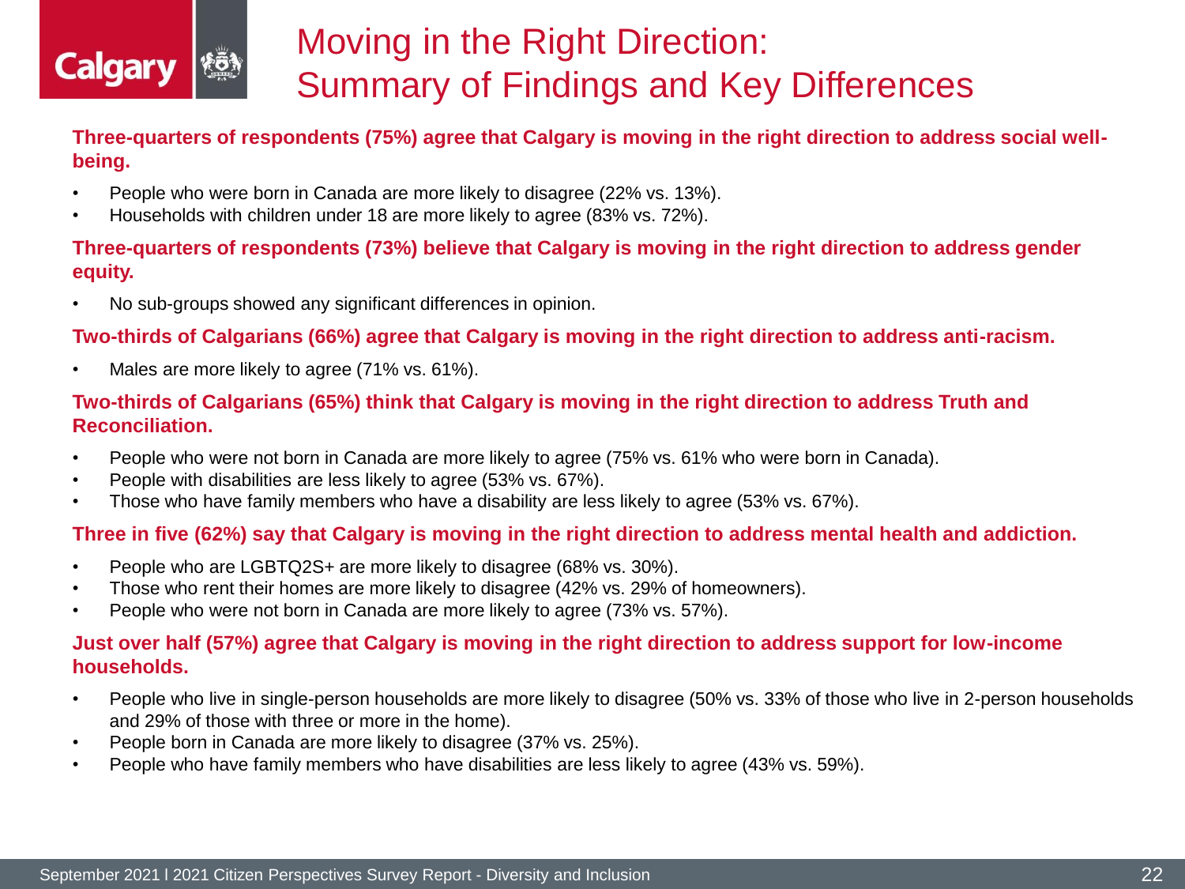# Moving in the Right Direction: Summary of Findings and Key Differences

**Three-quarters of respondents (75%) agree that Calgary is moving in the right direction to address social well-being.**

- People who were born in Canada are more likely to disagree (22% vs. 13%).
- Households with children under 18 are more likely to agree (83% vs. 72%).

**Three-quarters of respondents (73%) believe that Calgary is moving in the right direction to address gender equity.**

- No sub-groups showed any significant differences in opinion.

**Two-thirds of Calgarians (66%) agree that Calgary is moving in the right direction to address anti-racism.**

- Males are more likely to agree (71% vs. 61%).

**Two-thirds of Calgarians (65%) think that Calgary is moving in the right direction to address Truth and Reconciliation.**

- People who were not born in Canada are more likely to agree (75% vs. 61% who were born in Canada).
- People with disabilities are less likely to agree (53% vs. 67%).
- Those who have family members who have a disability are less likely to agree (53% vs. 67%).

**Three in five (62%) say that Calgary is moving in the right direction to address mental health and addiction.**

- People who are LGBTQ2S+ are more likely to disagree (68% vs. 30%).
- Those who rent their homes are more likely to disagree (42% vs. 29% of homeowners).
- People who were not born in Canada are more likely to agree (73% vs. 57%).

**Just over half (57%) agree that Calgary is moving in the right direction to address support for low-income households.**

- People who live in single-person households are more likely to disagree (50% vs. 33% of those who live in 2-person households and 29% of those with three or more in the home).
- People born in Canada are more likely to disagree (37% vs. 25%).
- People who have family members who have disabilities are less likely to agree (43% vs. 59%).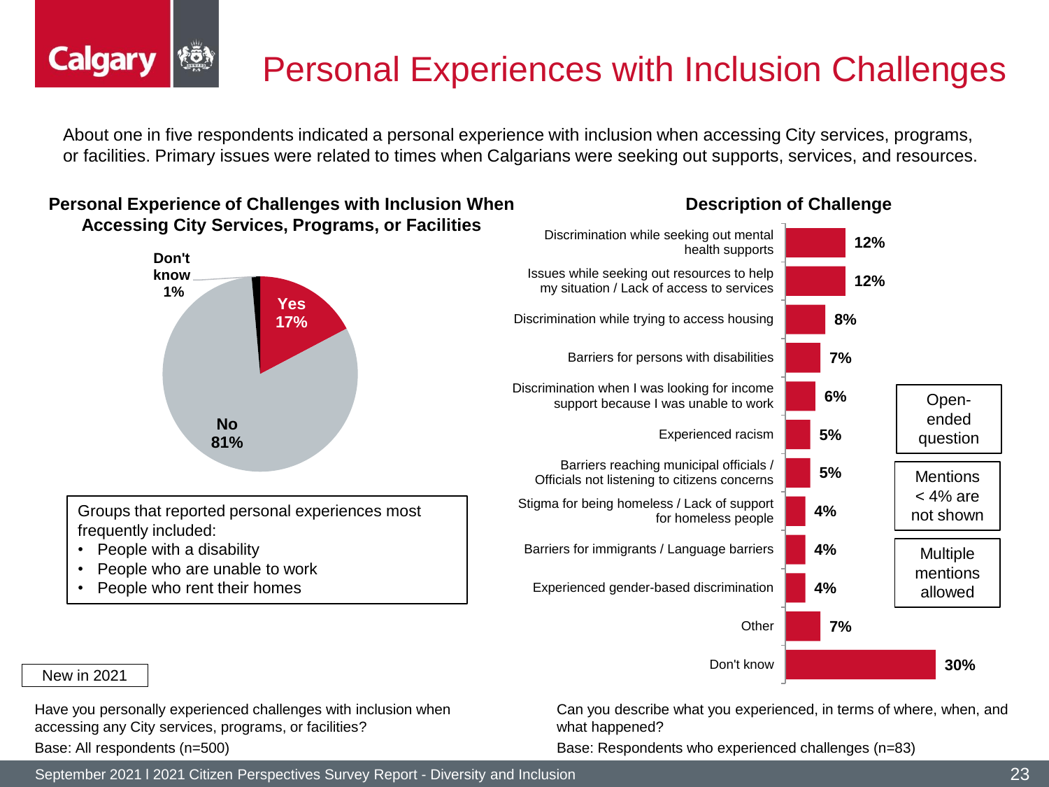# Personal Experiences with Inclusion Challenges

About one in five respondents indicated a personal experience with inclusion when accessing City services, programs, or facilities. Primary issues were related to times when Calgarians were seeking out supports, services, and resources.

**Personal Experience of Challenges with Inclusion When Accessing City Services, Programs, or Facilities**

| Response | % |
|---|---|
| Yes | 17% |
| No | 81% |
| Don't know | 1% |

Groups that reported personal experiences most frequently included:

- People with a disability
- People who are unable to work
- People who rent their homes

New in 2021

Have you personally experienced challenges with inclusion when accessing any City services, programs, or facilities?

Base: All respondents (n=500)

**Description of Challenge**

| Description | % |
|---|---|
| Discrimination while seeking out mental health supports | 12% |
| Issues while seeking out resources to help my situation / Lack of access to services | 12% |
| Discrimination while trying to access housing | 8% |
| Barriers for persons with disabilities | 7% |
| Discrimination when I was looking for income support because I was unable to work | 6% |
| Experienced racism | 5% |
| Barriers reaching municipal officials / Officials not listening to citizens concerns | 5% |
| Stigma for being homeless / Lack of support for homeless people | 4% |
| Barriers for immigrants / Language barriers | 4% |
| Experienced gender-based discrimination | 4% |
| Other | 7% |
| Don't know | 30% |

Open-ended question

Mentions < 4% are not shown

Multiple mentions allowed

Can you describe what you experienced, in terms of where, when, and what happened?

Base: Respondents who experienced challenges (n=83)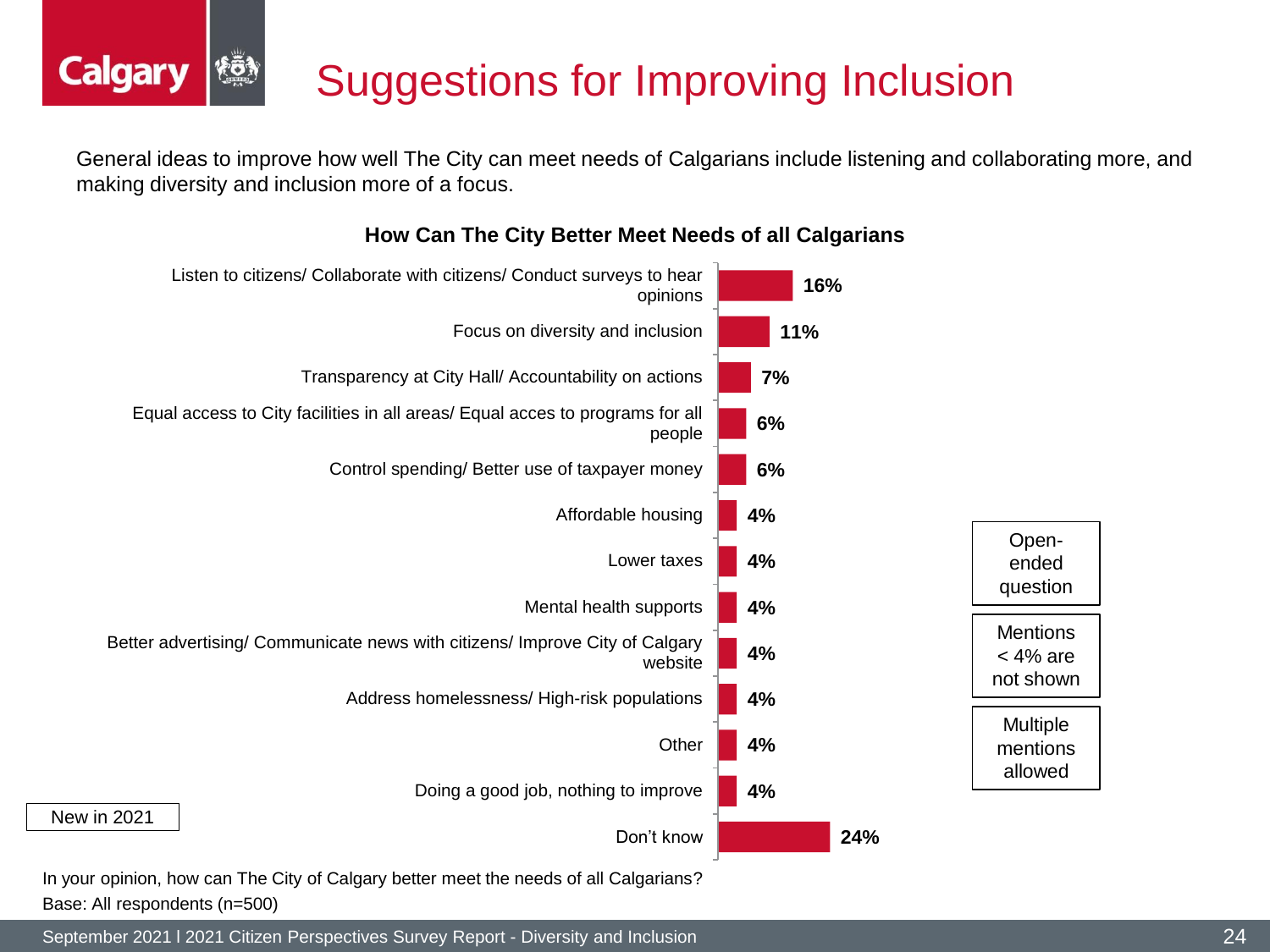# Suggestions for Improving Inclusion

General ideas to improve how well The City can meet needs of Calgarians include listening and collaborating more, and making diversity and inclusion more of a focus.

**How Can The City Better Meet Needs of all Calgarians**

| Response | % |
|---|---|
| Listen to citizens/ Collaborate with citizens/ Conduct surveys to hear opinions | 16% |
| Focus on diversity and inclusion | 11% |
| Transparency at City Hall/ Accountability on actions | 7% |
| Equal access to City facilities in all areas/ Equal acces to programs for all people | 6% |
| Control spending/ Better use of taxpayer money | 6% |
| Affordable housing | 4% |
| Lower taxes | 4% |
| Mental health supports | 4% |
| Better advertising/ Communicate news with citizens/ Improve City of Calgary website | 4% |
| Address homelessness/ High-risk populations | 4% |
| Other | 4% |
| Doing a good job, nothing to improve | 4% |
| Don't know | 24% |

New in 2021

Open-ended question

Mentions < 4% are not shown

Multiple mentions allowed

In your opinion, how can The City of Calgary better meet the needs of all Calgarians?
Base: All respondents (n=500)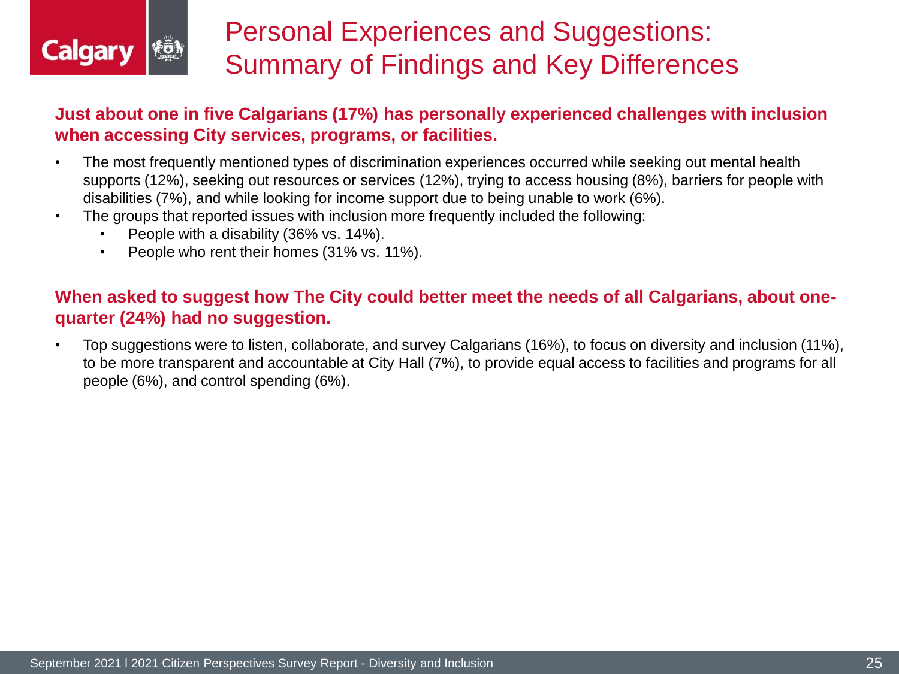# Personal Experiences and Suggestions: Summary of Findings and Key Differences

**Just about one in five Calgarians (17%) has personally experienced challenges with inclusion when accessing City services, programs, or facilities.**

- The most frequently mentioned types of discrimination experiences occurred while seeking out mental health supports (12%), seeking out resources or services (12%), trying to access housing (8%), barriers for people with disabilities (7%), and while looking for income support due to being unable to work (6%).
- The groups that reported issues with inclusion more frequently included the following:
  - People with a disability (36% vs. 14%).
  - People who rent their homes (31% vs. 11%).

**When asked to suggest how The City could better meet the needs of all Calgarians, about one-quarter (24%) had no suggestion.**

- Top suggestions were to listen, collaborate, and survey Calgarians (16%), to focus on diversity and inclusion (11%), to be more transparent and accountable at City Hall (7%), to provide equal access to facilities and programs for all people (6%), and control spending (6%).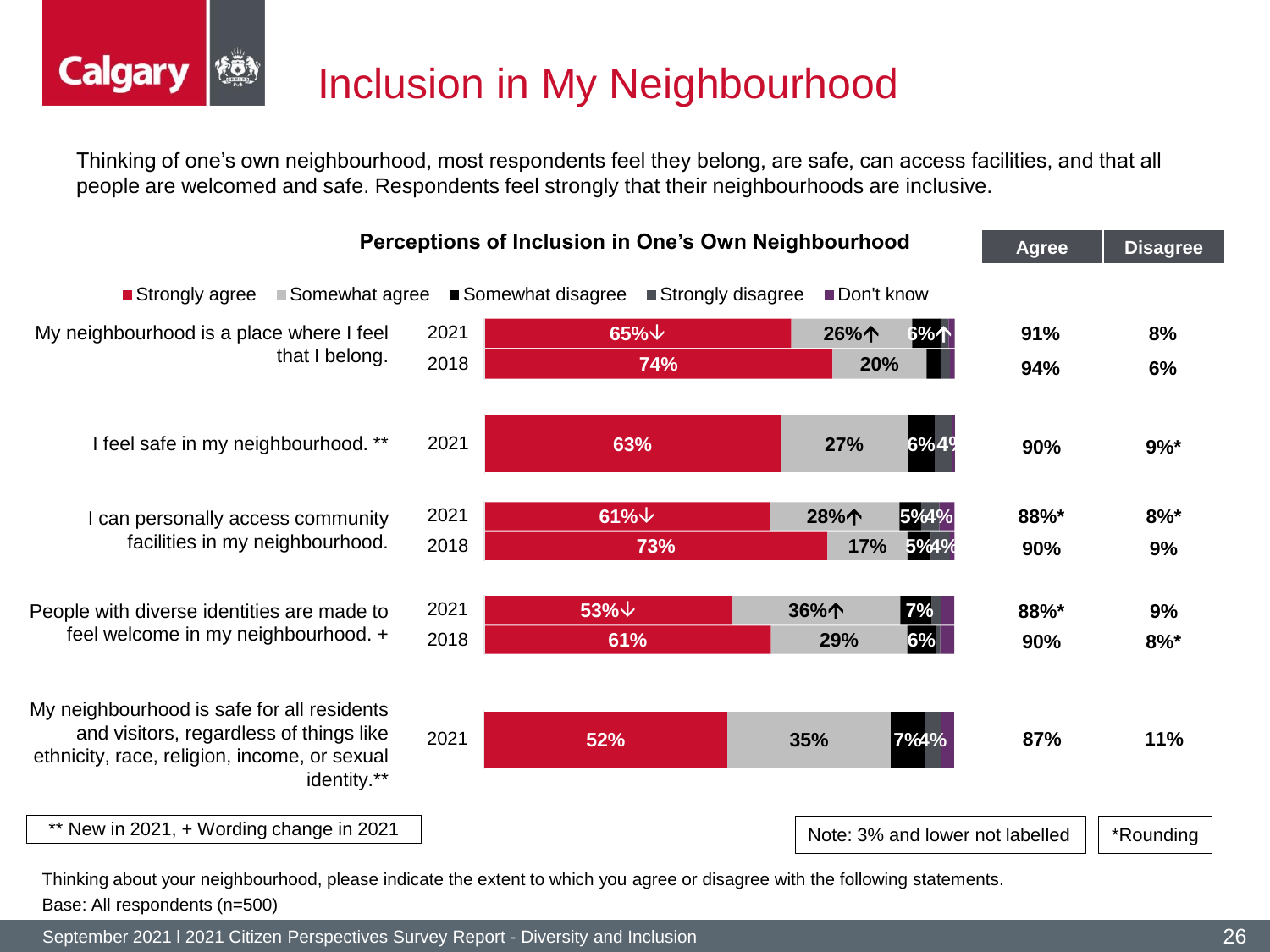# Inclusion in My Neighbourhood

Thinking of one's own neighbourhood, most respondents feel they belong, are safe, can access facilities, and that all people are welcomed and safe. Respondents feel strongly that their neighbourhoods are inclusive.

**Perceptions of Inclusion in One's Own Neighbourhood**

| Statement | Year | Strongly agree | Somewhat agree | Somewhat disagree | Strongly disagree | Don't know | Agree | Disagree |
|---|---|---|---|---|---|---|---|---|
| My neighbourhood is a place where I feel that I belong. | 2021 | 65%↓ | 26%↑ | 6%↑ | | | 91% | 8% |
| | 2018 | 74% | 20% | | | | 94% | 6% |
| I feel safe in my neighbourhood. ** | 2021 | 63% | 27% | 6% | 4% | | 90% | 9%* |
| I can personally access community facilities in my neighbourhood. | 2021 | 61%↓ | 28%↑ | 5% | 4% | | 88%* | 8%* |
| | 2018 | 73% | 17% | 5% | 4% | | 90% | 9% |
| People with diverse identities are made to feel welcome in my neighbourhood. + | 2021 | 53%↓ | 36%↑ | 7% | | | 88%* | 9% |
| | 2018 | 61% | 29% | 6% | | | 90% | 8%* |
| My neighbourhood is safe for all residents and visitors, regardless of things like ethnicity, race, religion, income, or sexual identity.** | 2021 | 52% | 35% | 7% | | 4% | 87% | 11% |

** New in 2021, + Wording change in 2021

Note: 3% and lower not labelled

*Rounding

Thinking about your neighbourhood, please indicate the extent to which you agree or disagree with the following statements.

Base: All respondents (n=500)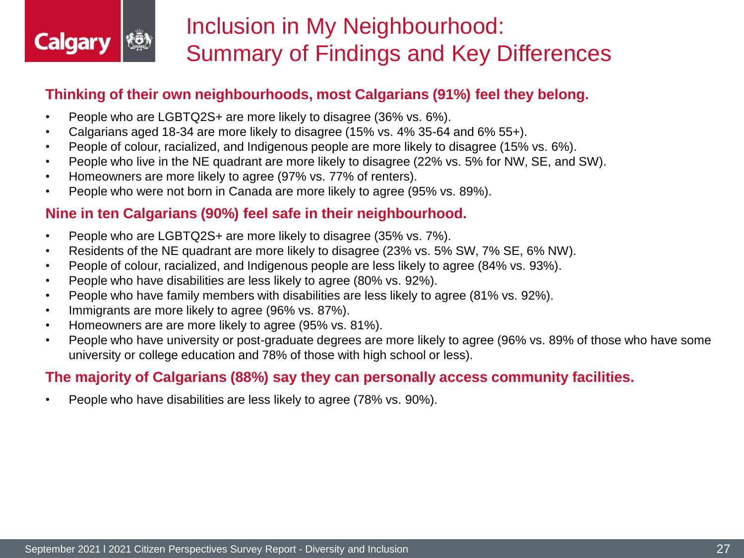# Inclusion in My Neighbourhood: Summary of Findings and Key Differences

## Thinking of their own neighbourhoods, most Calgarians (91%) feel they belong.

- People who are LGBTQ2S+ are more likely to disagree (36% vs. 6%).
- Calgarians aged 18-34 are more likely to disagree (15% vs. 4% 35-64 and 6% 55+).
- People of colour, racialized, and Indigenous people are more likely to disagree (15% vs. 6%).
- People who live in the NE quadrant are more likely to disagree (22% vs. 5% for NW, SE, and SW).
- Homeowners are more likely to agree (97% vs. 77% of renters).
- People who were not born in Canada are more likely to agree (95% vs. 89%).

## Nine in ten Calgarians (90%) feel safe in their neighbourhood.

- People who are LGBTQ2S+ are more likely to disagree (35% vs. 7%).
- Residents of the NE quadrant are more likely to disagree (23% vs. 5% SW, 7% SE, 6% NW).
- People of colour, racialized, and Indigenous people are less likely to agree (84% vs. 93%).
- People who have disabilities are less likely to agree (80% vs. 92%).
- People who have family members with disabilities are less likely to agree (81% vs. 92%).
- Immigrants are more likely to agree (96% vs. 87%).
- Homeowners are are more likely to agree (95% vs. 81%).
- People who have university or post-graduate degrees are more likely to agree (96% vs. 89% of those who have some university or college education and 78% of those with high school or less).

## The majority of Calgarians (88%) say they can personally access community facilities.

- People who have disabilities are less likely to agree (78% vs. 90%).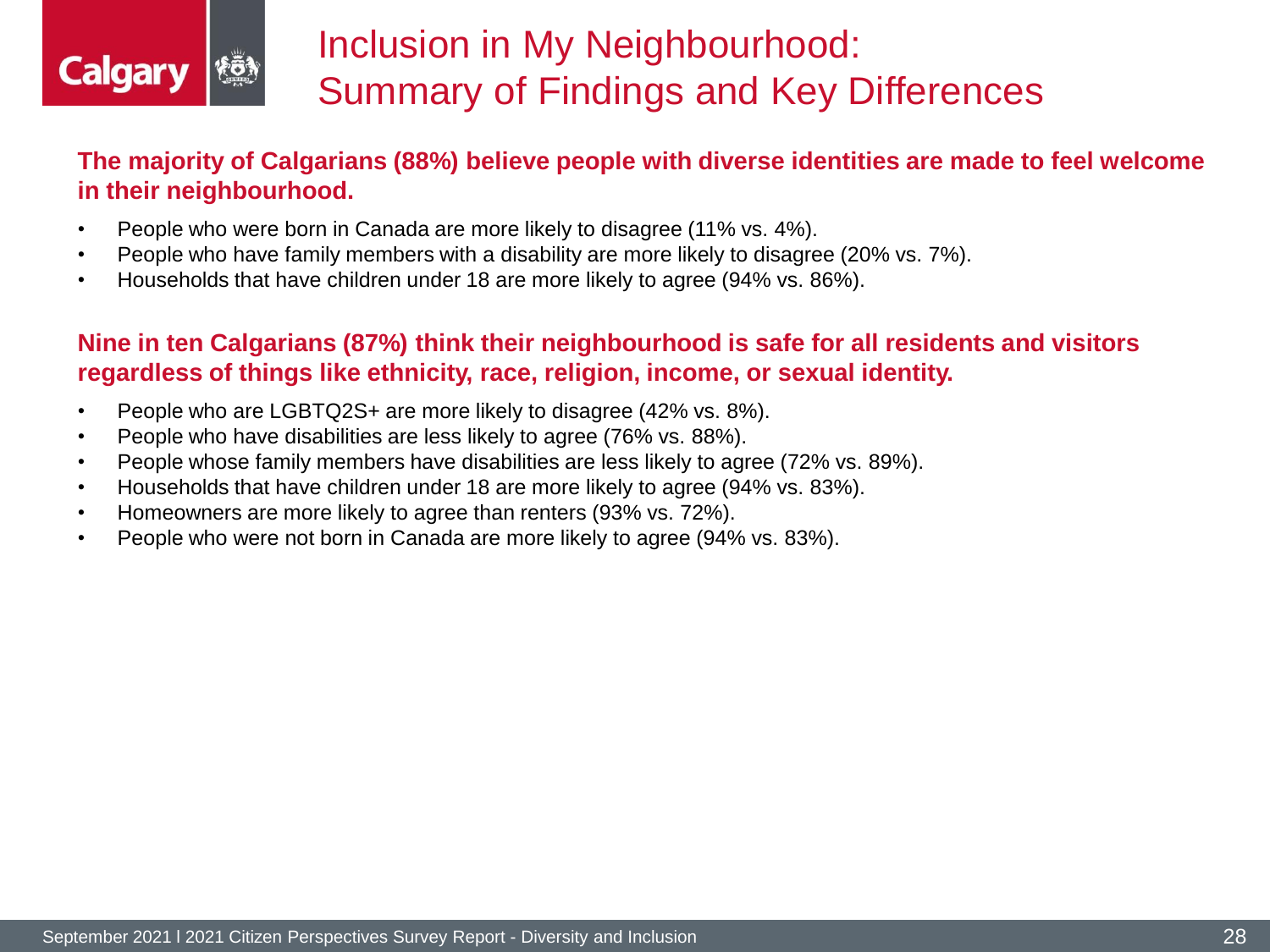# Inclusion in My Neighbourhood: Summary of Findings and Key Differences

**The majority of Calgarians (88%) believe people with diverse identities are made to feel welcome in their neighbourhood.**

- People who were born in Canada are more likely to disagree (11% vs. 4%).
- People who have family members with a disability are more likely to disagree (20% vs. 7%).
- Households that have children under 18 are more likely to agree (94% vs. 86%).

**Nine in ten Calgarians (87%) think their neighbourhood is safe for all residents and visitors regardless of things like ethnicity, race, religion, income, or sexual identity.**

- People who are LGBTQ2S+ are more likely to disagree (42% vs. 8%).
- People who have disabilities are less likely to agree (76% vs. 88%).
- People whose family members have disabilities are less likely to agree (72% vs. 89%).
- Households that have children under 18 are more likely to agree (94% vs. 83%).
- Homeowners are more likely to agree than renters (93% vs. 72%).
- People who were not born in Canada are more likely to agree (94% vs. 83%).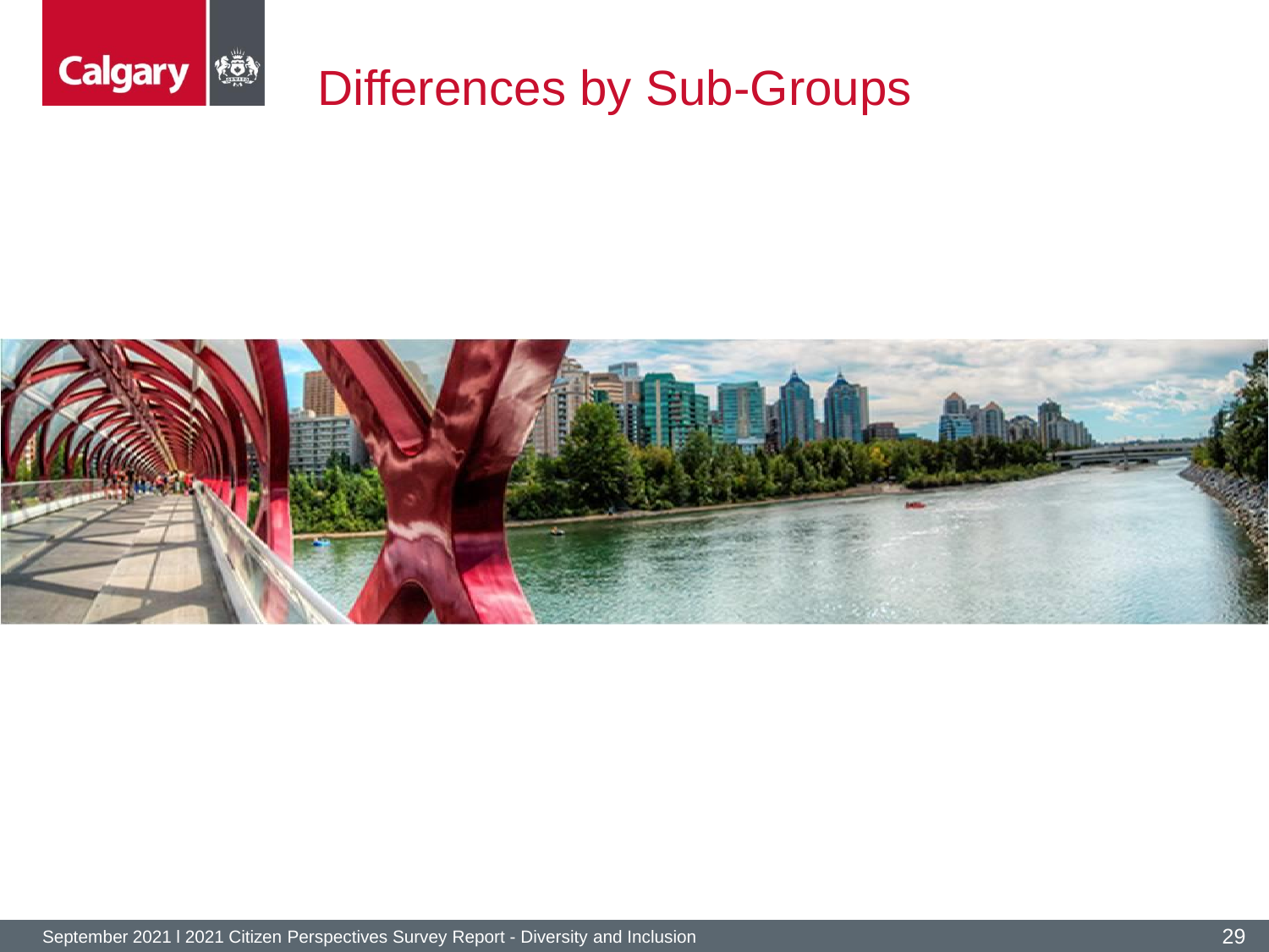# Differences by Sub-Groups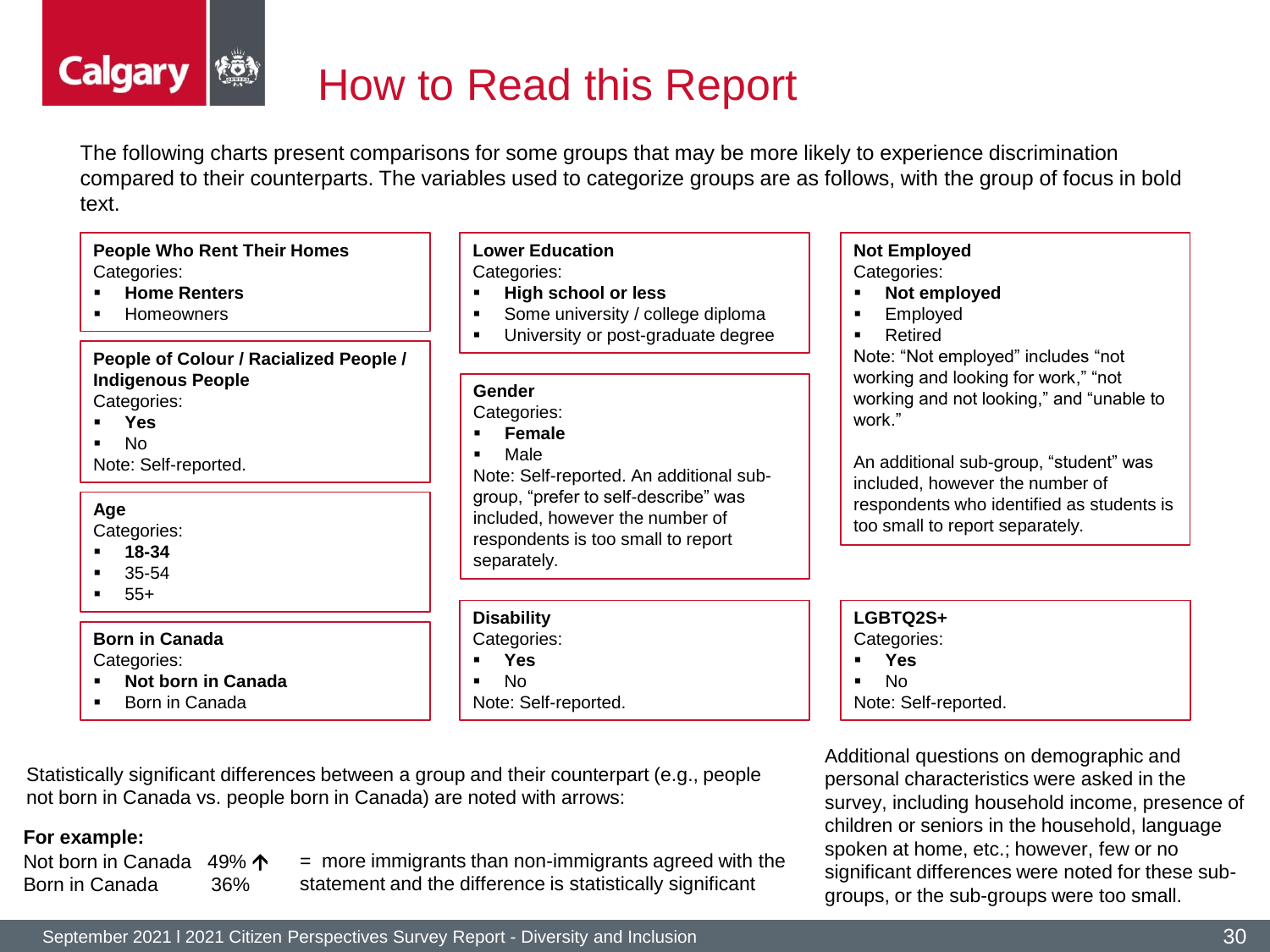# How to Read this Report

The following charts present comparisons for some groups that may be more likely to experience discrimination compared to their counterparts. The variables used to categorize groups are as follows, with the group of focus in bold text.

**People Who Rent Their Homes**
Categories:
- **Home Renters**
- Homeowners

**People of Colour / Racialized People / Indigenous People**
Categories:
- **Yes**
- No

Note: Self-reported.

**Age**
Categories:
- **18-34**
- 35-54
- 55+

**Born in Canada**
Categories:
- **Not born in Canada**
- Born in Canada

**Lower Education**
Categories:
- **High school or less**
- Some university / college diploma
- University or post-graduate degree

**Gender**
Categories:
- **Female**
- Male

Note: Self-reported. An additional sub-group, "prefer to self-describe" was included, however the number of respondents is too small to report separately.

**Disability**
Categories:
- **Yes**
- No

Note: Self-reported.

**Not Employed**
Categories:
- **Not employed**
- Employed
- Retired

Note: "Not employed" includes "not working and looking for work," "not working and not looking," and "unable to work."

An additional sub-group, "student" was included, however the number of respondents who identified as students is too small to report separately.

**LGBTQ2S+**
Categories:
- **Yes**
- No

Note: Self-reported.

Statistically significant differences between a group and their counterpart (e.g., people not born in Canada vs. people born in Canada) are noted with arrows:

**For example:**

| | | |
|---|---|---|
| Not born in Canada | 49% ↑ | = more immigrants than non-immigrants agreed with the statement and the difference is statistically significant |
| Born in Canada | 36% | |

Additional questions on demographic and personal characteristics were asked in the survey, including household income, presence of children or seniors in the household, language spoken at home, etc.; however, few or no significant differences were noted for these sub-groups, or the sub-groups were too small.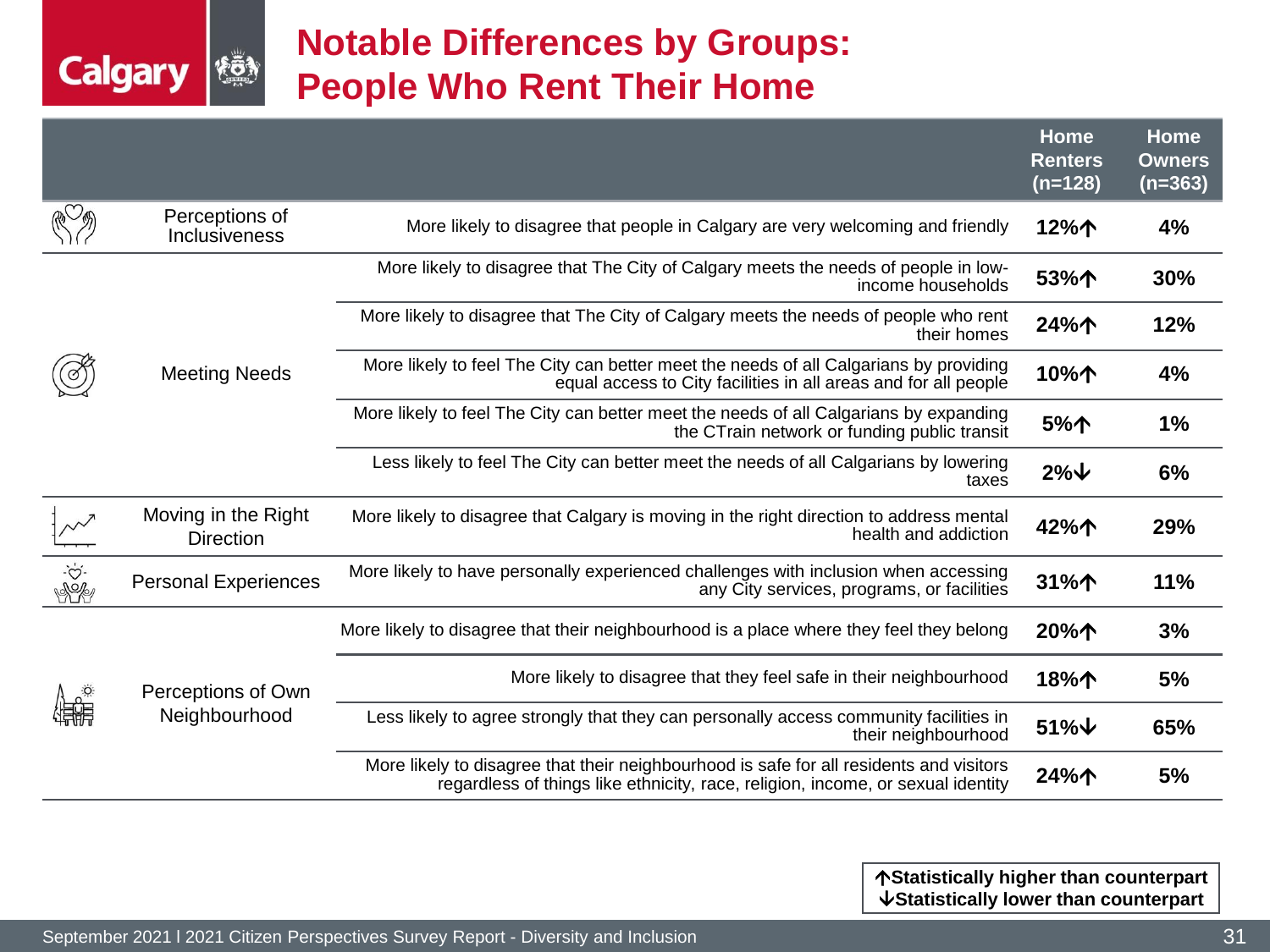# Notable Differences by Groups: People Who Rent Their Home

| | | Home Renters (n=128) | Home Owners (n=363) |
|---|---|---|---|
| Perceptions of Inclusiveness | More likely to disagree that people in Calgary are very welcoming and friendly | 12%↑ | 4% |
| Meeting Needs | More likely to disagree that The City of Calgary meets the needs of people in low-income households | 53%↑ | 30% |
| | More likely to disagree that The City of Calgary meets the needs of people who rent their homes | 24%↑ | 12% |
| | More likely to feel The City can better meet the needs of all Calgarians by providing equal access to City facilities in all areas and for all people | 10%↑ | 4% |
| | More likely to feel The City can better meet the needs of all Calgarians by expanding the CTrain network or funding public transit | 5%↑ | 1% |
| | Less likely to feel The City can better meet the needs of all Calgarians by lowering taxes | 2%↓ | 6% |
| Moving in the Right Direction | More likely to disagree that Calgary is moving in the right direction to address mental health and addiction | 42%↑ | 29% |
| Personal Experiences | More likely to have personally experienced challenges with inclusion when accessing any City services, programs, or facilities | 31%↑ | 11% |
| Perceptions of Own Neighbourhood | More likely to disagree that their neighbourhood is a place where they feel they belong | 20%↑ | 3% |
| | More likely to disagree that they feel safe in their neighbourhood | 18%↑ | 5% |
| | Less likely to agree strongly that they can personally access community facilities in their neighbourhood | 51%↓ | 65% |
| | More likely to disagree that their neighbourhood is safe for all residents and visitors regardless of things like ethnicity, race, religion, income, or sexual identity | 24%↑ | 5% |

↑Statistically higher than counterpart
↓Statistically lower than counterpart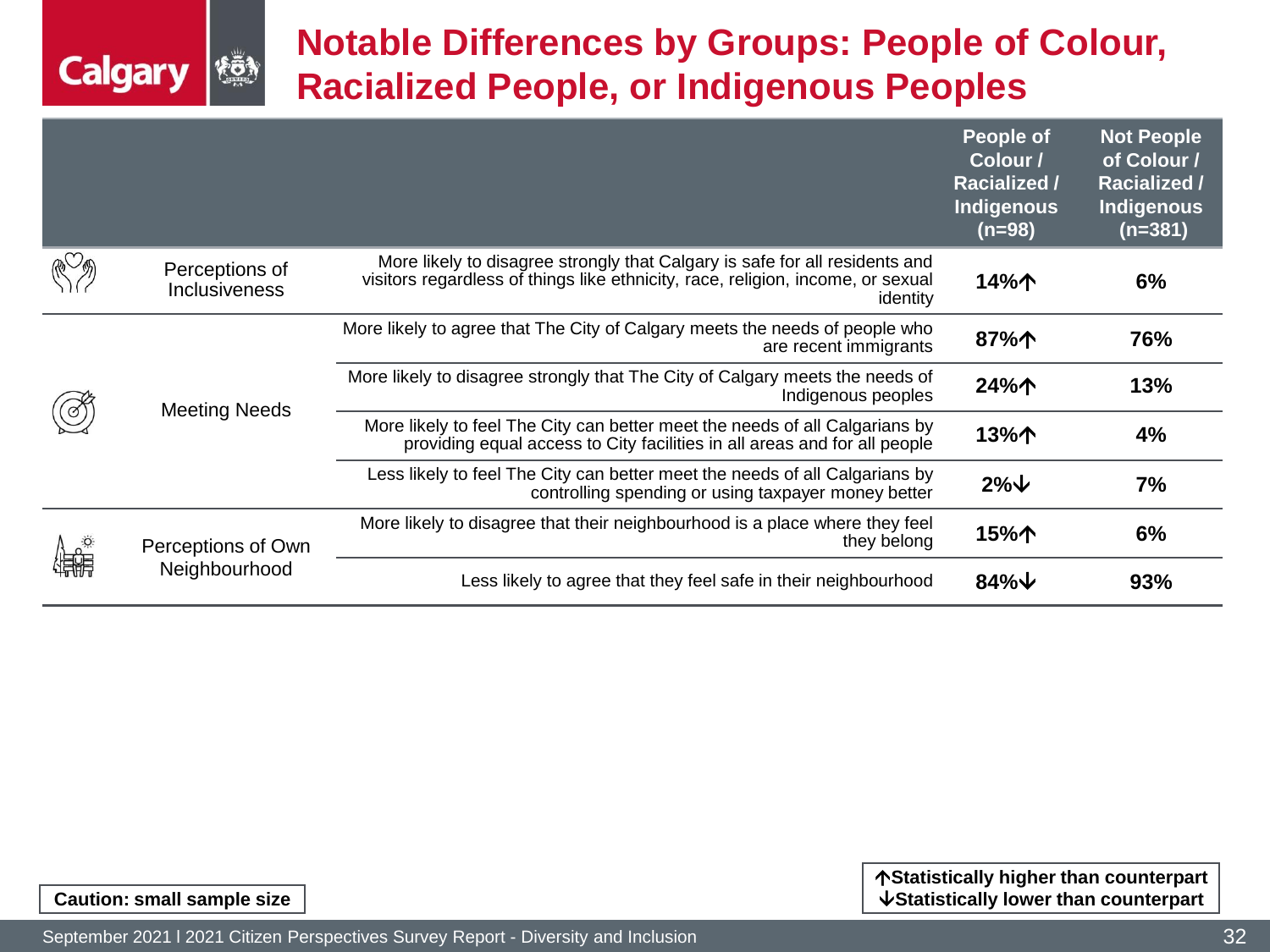# Notable Differences by Groups: People of Colour, Racialized People, or Indigenous Peoples

| | | People of Colour / Racialized / Indigenous (n=98) | Not People of Colour / Racialized / Indigenous (n=381) |
|---|---|---|---|
| Perceptions of Inclusiveness | More likely to disagree strongly that Calgary is safe for all residents and visitors regardless of things like ethnicity, race, religion, income, or sexual identity | **14%↑** | **6%** |
| Meeting Needs | More likely to agree that The City of Calgary meets the needs of people who are recent immigrants | **87%↑** | **76%** |
| | More likely to disagree strongly that The City of Calgary meets the needs of Indigenous peoples | **24%↑** | **13%** |
| | More likely to feel The City can better meet the needs of all Calgarians by providing equal access to City facilities in all areas and for all people | **13%↑** | **4%** |
| | Less likely to feel The City can better meet the needs of all Calgarians by controlling spending or using taxpayer money better | **2%↓** | **7%** |
| Perceptions of Own Neighbourhood | More likely to disagree that their neighbourhood is a place where they feel they belong | **15%↑** | **6%** |
| | Less likely to agree that they feel safe in their neighbourhood | **84%↓** | **93%** |

**Caution: small sample size**

**↑Statistically higher than counterpart**
**↓Statistically lower than counterpart**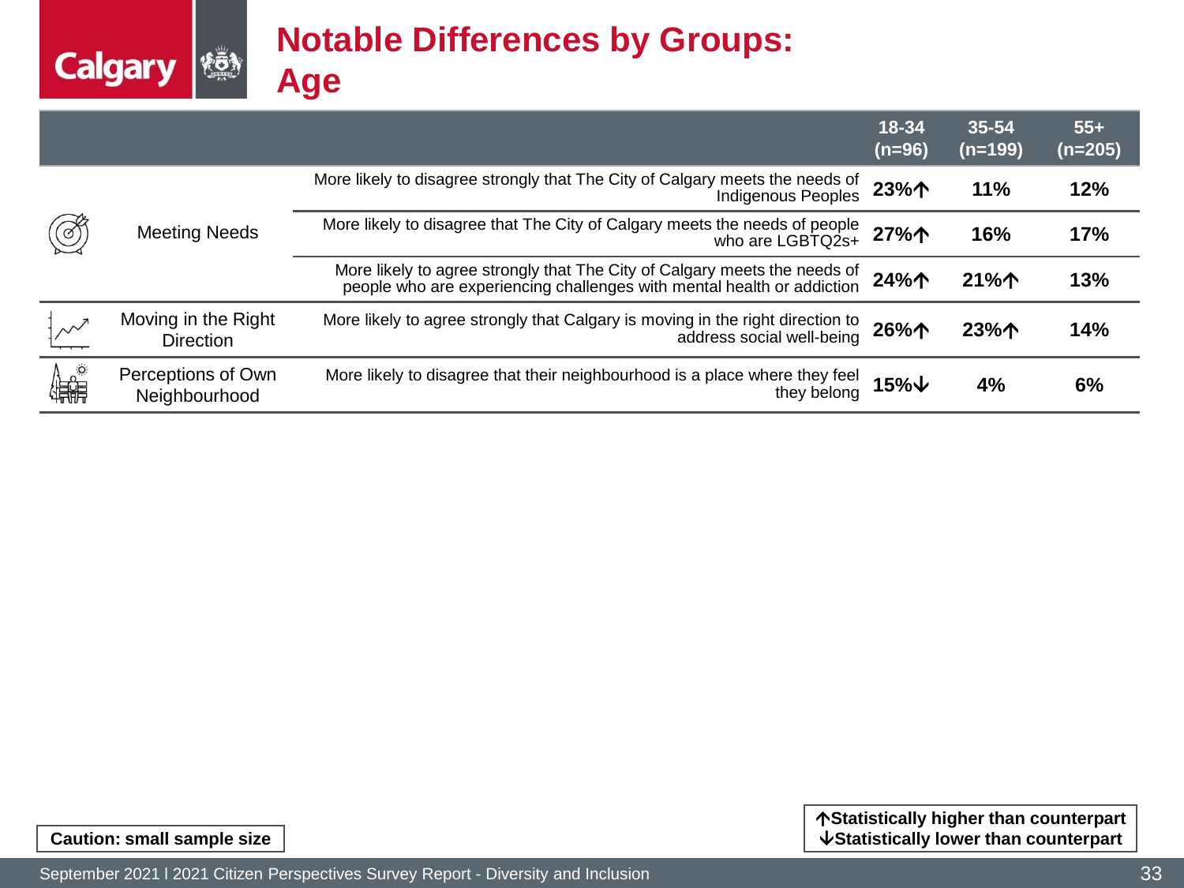# Notable Differences by Groups: Age

| | | 18-34 (n=96) | 35-54 (n=199) | 55+ (n=205) |
|---|---|---|---|---|
| Meeting Needs | More likely to disagree strongly that The City of Calgary meets the needs of Indigenous Peoples | **23%↑** | **11%** | **12%** |
| | More likely to disagree that The City of Calgary meets the needs of people who are LGBTQ2s+ | **27%↑** | **16%** | **17%** |
| | More likely to agree strongly that The City of Calgary meets the needs of people who are experiencing challenges with mental health or addiction | **24%↑** | **21%↑** | **13%** |
| Moving in the Right Direction | More likely to agree strongly that Calgary is moving in the right direction to address social well-being | **26%↑** | **23%↑** | **14%** |
| Perceptions of Own Neighbourhood | More likely to disagree that their neighbourhood is a place where they feel they belong | **15%↓** | **4%** | **6%** |

**Caution: small sample size**

**↑Statistically higher than counterpart**
**↓Statistically lower than counterpart**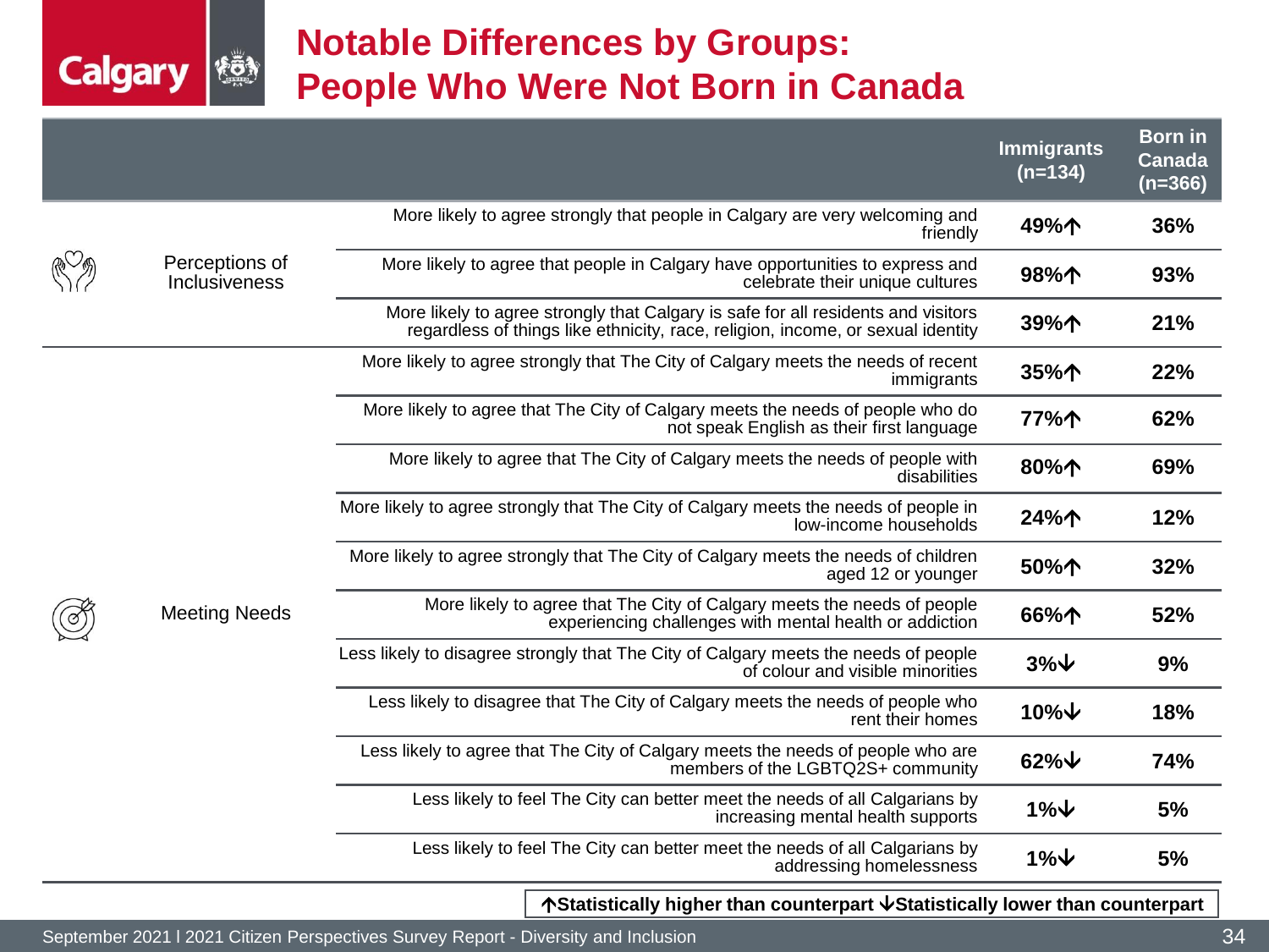# Notable Differences by Groups: People Who Were Not Born in Canada

| | | Immigrants (n=134) | Born in Canada (n=366) |
|---|---|---|---|
| Perceptions of Inclusiveness | More likely to agree strongly that people in Calgary are very welcoming and friendly | 49%↑ | 36% |
| | More likely to agree that people in Calgary have opportunities to express and celebrate their unique cultures | 98%↑ | 93% |
| | More likely to agree strongly that Calgary is safe for all residents and visitors regardless of things like ethnicity, race, religion, income, or sexual identity | 39%↑ | 21% |
| Meeting Needs | More likely to agree strongly that The City of Calgary meets the needs of recent immigrants | 35%↑ | 22% |
| | More likely to agree that The City of Calgary meets the needs of people who do not speak English as their first language | 77%↑ | 62% |
| | More likely to agree that The City of Calgary meets the needs of people with disabilities | 80%↑ | 69% |
| | More likely to agree strongly that The City of Calgary meets the needs of people in low-income households | 24%↑ | 12% |
| | More likely to agree strongly that The City of Calgary meets the needs of children aged 12 or younger | 50%↑ | 32% |
| | More likely to agree that The City of Calgary meets the needs of people experiencing challenges with mental health or addiction | 66%↑ | 52% |
| | Less likely to disagree strongly that The City of Calgary meets the needs of people of colour and visible minorities | 3%↓ | 9% |
| | Less likely to disagree that The City of Calgary meets the needs of people who rent their homes | 10%↓ | 18% |
| | Less likely to agree that The City of Calgary meets the needs of people who are members of the LGBTQ2S+ community | 62%↓ | 74% |
| | Less likely to feel The City can better meet the needs of all Calgarians by increasing mental health supports | 1%↓ | 5% |
| | Less likely to feel The City can better meet the needs of all Calgarians by addressing homelessness | 1%↓ | 5% |

↑Statistically higher than counterpart ↓Statistically lower than counterpart

September 2021 I 2021 Citizen Perspectives Survey Report - Diversity and Inclusion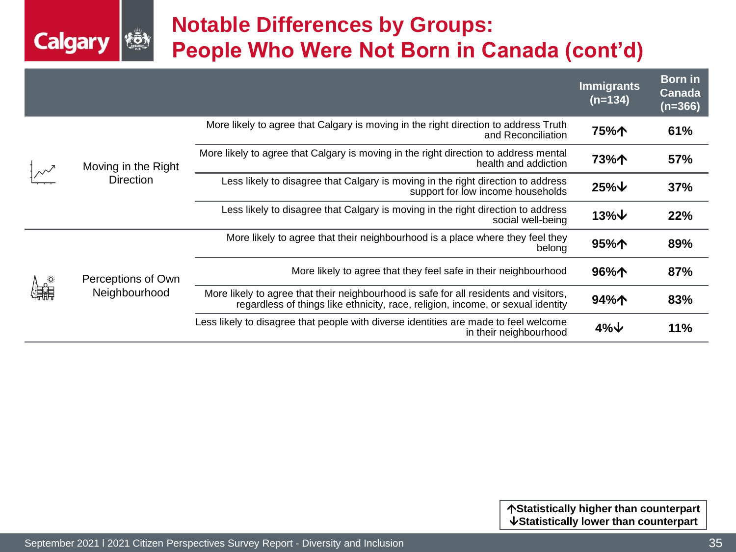# Notable Differences by Groups: People Who Were Not Born in Canada (cont'd)

| | | Immigrants (n=134) | Born in Canada (n=366) |
|---|---|---|---|
| Moving in the Right Direction | More likely to agree that Calgary is moving in the right direction to address Truth and Reconciliation | 75%↑ | 61% |
| | More likely to agree that Calgary is moving in the right direction to address mental health and addiction | 73%↑ | 57% |
| | Less likely to disagree that Calgary is moving in the right direction to address support for low income households | 25%↓ | 37% |
| | Less likely to disagree that Calgary is moving in the right direction to address social well-being | 13%↓ | 22% |
| Perceptions of Own Neighbourhood | More likely to agree that their neighbourhood is a place where they feel they belong | 95%↑ | 89% |
| | More likely to agree that they feel safe in their neighbourhood | 96%↑ | 87% |
| | More likely to agree that their neighbourhood is safe for all residents and visitors, regardless of things like ethnicity, race, religion, income, or sexual identity | 94%↑ | 83% |
| | Less likely to disagree that people with diverse identities are made to feel welcome in their neighbourhood | 4%↓ | 11% |

**↑Statistically higher than counterpart**
**↓Statistically lower than counterpart**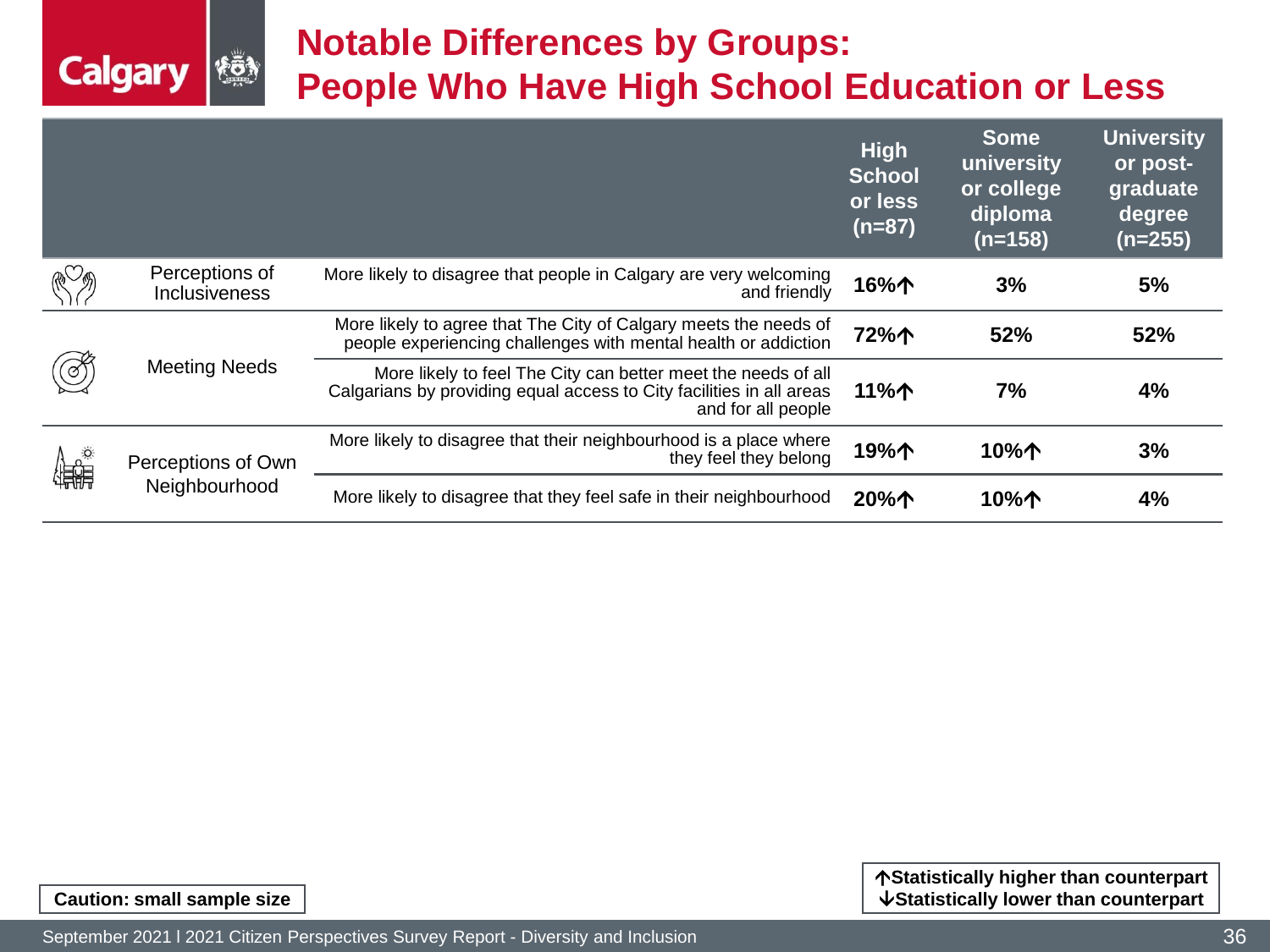# Notable Differences by Groups: People Who Have High School Education or Less

| | | High School or less (n=87) | Some university or college diploma (n=158) | University or post-graduate degree (n=255) |
|---|---|---|---|---|
| Perceptions of Inclusiveness | More likely to disagree that people in Calgary are very welcoming and friendly | **16%↑** | **3%** | **5%** |
| Meeting Needs | More likely to agree that The City of Calgary meets the needs of people experiencing challenges with mental health or addiction | **72%↑** | **52%** | **52%** |
| | More likely to feel The City can better meet the needs of all Calgarians by providing equal access to City facilities in all areas and for all people | **11%↑** | **7%** | **4%** |
| Perceptions of Own Neighbourhood | More likely to disagree that their neighbourhood is a place where they feel they belong | **19%↑** | **10%↑** | **3%** |
| | More likely to disagree that they feel safe in their neighbourhood | **20%↑** | **10%↑** | **4%** |

**Caution: small sample size**

**↑Statistically higher than counterpart**
**↓Statistically lower than counterpart**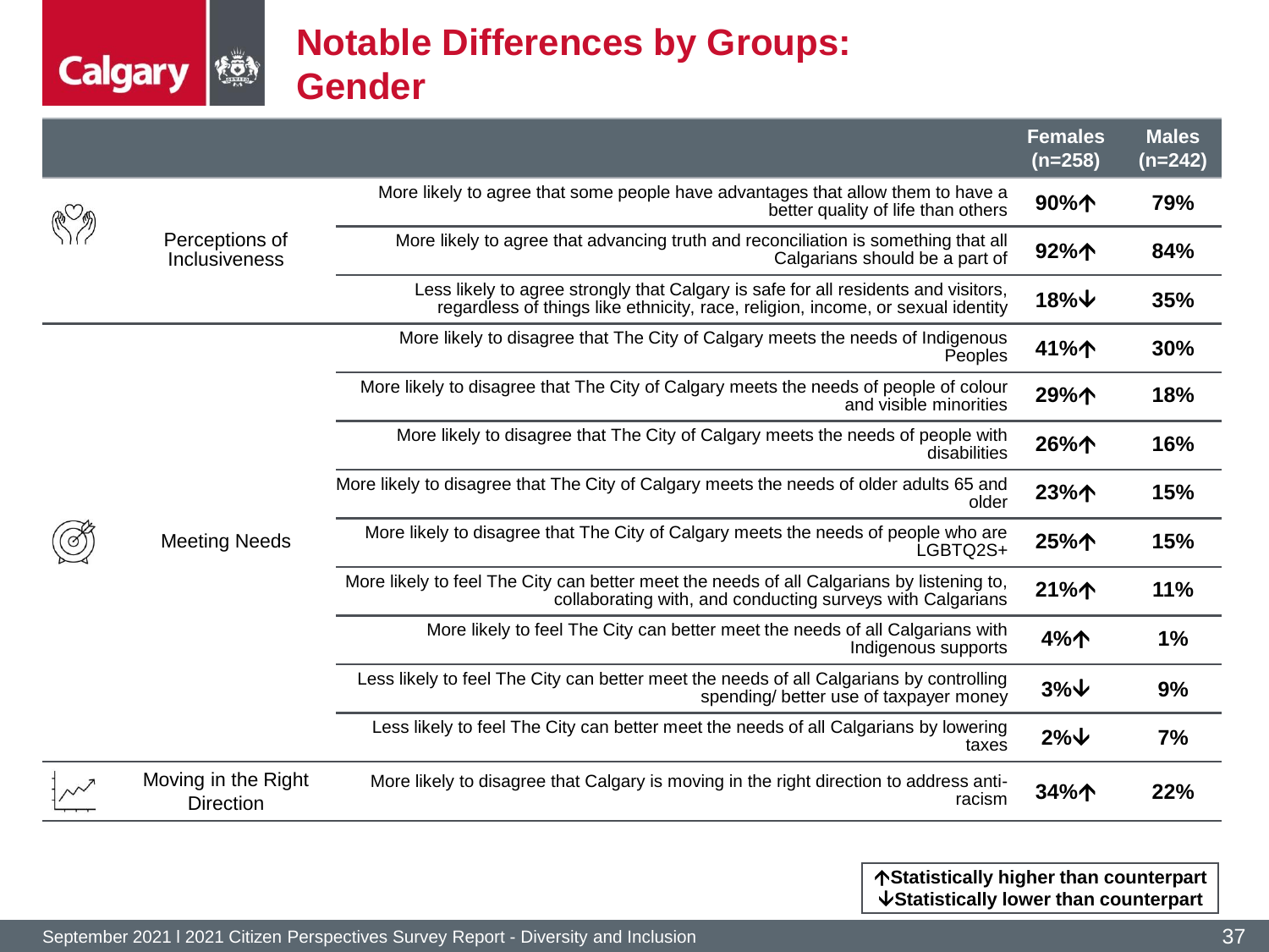# Notable Differences by Groups: Gender

| | | Females (n=258) | Males (n=242) |
|---|---|---|---|
| Perceptions of Inclusiveness | More likely to agree that some people have advantages that allow them to have a better quality of life than others | **90%↑** | **79%** |
| | More likely to agree that advancing truth and reconciliation is something that all Calgarians should be a part of | **92%↑** | **84%** |
| | Less likely to agree strongly that Calgary is safe for all residents and visitors, regardless of things like ethnicity, race, religion, income, or sexual identity | **18%↓** | **35%** |
| Meeting Needs | More likely to disagree that The City of Calgary meets the needs of Indigenous Peoples | **41%↑** | **30%** |
| | More likely to disagree that The City of Calgary meets the needs of people of colour and visible minorities | **29%↑** | **18%** |
| | More likely to disagree that The City of Calgary meets the needs of people with disabilities | **26%↑** | **16%** |
| | More likely to disagree that The City of Calgary meets the needs of older adults 65 and older | **23%↑** | **15%** |
| | More likely to disagree that The City of Calgary meets the needs of people who are LGBTQ2S+ | **25%↑** | **15%** |
| | More likely to feel The City can better meet the needs of all Calgarians by listening to, collaborating with, and conducting surveys with Calgarians | **21%↑** | **11%** |
| | More likely to feel The City can better meet the needs of all Calgarians with Indigenous supports | **4%↑** | **1%** |
| | Less likely to feel The City can better meet the needs of all Calgarians by controlling spending/ better use of taxpayer money | **3%↓** | **9%** |
| | Less likely to feel The City can better meet the needs of all Calgarians by lowering taxes | **2%↓** | **7%** |
| Moving in the Right Direction | More likely to disagree that Calgary is moving in the right direction to address anti-racism | **34%↑** | **22%** |

**↑Statistically higher than counterpart**
**↓Statistically lower than counterpart**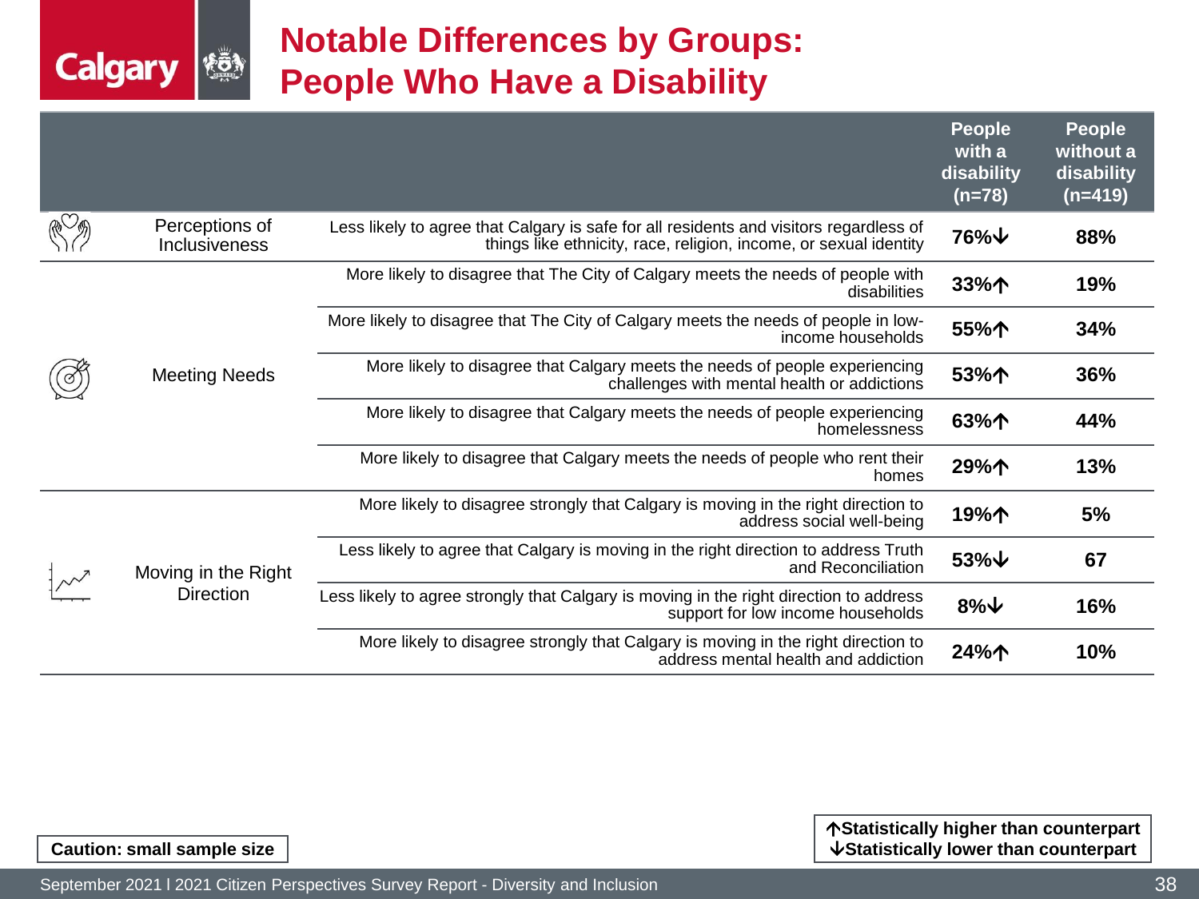# Notable Differences by Groups: People Who Have a Disability

| | | People with a disability (n=78) | People without a disability (n=419) |
|---|---|---|---|
| Perceptions of Inclusiveness | Less likely to agree that Calgary is safe for all residents and visitors regardless of things like ethnicity, race, religion, income, or sexual identity | 76%↓ | 88% |
| Meeting Needs | More likely to disagree that The City of Calgary meets the needs of people with disabilities | 33%↑ | 19% |
| | More likely to disagree that The City of Calgary meets the needs of people in low-income households | 55%↑ | 34% |
| | More likely to disagree that Calgary meets the needs of people experiencing challenges with mental health or addictions | 53%↑ | 36% |
| | More likely to disagree that Calgary meets the needs of people experiencing homelessness | 63%↑ | 44% |
| | More likely to disagree that Calgary meets the needs of people who rent their homes | 29%↑ | 13% |
| Moving in the Right Direction | More likely to disagree strongly that Calgary is moving in the right direction to address social well-being | 19%↑ | 5% |
| | Less likely to agree that Calgary is moving in the right direction to address Truth and Reconciliation | 53%↓ | 67 |
| | Less likely to agree strongly that Calgary is moving in the right direction to address support for low income households | 8%↓ | 16% |
| | More likely to disagree strongly that Calgary is moving in the right direction to address mental health and addiction | 24%↑ | 10% |

**Caution: small sample size**

**↑Statistically higher than counterpart**
**↓Statistically lower than counterpart**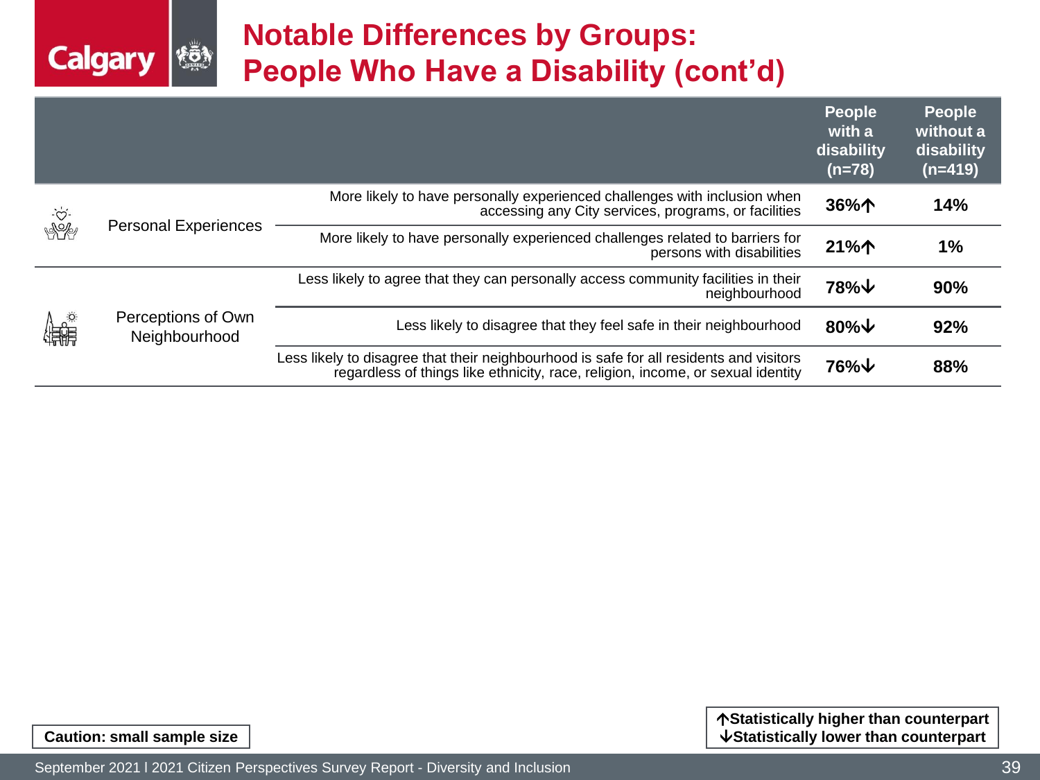# Notable Differences by Groups: People Who Have a Disability (cont'd)

| | | People with a disability (n=78) | People without a disability (n=419) |
|---|---|---|---|
| Personal Experiences | More likely to have personally experienced challenges with inclusion when accessing any City services, programs, or facilities | 36%↑ | 14% |
| | More likely to have personally experienced challenges related to barriers for persons with disabilities | 21%↑ | 1% |
| Perceptions of Own Neighbourhood | Less likely to agree that they can personally access community facilities in their neighbourhood | 78%↓ | 90% |
| | Less likely to disagree that they feel safe in their neighbourhood | 80%↓ | 92% |
| | Less likely to disagree that their neighbourhood is safe for all residents and visitors regardless of things like ethnicity, race, religion, income, or sexual identity | 76%↓ | 88% |

**Caution: small sample size**

**↑Statistically higher than counterpart**
**↓Statistically lower than counterpart**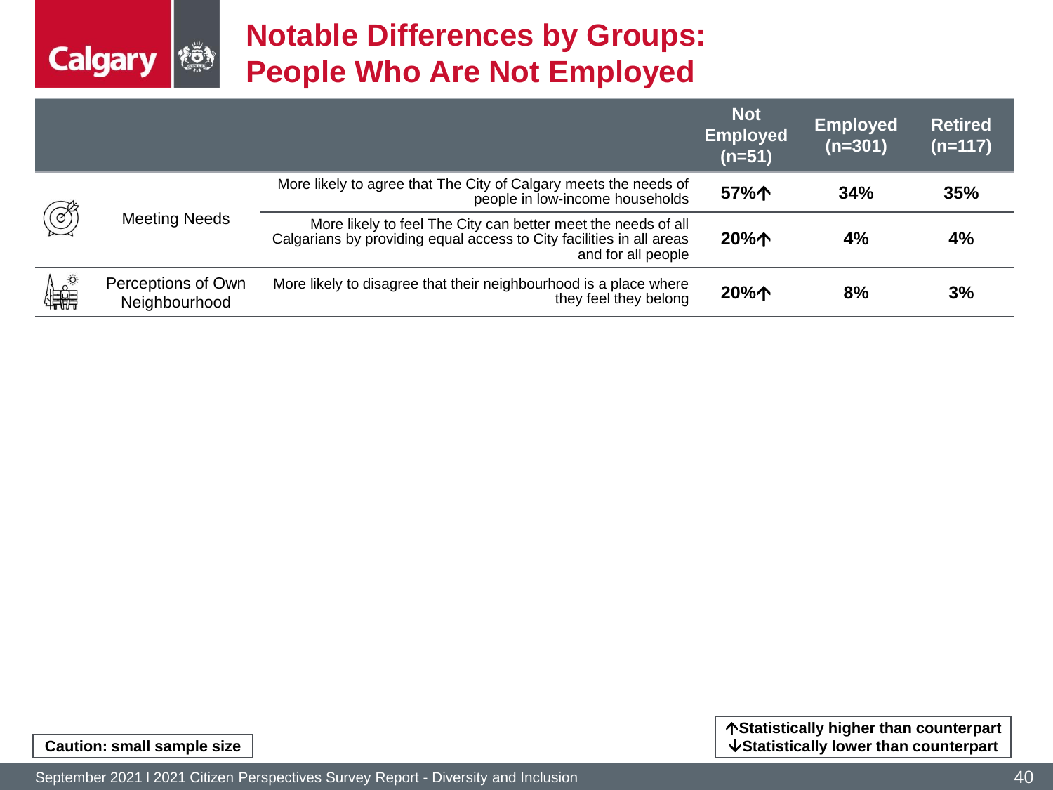# Notable Differences by Groups: People Who Are Not Employed

| | | Not Employed (n=51) | Employed (n=301) | Retired (n=117) |
|---|---|---|---|---|
| Meeting Needs | More likely to agree that The City of Calgary meets the needs of people in low-income households | **57%↑** | **34%** | **35%** |
| | More likely to feel The City can better meet the needs of all Calgarians by providing equal access to City facilities in all areas and for all people | **20%↑** | **4%** | **4%** |
| Perceptions of Own Neighbourhood | More likely to disagree that their neighbourhood is a place where they feel they belong | **20%↑** | **8%** | **3%** |

**Caution: small sample size**

**↑Statistically higher than counterpart**
**↓Statistically lower than counterpart**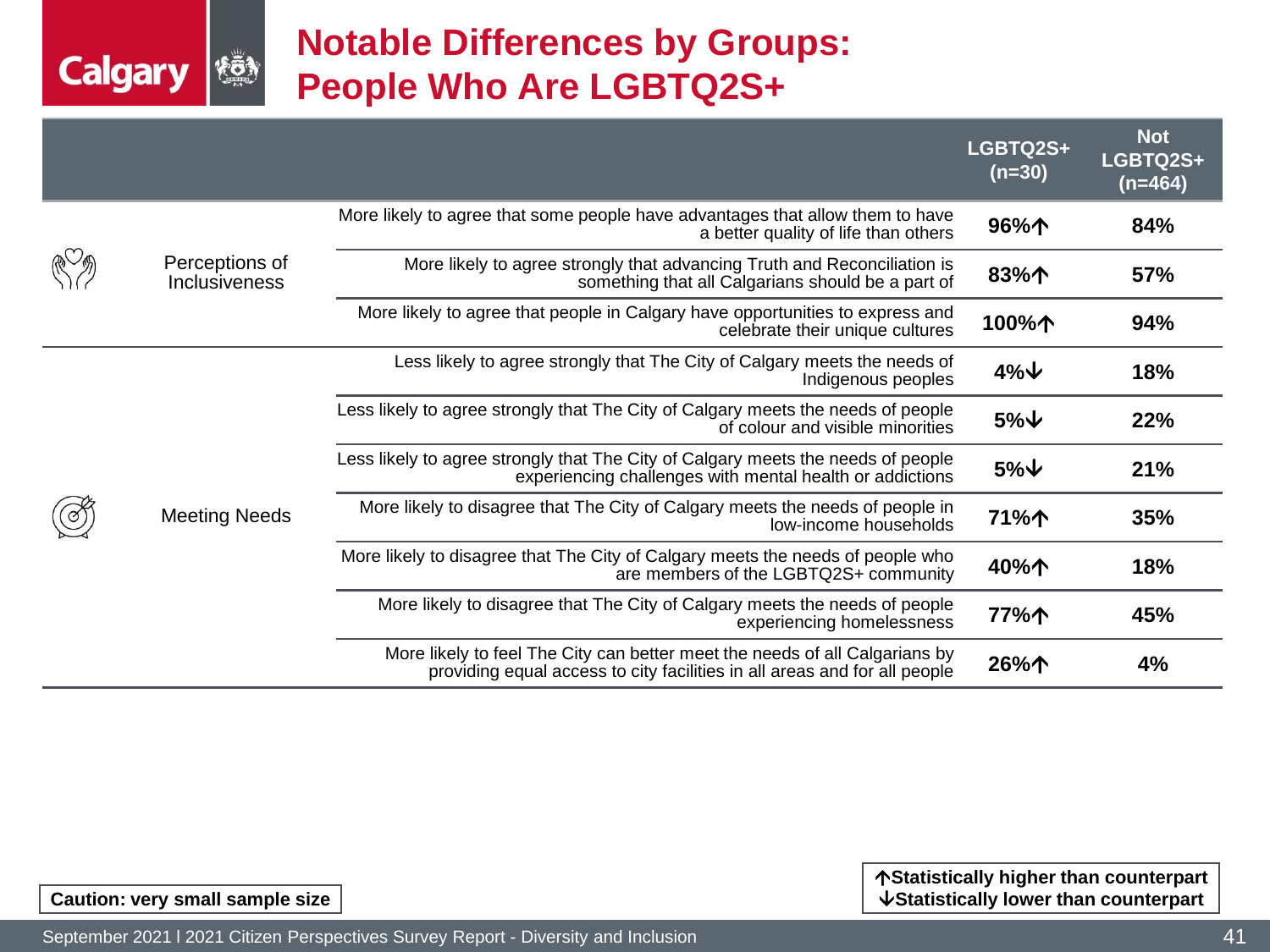# Notable Differences by Groups: People Who Are LGBTQ2S+

| | | LGBTQ2S+ (n=30) | Not LGBTQ2S+ (n=464) |
|---|---|---|---|
| Perceptions of Inclusiveness | More likely to agree that some people have advantages that allow them to have a better quality of life than others | 96%↑ | 84% |
| | More likely to agree strongly that advancing Truth and Reconciliation is something that all Calgarians should be a part of | 83%↑ | 57% |
| | More likely to agree that people in Calgary have opportunities to express and celebrate their unique cultures | 100%↑ | 94% |
| Meeting Needs | Less likely to agree strongly that The City of Calgary meets the needs of Indigenous peoples | 4%↓ | 18% |
| | Less likely to agree strongly that The City of Calgary meets the needs of people of colour and visible minorities | 5%↓ | 22% |
| | Less likely to agree strongly that The City of Calgary meets the needs of people experiencing challenges with mental health or addictions | 5%↓ | 21% |
| | More likely to disagree that The City of Calgary meets the needs of people in low-income households | 71%↑ | 35% |
| | More likely to disagree that The City of Calgary meets the needs of people who are members of the LGBTQ2S+ community | 40%↑ | 18% |
| | More likely to disagree that The City of Calgary meets the needs of people experiencing homelessness | 77%↑ | 45% |
| | More likely to feel The City can better meet the needs of all Calgarians by providing equal access to city facilities in all areas and for all people | 26%↑ | 4% |

**Caution: very small sample size**

**↑Statistically higher than counterpart**
**↓Statistically lower than counterpart**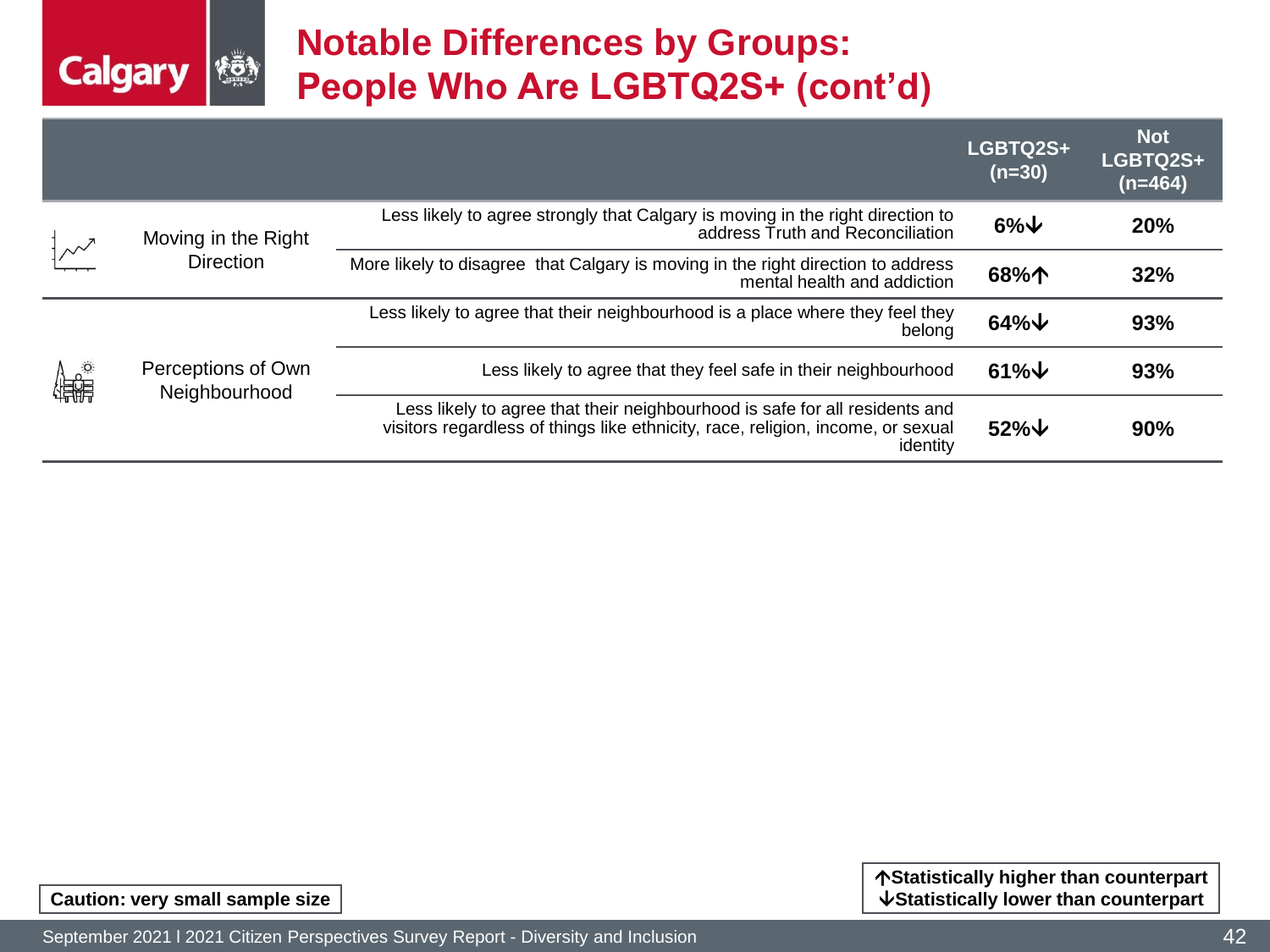# Notable Differences by Groups: People Who Are LGBTQ2S+ (cont'd)

| | | LGBTQ2S+ (n=30) | Not LGBTQ2S+ (n=464) |
|---|---|---|---|
| Moving in the Right Direction | Less likely to agree strongly that Calgary is moving in the right direction to address Truth and Reconciliation | 6%↓ | 20% |
| | More likely to disagree that Calgary is moving in the right direction to address mental health and addiction | 68%↑ | 32% |
| Perceptions of Own Neighbourhood | Less likely to agree that their neighbourhood is a place where they feel they belong | 64%↓ | 93% |
| | Less likely to agree that they feel safe in their neighbourhood | 61%↓ | 93% |
| | Less likely to agree that their neighbourhood is safe for all residents and visitors regardless of things like ethnicity, race, religion, income, or sexual identity | 52%↓ | 90% |

**Caution: very small sample size**

**↑Statistically higher than counterpart**
**↓Statistically lower than counterpart**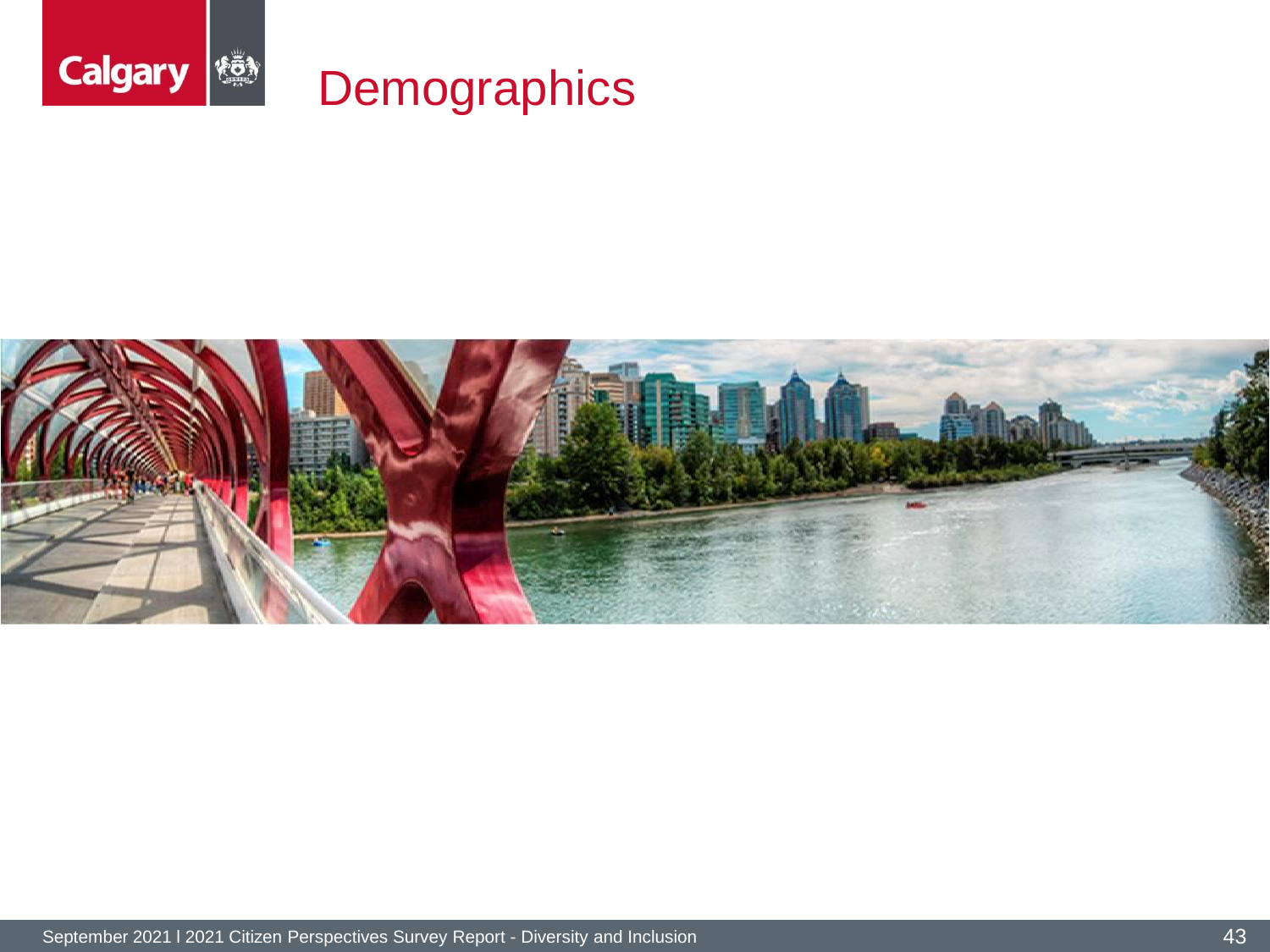# Demographics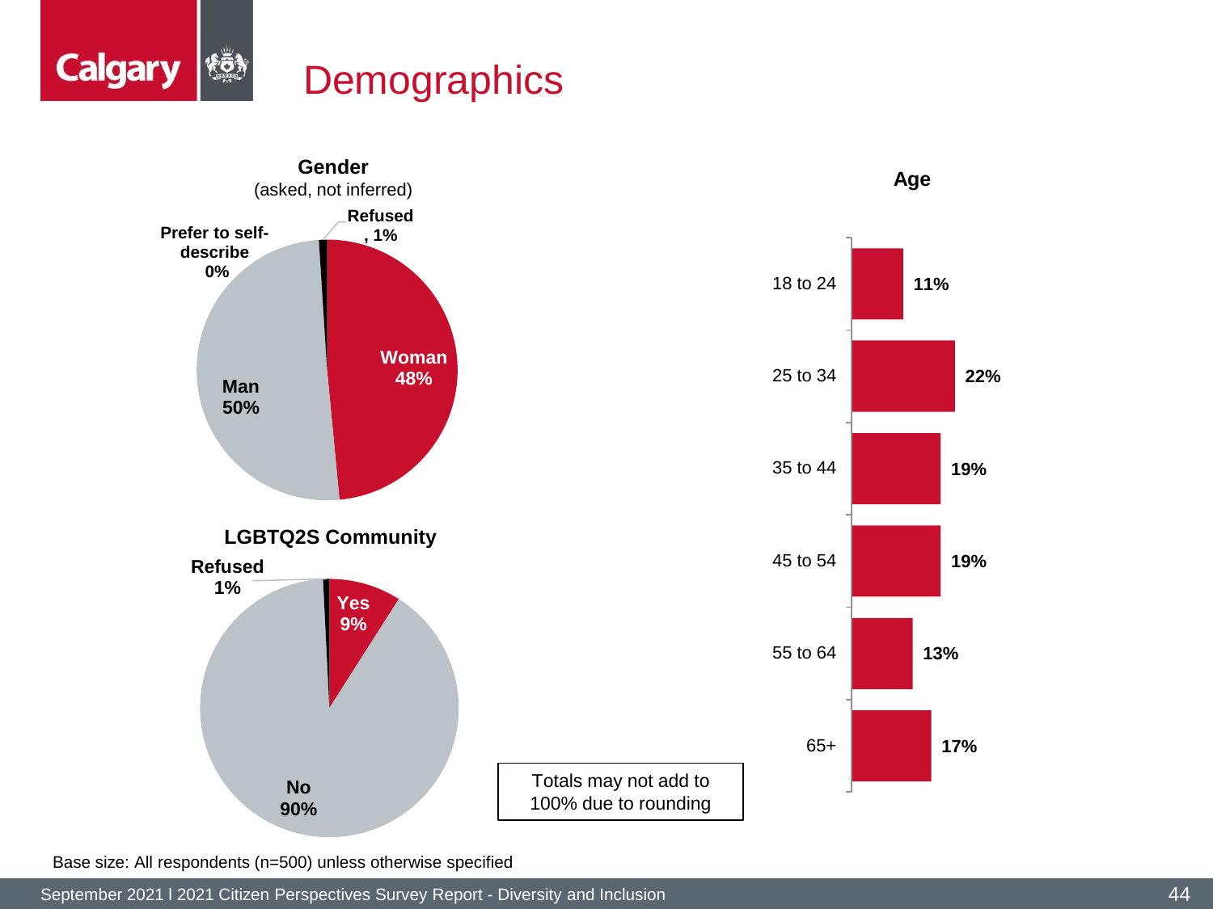# Demographics

**Gender**
(asked, not inferred)

| Gender | % |
| --- | --- |
| Woman | 48% |
| Man | 50% |
| Prefer to self-describe | 0% |
| Refused | 1% |

**LGBTQ2S Community**

| Response | % |
| --- | --- |
| Yes | 9% |
| No | 90% |
| Refused | 1% |

**Age**

| Age | % |
| --- | --- |
| 18 to 24 | 11% |
| 25 to 34 | 22% |
| 35 to 44 | 19% |
| 45 to 54 | 19% |
| 55 to 64 | 13% |
| 65+ | 17% |

Totals may not add to 100% due to rounding

Base size: All respondents (n=500) unless otherwise specified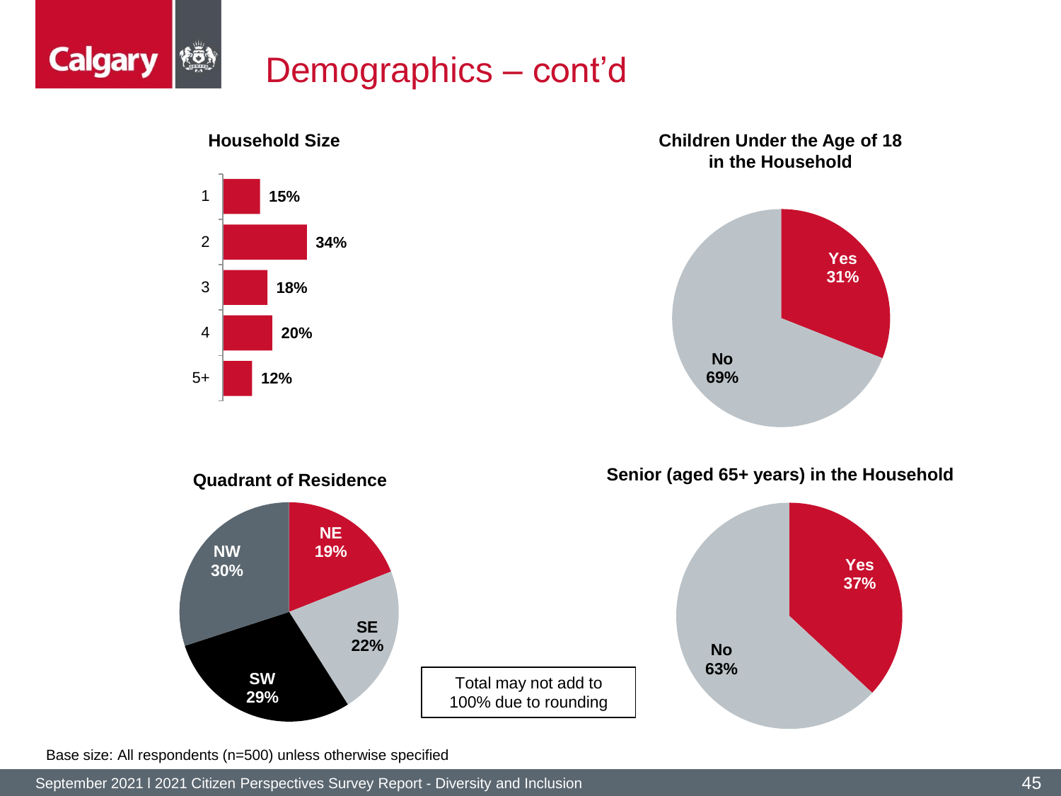# Demographics – cont'd

### Household Size

| Household Size | % |
|---|---|
| 1 | 15% |
| 2 | 34% |
| 3 | 18% |
| 4 | 20% |
| 5+ | 12% |

### Children Under the Age of 18 in the Household

| Response | % |
|---|---|
| Yes | 31% |
| No | 69% |

### Quadrant of Residence

| Quadrant | % |
|---|---|
| NE | 19% |
| SE | 22% |
| SW | 29% |
| NW | 30% |

### Senior (aged 65+ years) in the Household

| Response | % |
|---|---|
| Yes | 37% |
| No | 63% |

Total may not add to 100% due to rounding

Base size: All respondents (n=500) unless otherwise specified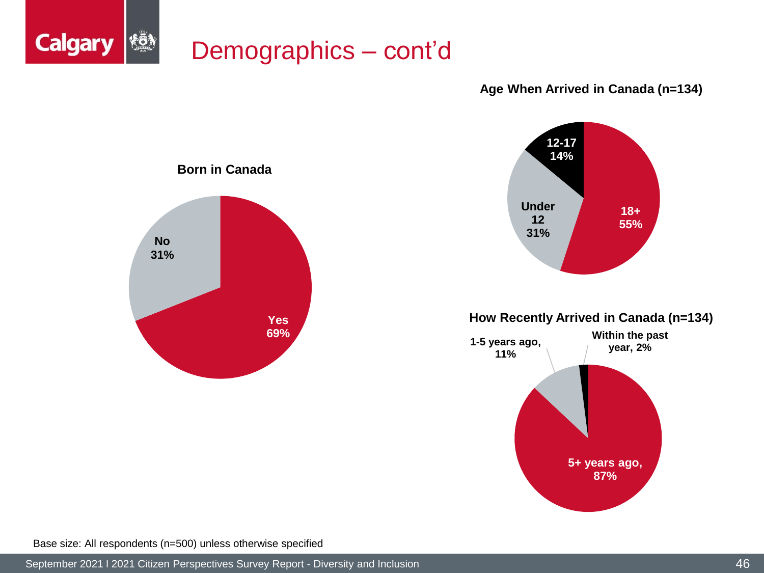# Demographics – cont'd

### Born in Canada

| Response | Percent |
|---|---|
| Yes | 69% |
| No | 31% |

### Age When Arrived in Canada (n=134)

| Age | Percent |
|---|---|
| 18+ | 55% |
| Under 12 | 31% |
| 12-17 | 14% |

### How Recently Arrived in Canada (n=134)

| Arrival | Percent |
|---|---|
| 5+ years ago | 87% |
| 1-5 years ago | 11% |
| Within the past year | 2% |

Base size: All respondents (n=500) unless otherwise specified

September 2021 l 2021 Citizen Perspectives Survey Report - Diversity and Inclusion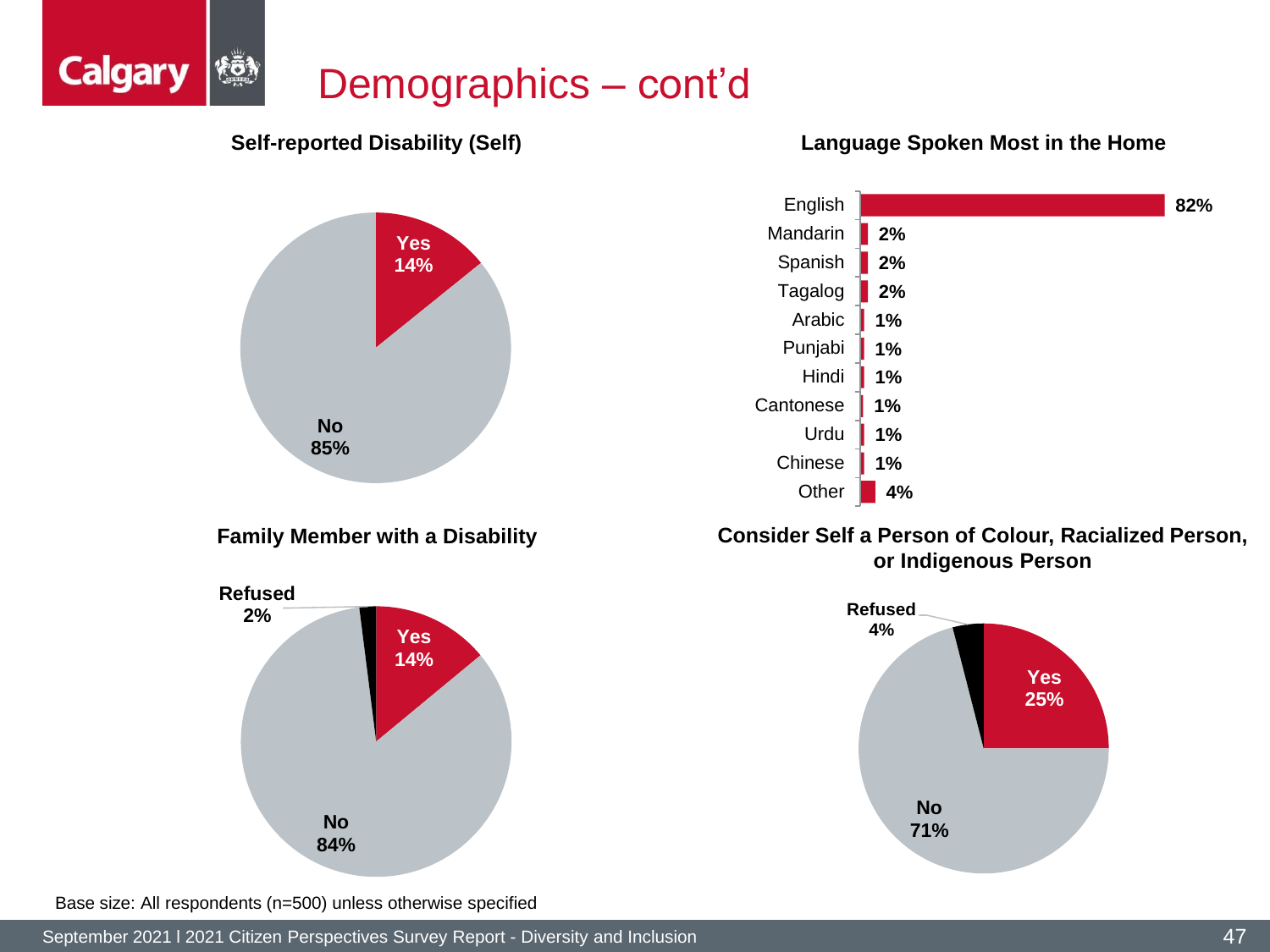# Demographics – cont'd

### Self-reported Disability (Self)

| Response | % |
|---|---|
| Yes | 14% |
| No | 85% |

### Language Spoken Most in the Home

| Language | % |
|---|---|
| English | 82% |
| Mandarin | 2% |
| Spanish | 2% |
| Tagalog | 2% |
| Arabic | 1% |
| Punjabi | 1% |
| Hindi | 1% |
| Cantonese | 1% |
| Urdu | 1% |
| Chinese | 1% |
| Other | 4% |

### Family Member with a Disability

| Response | % |
|---|---|
| Yes | 14% |
| No | 84% |
| Refused | 2% |

### Consider Self a Person of Colour, Racialized Person, or Indigenous Person

| Response | % |
|---|---|
| Yes | 25% |
| No | 71% |
| Refused | 4% |

Base size: All respondents (n=500) unless otherwise specified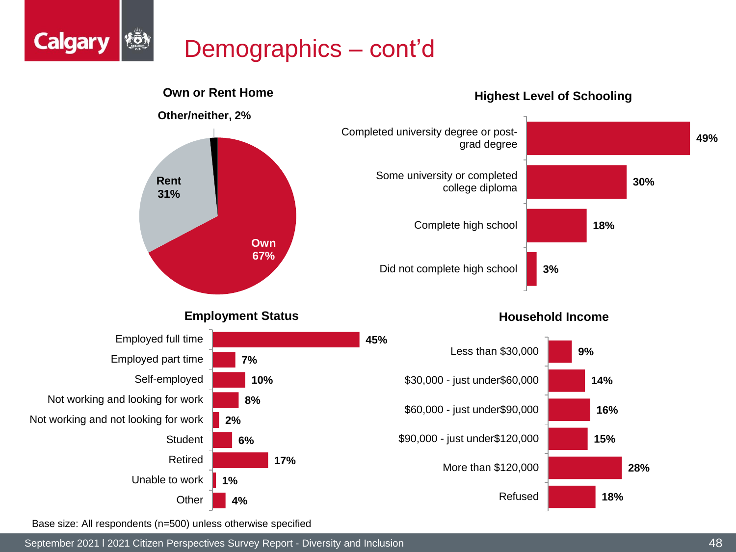# Demographics – cont'd

### Own or Rent Home

| Response | % |
|---|---|
| Own | 67% |
| Rent | 31% |
| Other/neither | 2% |

### Highest Level of Schooling

| Response | % |
|---|---|
| Completed university degree or post-grad degree | 49% |
| Some university or completed college diploma | 30% |
| Complete high school | 18% |
| Did not complete high school | 3% |

### Employment Status

| Response | % |
|---|---|
| Employed full time | 45% |
| Employed part time | 7% |
| Self-employed | 10% |
| Not working and looking for work | 8% |
| Not working and not looking for work | 2% |
| Student | 6% |
| Retired | 17% |
| Unable to work | 1% |
| Other | 4% |

### Household Income

| Response | % |
|---|---|
| Less than $30,000 | 9% |
| $30,000 - just under$60,000 | 14% |
| $60,000 - just under$90,000 | 16% |
| $90,000 - just under$120,000 | 15% |
| More than $120,000 | 28% |
| Refused | 18% |

Base size: All respondents (n=500) unless otherwise specified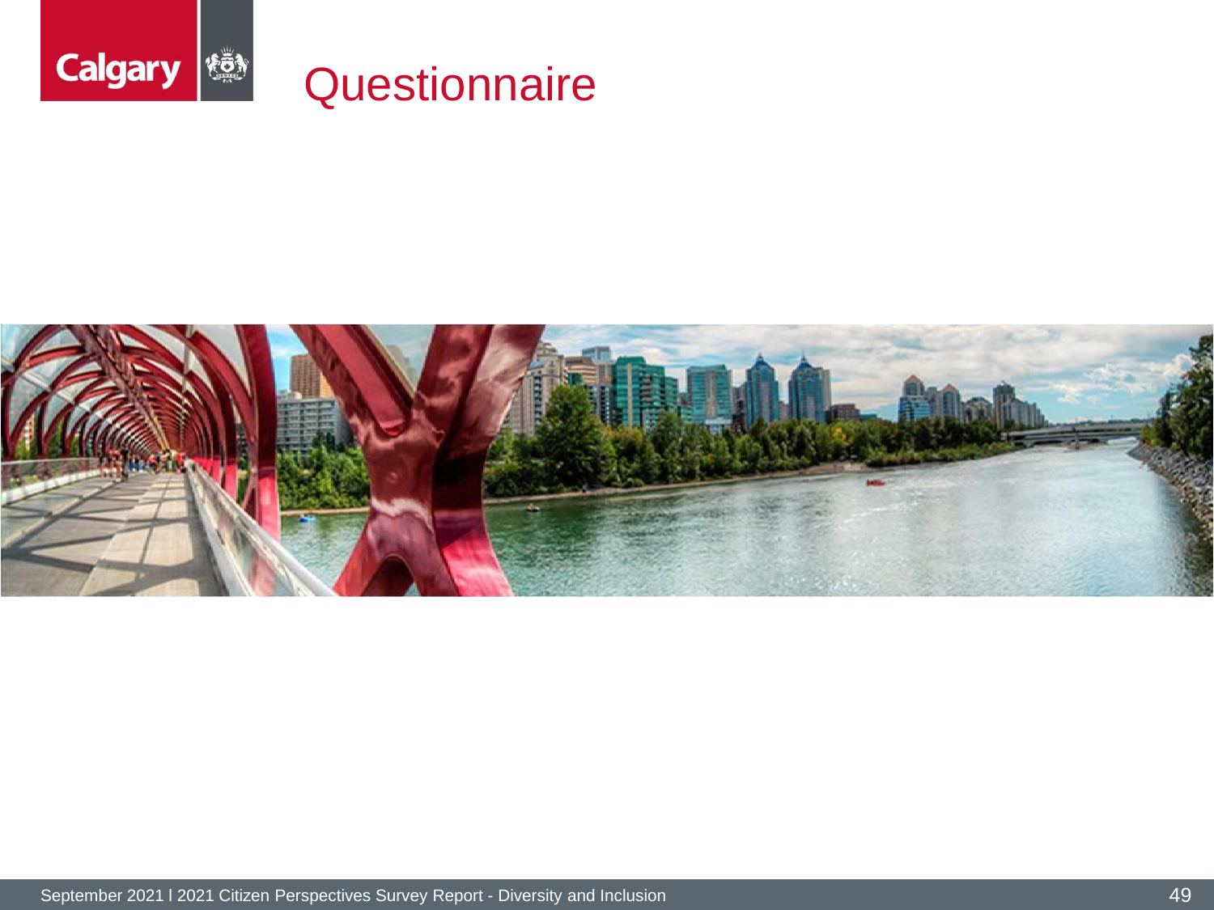# Questionnaire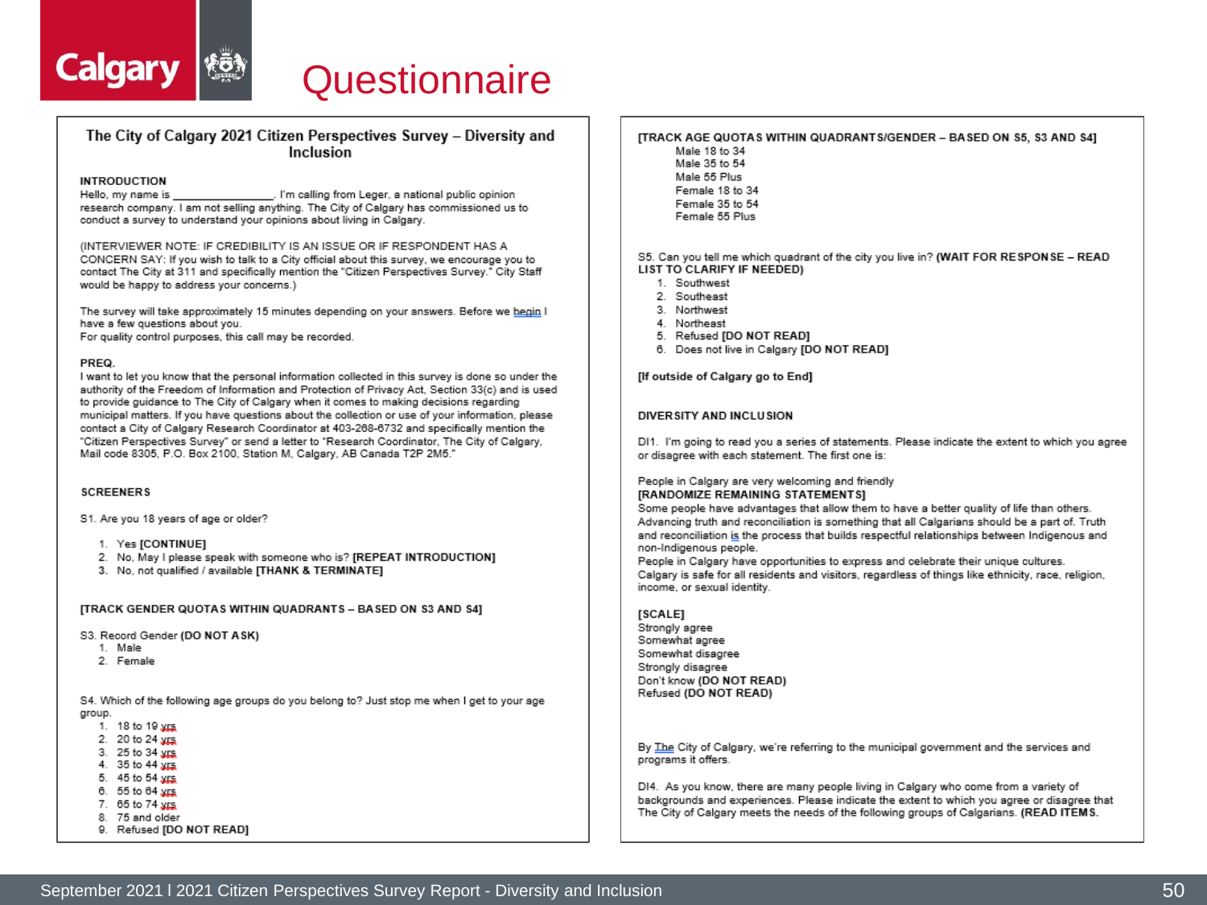# Questionnaire

## The City of Calgary 2021 Citizen Perspectives Survey – Diversity and Inclusion

**INTRODUCTION**

Hello, my name is _______________. I'm calling from Leger, a national public opinion research company. I am not selling anything. The City of Calgary has commissioned us to conduct a survey to understand your opinions about living in Calgary.

(INTERVIEWER NOTE: IF CREDIBILITY IS AN ISSUE OR IF RESPONDENT HAS A CONCERN SAY: If you wish to talk to a City official about this survey, we encourage you to contact The City at 311 and specifically mention the "Citizen Perspectives Survey." City Staff would be happy to address your concerns.)

The survey will take approximately 15 minutes depending on your answers. Before we begin I have a few questions about you.
For quality control purposes, this call may be recorded.

**PREQ.**

I want to let you know that the personal information collected in this survey is done so under the authority of the Freedom of Information and Protection of Privacy Act, Section 33(c) and is used to provide guidance to The City of Calgary when it comes to making decisions regarding municipal matters. If you have questions about the collection or use of your information, please contact a City of Calgary Research Coordinator at 403-268-6732 and specifically mention the "Citizen Perspectives Survey" or send a letter to "Research Coordinator, The City of Calgary, Mail code 8305, P.O. Box 2100, Station M, Calgary, AB Canada T2P 2M5."

**SCREENERS**

S1. Are you 18 years of age or older?

1. Yes **[CONTINUE]**
2. No, May I please speak with someone who is? **[REPEAT INTRODUCTION]**
3. No, not qualified / available **[THANK & TERMINATE]**

**[TRACK GENDER QUOTAS WITHIN QUADRANTS – BASED ON S3 AND S4]**

S3. Record Gender **(DO NOT ASK)**

1. Male
2. Female

S4. Which of the following age groups do you belong to? Just stop me when I get to your age group.

1. 18 to 19 yrs
2. 20 to 24 yrs
3. 25 to 34 yrs
4. 35 to 44 yrs
5. 45 to 54 yrs
6. 55 to 64 yrs
7. 65 to 74 yrs
8. 75 and older
9. Refused **[DO NOT READ]**

**[TRACK AGE QUOTAS WITHIN QUADRANTS/GENDER – BASED ON S5, S3 AND S4]**

- Male 18 to 34
- Male 35 to 54
- Male 55 Plus
- Female 18 to 34
- Female 35 to 54
- Female 55 Plus

S5. Can you tell me which quadrant of the city you live in? **(WAIT FOR RESPONSE – READ LIST TO CLARIFY IF NEEDED)**

1. Southwest
2. Southeast
3. Northwest
4. Northeast
5. Refused **[DO NOT READ]**
6. Does not live in Calgary **[DO NOT READ]**

**[If outside of Calgary go to End]**

**DIVERSITY AND INCLUSION**

DI1. I'm going to read you a series of statements. Please indicate the extent to which you agree or disagree with each statement. The first one is:

People in Calgary are very welcoming and friendly
**[RANDOMIZE REMAINING STATEMENTS]**
Some people have advantages that allow them to have a better quality of life than others.
Advancing truth and reconciliation is something that all Calgarians should be a part of. Truth and reconciliation is the process that builds respectful relationships between Indigenous and non-Indigenous people.
People in Calgary have opportunities to express and celebrate their unique cultures.
Calgary is safe for all residents and visitors, regardless of things like ethnicity, race, religion, income, or sexual identity.

**[SCALE]**
Strongly agree
Somewhat agree
Somewhat disagree
Strongly disagree
Don't know **(DO NOT READ)**
Refused **(DO NOT READ)**

By The City of Calgary, we're referring to the municipal government and the services and programs it offers.

DI4. As you know, there are many people living in Calgary who come from a variety of backgrounds and experiences. Please indicate the extent to which you agree or disagree that The City of Calgary meets the needs of the following groups of Calgarians. **(READ ITEMS.**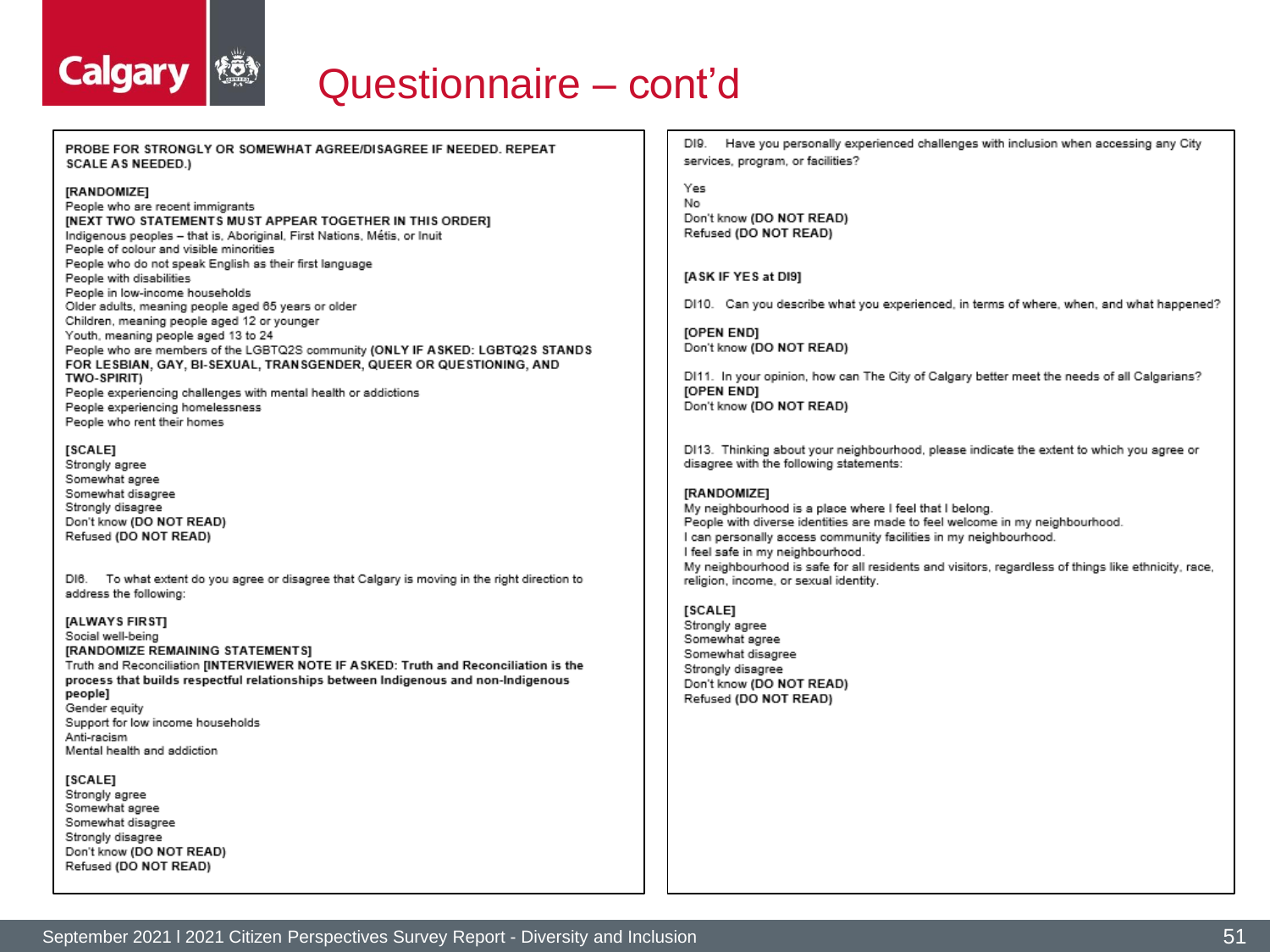# Questionnaire – cont'd

**PROBE FOR STRONGLY OR SOMEWHAT AGREE/DISAGREE IF NEEDED. REPEAT SCALE AS NEEDED.)**

**[RANDOMIZE]**
People who are recent immigrants
**[NEXT TWO STATEMENTS MUST APPEAR TOGETHER IN THIS ORDER]**
Indigenous peoples – that is, Aboriginal, First Nations, Métis, or Inuit
People of colour and visible minorities
People who do not speak English as their first language
People with disabilities
People in low-income households
Older adults, meaning people aged 65 years or older
Children, meaning people aged 12 or younger
Youth, meaning people aged 13 to 24
People who are members of the LGBTQ2S community **(ONLY IF ASKED: LGBTQ2S STANDS FOR LESBIAN, GAY, BI-SEXUAL, TRANSGENDER, QUEER OR QUESTIONING, AND TWO-SPIRIT)**
People experiencing challenges with mental health or addictions
People experiencing homelessness
People who rent their homes

**[SCALE]**
Strongly agree
Somewhat agree
Somewhat disagree
Strongly disagree
Don't know **(DO NOT READ)**
Refused **(DO NOT READ)**

DI6. To what extent do you agree or disagree that Calgary is moving in the right direction to address the following:

**[ALWAYS FIRST]**
Social well-being
**[RANDOMIZE REMAINING STATEMENTS]**
Truth and Reconciliation **[INTERVIEWER NOTE IF ASKED: Truth and Reconciliation is the process that builds respectful relationships between Indigenous and non-Indigenous people]**
Gender equity
Support for low income households
Anti-racism
Mental health and addiction

**[SCALE]**
Strongly agree
Somewhat agree
Somewhat disagree
Strongly disagree
Don't know **(DO NOT READ)**
Refused **(DO NOT READ)**

DI9. Have you personally experienced challenges with inclusion when accessing any City services, program, or facilities?

Yes
No
Don't know **(DO NOT READ)**
Refused **(DO NOT READ)**

**[ASK IF YES at DI9]**

DI10. Can you describe what you experienced, in terms of where, when, and what happened?

**[OPEN END]**
Don't know **(DO NOT READ)**

DI11. In your opinion, how can The City of Calgary better meet the needs of all Calgarians?
**[OPEN END]**
Don't know **(DO NOT READ)**

DI13. Thinking about your neighbourhood, please indicate the extent to which you agree or disagree with the following statements:

**[RANDOMIZE]**
My neighbourhood is a place where I feel that I belong.
People with diverse identities are made to feel welcome in my neighbourhood.
I can personally access community facilities in my neighbourhood.
I feel safe in my neighbourhood.
My neighbourhood is safe for all residents and visitors, regardless of things like ethnicity, race, religion, income, or sexual identity.

**[SCALE]**
Strongly agree
Somewhat agree
Somewhat disagree
Strongly disagree
Don't know **(DO NOT READ)**
Refused **(DO NOT READ)**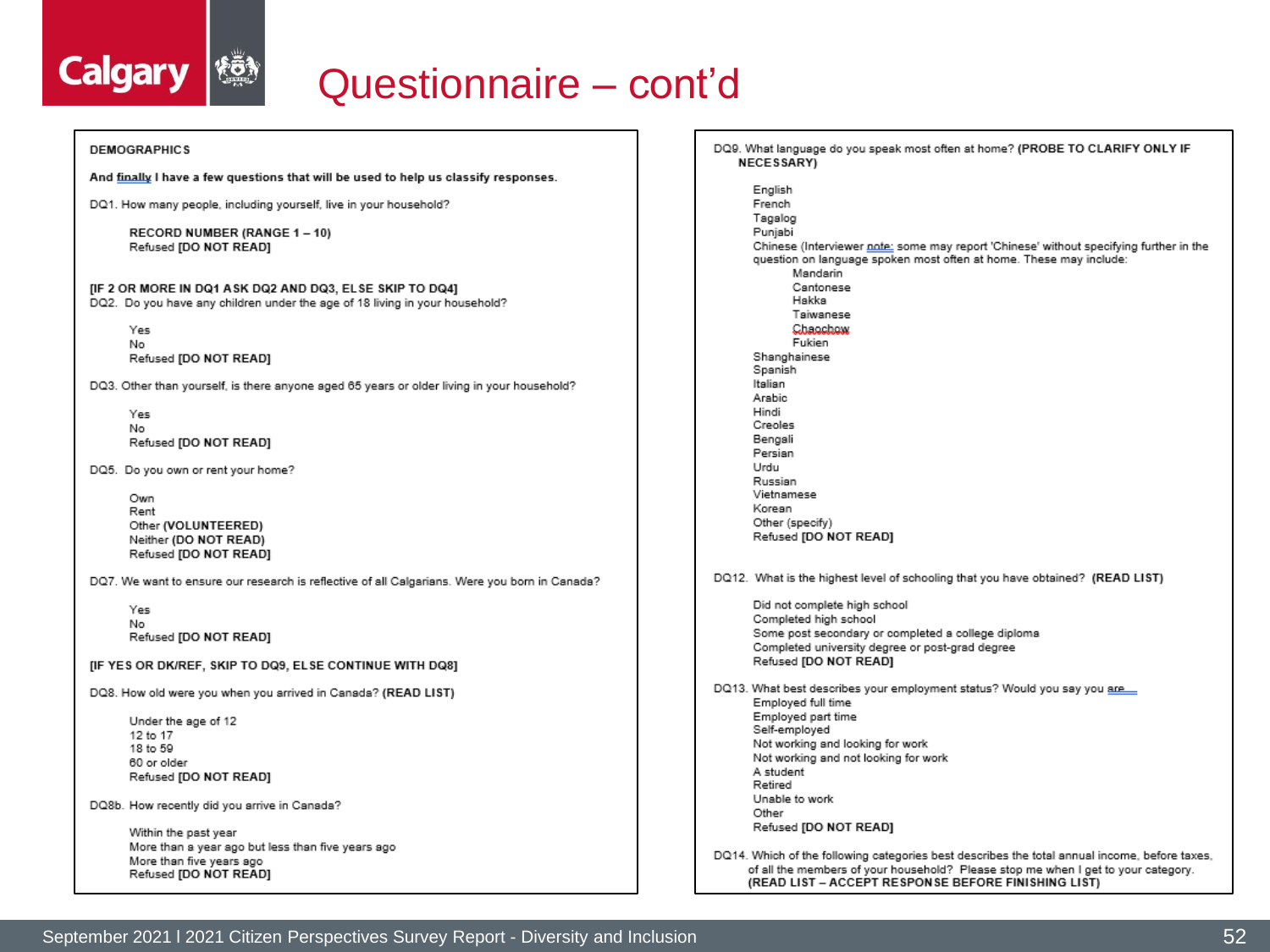# Questionnaire – cont'd

**DEMOGRAPHICS**

**And finally I have a few questions that will be used to help us classify responses.**

DQ1. How many people, including yourself, live in your household?

- **RECORD NUMBER (RANGE 1 – 10)**
- Refused **[DO NOT READ]**

**[IF 2 OR MORE IN DQ1 ASK DQ2 AND DQ3, ELSE SKIP TO DQ4]**

DQ2. Do you have any children under the age of 18 living in your household?

- Yes
- No
- Refused **[DO NOT READ]**

DQ3. Other than yourself, is there anyone aged 65 years or older living in your household?

- Yes
- No
- Refused **[DO NOT READ]**

DQ5. Do you own or rent your home?

- Own
- Rent
- Other **(VOLUNTEERED)**
- Neither **(DO NOT READ)**
- Refused **[DO NOT READ]**

DQ7. We want to ensure our research is reflective of all Calgarians. Were you born in Canada?

- Yes
- No
- Refused **[DO NOT READ]**

**[IF YES OR DK/REF, SKIP TO DQ9, ELSE CONTINUE WITH DQ8]**

DQ8. How old were you when you arrived in Canada? **(READ LIST)**

- Under the age of 12
- 12 to 17
- 18 to 59
- 60 or older
- Refused **[DO NOT READ]**

DQ8b. How recently did you arrive in Canada?

- Within the past year
- More than a year ago but less than five years ago
- More than five years ago
- Refused **[DO NOT READ]**

DQ9. What language do you speak most often at home? **(PROBE TO CLARIFY ONLY IF NECESSARY)**

- English
- French
- Tagalog
- Punjabi
- Chinese (Interviewer note: some may report 'Chinese' without specifying further in the question on language spoken most often at home. These may include:
  - Mandarin
  - Cantonese
  - Hakka
  - Taiwanese
  - Chaochow
  - Fukien
- Shanghainese
- Spanish
- Italian
- Arabic
- Hindi
- Creoles
- Bengali
- Persian
- Urdu
- Russian
- Vietnamese
- Korean
- Other (specify)
- Refused **[DO NOT READ]**

DQ12. What is the highest level of schooling that you have obtained? **(READ LIST)**

- Did not complete high school
- Completed high school
- Some post secondary or completed a college diploma
- Completed university degree or post-grad degree
- Refused **[DO NOT READ]**

DQ13. What best describes your employment status? Would you say you are…

- Employed full time
- Employed part time
- Self-employed
- Not working and looking for work
- Not working and not looking for work
- A student
- Retired
- Unable to work
- Other
- Refused **[DO NOT READ]**

DQ14. Which of the following categories best describes the total annual income, before taxes, of all the members of your household? Please stop me when I get to your category. **(READ LIST – ACCEPT RESPONSE BEFORE FINISHING LIST)**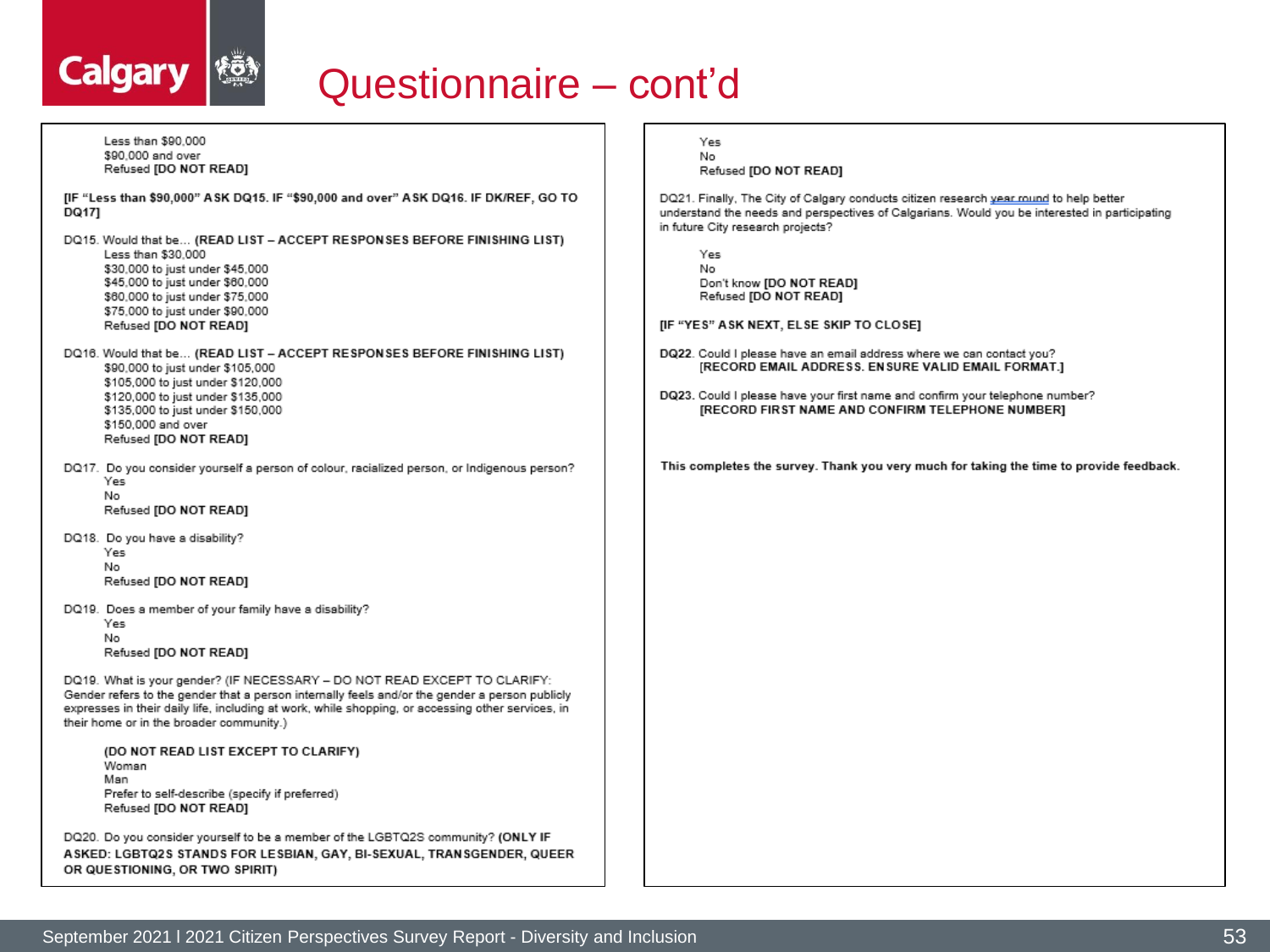# Questionnaire – cont'd

Less than $90,000
$90,000 and over
Refused **[DO NOT READ]**

**[IF "Less than $90,000" ASK DQ15. IF "$90,000 and over" ASK DQ16. IF DK/REF, GO TO DQ17]**

DQ15. Would that be… **(READ LIST – ACCEPT RESPONSES BEFORE FINISHING LIST)**
Less than $30,000
$30,000 to just under $45,000
$45,000 to just under $60,000
$60,000 to just under $75,000
$75,000 to just under $90,000
Refused **[DO NOT READ]**

DQ16. Would that be… **(READ LIST – ACCEPT RESPONSES BEFORE FINISHING LIST)**
$90,000 to just under $105,000
$105,000 to just under $120,000
$120,000 to just under $135,000
$135,000 to just under $150,000
$150,000 and over
Refused **[DO NOT READ]**

DQ17. Do you consider yourself a person of colour, racialized person, or Indigenous person?
Yes
No
Refused **[DO NOT READ]**

DQ18. Do you have a disability?
Yes
No
Refused **[DO NOT READ]**

DQ19. Does a member of your family have a disability?
Yes
No
Refused **[DO NOT READ]**

DQ19. What is your gender? (IF NECESSARY – DO NOT READ EXCEPT TO CLARIFY: Gender refers to the gender that a person internally feels and/or the gender a person publicly expresses in their daily life, including at work, while shopping, or accessing other services, in their home or in the broader community.)

**(DO NOT READ LIST EXCEPT TO CLARIFY)**
Woman
Man
Prefer to self-describe (specify if preferred)
Refused **[DO NOT READ]**

DQ20. Do you consider yourself to be a member of the LGBTQ2S community? **(ONLY IF ASKED: LGBTQ2S STANDS FOR LESBIAN, GAY, BI-SEXUAL, TRANSGENDER, QUEER OR QUESTIONING, OR TWO SPIRIT)**

Yes
No
Refused **[DO NOT READ]**

DQ21. Finally, The City of Calgary conducts citizen research year round to help better understand the needs and perspectives of Calgarians. Would you be interested in participating in future City research projects?

Yes
No
Don't know **[DO NOT READ]**
Refused **[DO NOT READ]**

**[IF "YES" ASK NEXT, ELSE SKIP TO CLOSE]**

**DQ22**. Could I please have an email address where we can contact you?
**[RECORD EMAIL ADDRESS. ENSURE VALID EMAIL FORMAT.]**

**DQ23**. Could I please have your first name and confirm your telephone number?
**[RECORD FIRST NAME AND CONFIRM TELEPHONE NUMBER]**

**This completes the survey. Thank you very much for taking the time to provide feedback.**